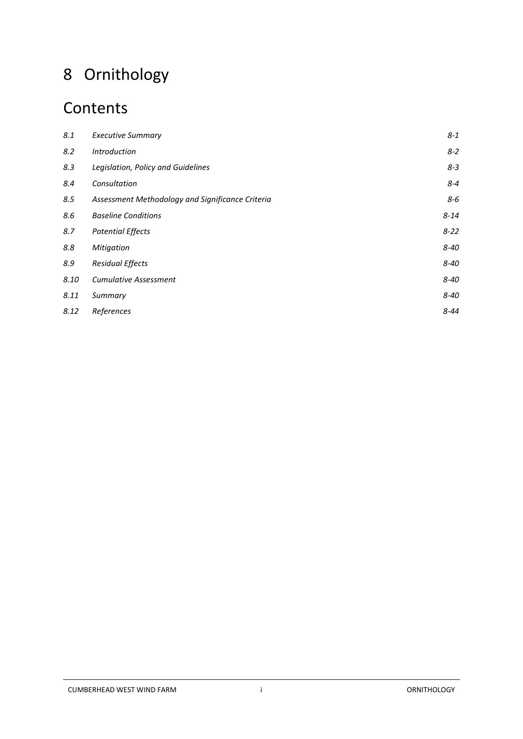# 8 Ornithology

## Contents

| | | |
|---|---|---|
| *8.1* | *Executive Summary* | *8-1* |
| *8.2* | *Introduction* | *8-2* |
| *8.3* | *Legislation, Policy and Guidelines* | *8-3* |
| *8.4* | *Consultation* | *8-4* |
| *8.5* | *Assessment Methodology and Significance Criteria* | *8-6* |
| *8.6* | *Baseline Conditions* | *8-14* |
| *8.7* | *Potential Effects* | *8-22* |
| *8.8* | *Mitigation* | *8-40* |
| *8.9* | *Residual Effects* | *8-40* |
| *8.10* | *Cumulative Assessment* | *8-40* |
| *8.11* | *Summary* | *8-40* |
| *8.12* | *References* | *8-44* |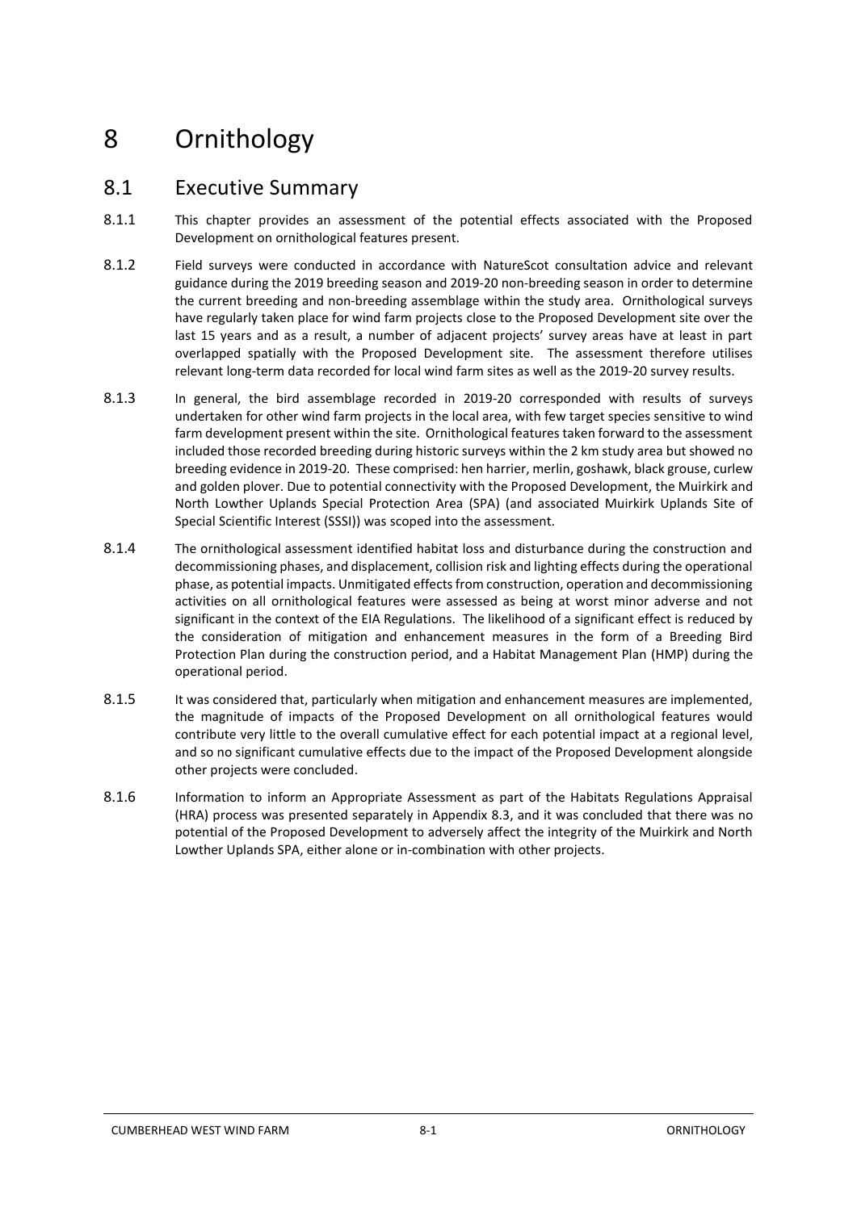# 8 Ornithology

## 8.1 Executive Summary

8.1.1 This chapter provides an assessment of the potential effects associated with the Proposed Development on ornithological features present.

8.1.2 Field surveys were conducted in accordance with NatureScot consultation advice and relevant guidance during the 2019 breeding season and 2019-20 non-breeding season in order to determine the current breeding and non-breeding assemblage within the study area. Ornithological surveys have regularly taken place for wind farm projects close to the Proposed Development site over the last 15 years and as a result, a number of adjacent projects' survey areas have at least in part overlapped spatially with the Proposed Development site. The assessment therefore utilises relevant long-term data recorded for local wind farm sites as well as the 2019-20 survey results.

8.1.3 In general, the bird assemblage recorded in 2019-20 corresponded with results of surveys undertaken for other wind farm projects in the local area, with few target species sensitive to wind farm development present within the site. Ornithological features taken forward to the assessment included those recorded breeding during historic surveys within the 2 km study area but showed no breeding evidence in 2019-20. These comprised: hen harrier, merlin, goshawk, black grouse, curlew and golden plover. Due to potential connectivity with the Proposed Development, the Muirkirk and North Lowther Uplands Special Protection Area (SPA) (and associated Muirkirk Uplands Site of Special Scientific Interest (SSSI)) was scoped into the assessment.

8.1.4 The ornithological assessment identified habitat loss and disturbance during the construction and decommissioning phases, and displacement, collision risk and lighting effects during the operational phase, as potential impacts. Unmitigated effects from construction, operation and decommissioning activities on all ornithological features were assessed as being at worst minor adverse and not significant in the context of the EIA Regulations. The likelihood of a significant effect is reduced by the consideration of mitigation and enhancement measures in the form of a Breeding Bird Protection Plan during the construction period, and a Habitat Management Plan (HMP) during the operational period.

8.1.5 It was considered that, particularly when mitigation and enhancement measures are implemented, the magnitude of impacts of the Proposed Development on all ornithological features would contribute very little to the overall cumulative effect for each potential impact at a regional level, and so no significant cumulative effects due to the impact of the Proposed Development alongside other projects were concluded.

8.1.6 Information to inform an Appropriate Assessment as part of the Habitats Regulations Appraisal (HRA) process was presented separately in Appendix 8.3, and it was concluded that there was no potential of the Proposed Development to adversely affect the integrity of the Muirkirk and North Lowther Uplands SPA, either alone or in-combination with other projects.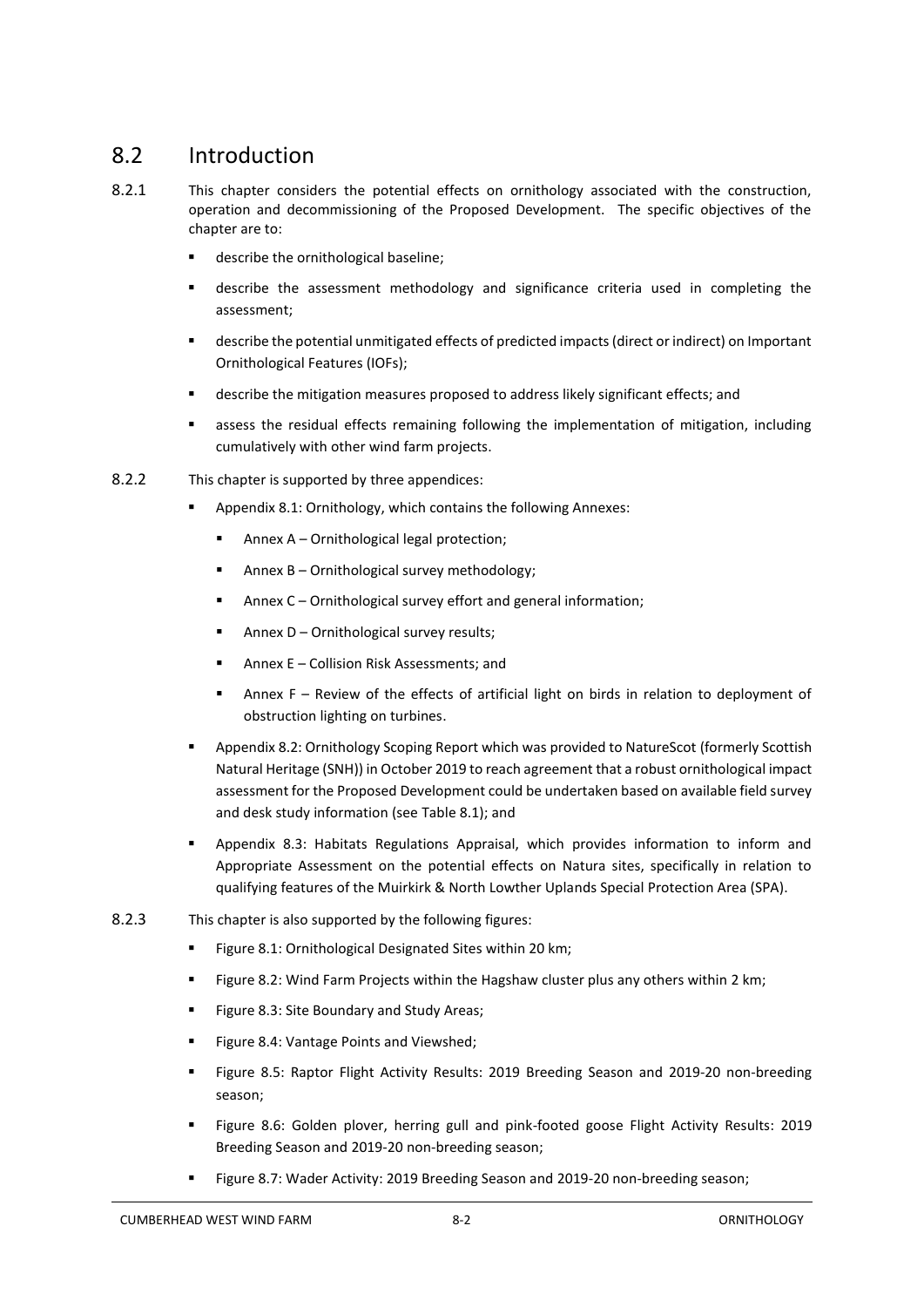## 8.2 Introduction

8.2.1 This chapter considers the potential effects on ornithology associated with the construction, operation and decommissioning of the Proposed Development. The specific objectives of the chapter are to:

- describe the ornithological baseline;
- describe the assessment methodology and significance criteria used in completing the assessment;
- describe the potential unmitigated effects of predicted impacts (direct or indirect) on Important Ornithological Features (IOFs);
- describe the mitigation measures proposed to address likely significant effects; and
- assess the residual effects remaining following the implementation of mitigation, including cumulatively with other wind farm projects.

8.2.2 This chapter is supported by three appendices:

- Appendix 8.1: Ornithology, which contains the following Annexes:
  - Annex A – Ornithological legal protection;
  - Annex B – Ornithological survey methodology;
  - Annex C – Ornithological survey effort and general information;
  - Annex D – Ornithological survey results;
  - Annex E – Collision Risk Assessments; and
  - Annex F – Review of the effects of artificial light on birds in relation to deployment of obstruction lighting on turbines.
- Appendix 8.2: Ornithology Scoping Report which was provided to NatureScot (formerly Scottish Natural Heritage (SNH)) in October 2019 to reach agreement that a robust ornithological impact assessment for the Proposed Development could be undertaken based on available field survey and desk study information (see Table 8.1); and
- Appendix 8.3: Habitats Regulations Appraisal, which provides information to inform and Appropriate Assessment on the potential effects on Natura sites, specifically in relation to qualifying features of the Muirkirk & North Lowther Uplands Special Protection Area (SPA).

8.2.3 This chapter is also supported by the following figures:

- Figure 8.1: Ornithological Designated Sites within 20 km;
- Figure 8.2: Wind Farm Projects within the Hagshaw cluster plus any others within 2 km;
- Figure 8.3: Site Boundary and Study Areas;
- Figure 8.4: Vantage Points and Viewshed;
- Figure 8.5: Raptor Flight Activity Results: 2019 Breeding Season and 2019-20 non-breeding season;
- Figure 8.6: Golden plover, herring gull and pink-footed goose Flight Activity Results: 2019 Breeding Season and 2019-20 non-breeding season;
- Figure 8.7: Wader Activity: 2019 Breeding Season and 2019-20 non-breeding season;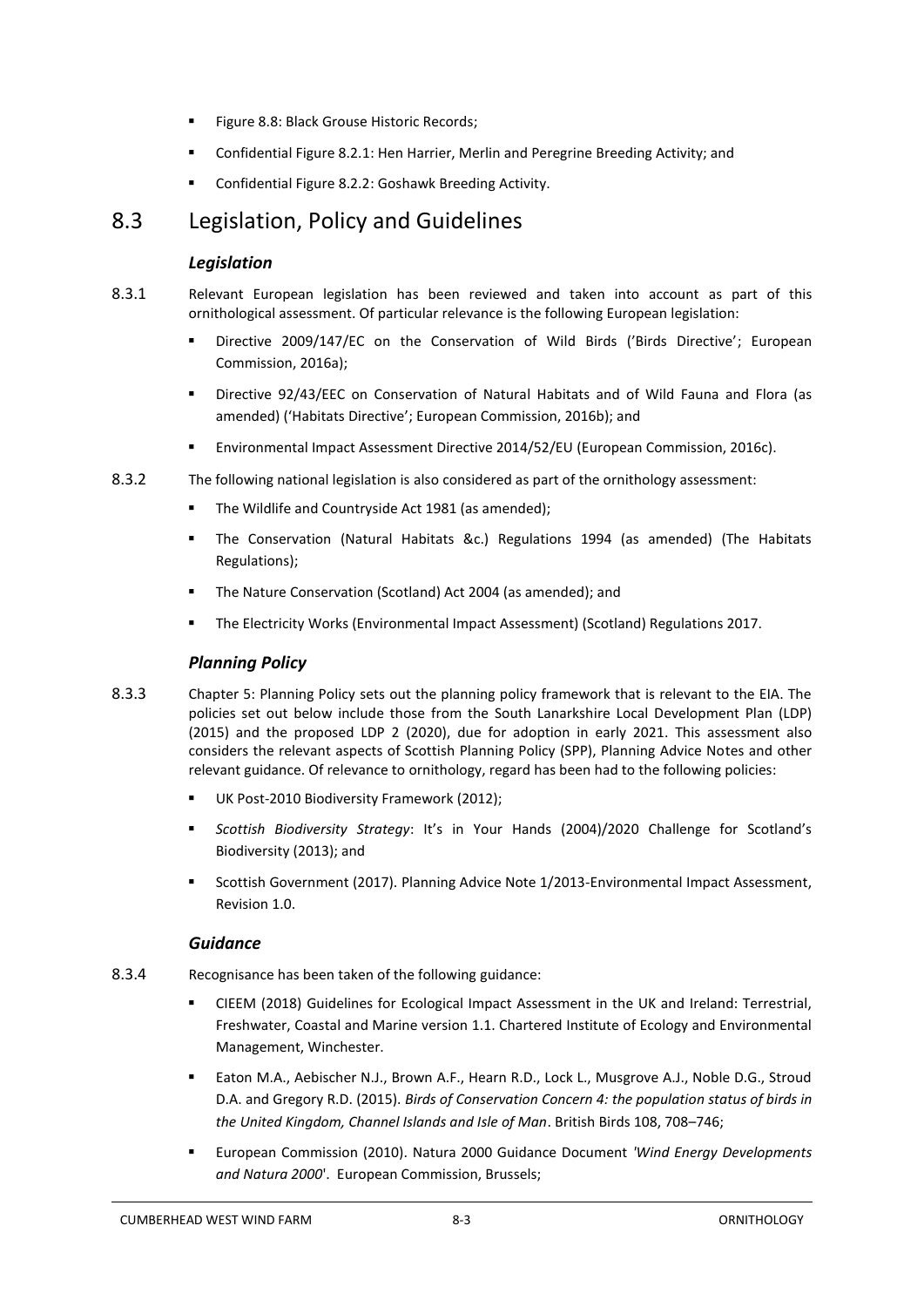- Figure 8.8: Black Grouse Historic Records;
- Confidential Figure 8.2.1: Hen Harrier, Merlin and Peregrine Breeding Activity; and
- Confidential Figure 8.2.2: Goshawk Breeding Activity.

## 8.3 Legislation, Policy and Guidelines

### *Legislation*

8.3.1 Relevant European legislation has been reviewed and taken into account as part of this ornithological assessment. Of particular relevance is the following European legislation:

- Directive 2009/147/EC on the Conservation of Wild Birds ('Birds Directive'; European Commission, 2016a);
- Directive 92/43/EEC on Conservation of Natural Habitats and of Wild Fauna and Flora (as amended) ('Habitats Directive'; European Commission, 2016b); and
- Environmental Impact Assessment Directive 2014/52/EU (European Commission, 2016c).

8.3.2 The following national legislation is also considered as part of the ornithology assessment:

- The Wildlife and Countryside Act 1981 (as amended);
- The Conservation (Natural Habitats &c.) Regulations 1994 (as amended) (The Habitats Regulations);
- The Nature Conservation (Scotland) Act 2004 (as amended); and
- The Electricity Works (Environmental Impact Assessment) (Scotland) Regulations 2017.

### *Planning Policy*

8.3.3 Chapter 5: Planning Policy sets out the planning policy framework that is relevant to the EIA. The policies set out below include those from the South Lanarkshire Local Development Plan (LDP) (2015) and the proposed LDP 2 (2020), due for adoption in early 2021. This assessment also considers the relevant aspects of Scottish Planning Policy (SPP), Planning Advice Notes and other relevant guidance. Of relevance to ornithology, regard has been had to the following policies:

- UK Post-2010 Biodiversity Framework (2012);
- *Scottish Biodiversity Strategy*: It's in Your Hands (2004)/2020 Challenge for Scotland's Biodiversity (2013); and
- Scottish Government (2017). Planning Advice Note 1/2013-Environmental Impact Assessment, Revision 1.0.

### *Guidance*

8.3.4 Recognisance has been taken of the following guidance:

- CIEEM (2018) Guidelines for Ecological Impact Assessment in the UK and Ireland: Terrestrial, Freshwater, Coastal and Marine version 1.1. Chartered Institute of Ecology and Environmental Management, Winchester.
- Eaton M.A., Aebischer N.J., Brown A.F., Hearn R.D., Lock L., Musgrove A.J., Noble D.G., Stroud D.A. and Gregory R.D. (2015). *Birds of Conservation Concern 4: the population status of birds in the United Kingdom, Channel Islands and Isle of Man*. British Birds 108, 708–746;
- European Commission (2010). Natura 2000 Guidance Document *'Wind Energy Developments and Natura 2000'*. European Commission, Brussels;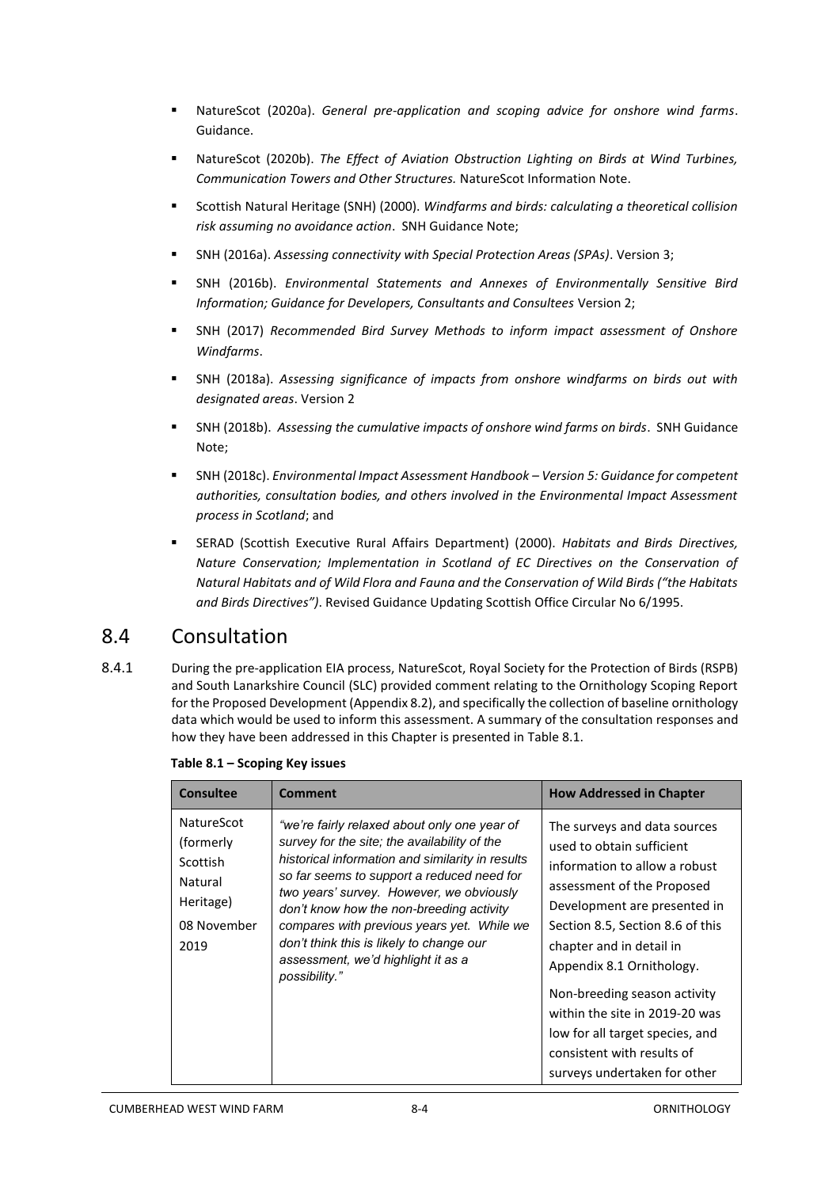- NatureScot (2020a). *General pre-application and scoping advice for onshore wind farms*. Guidance.
- NatureScot (2020b). *The Effect of Aviation Obstruction Lighting on Birds at Wind Turbines, Communication Towers and Other Structures.* NatureScot Information Note.
- Scottish Natural Heritage (SNH) (2000). *Windfarms and birds: calculating a theoretical collision risk assuming no avoidance action*. SNH Guidance Note;
- SNH (2016a). *Assessing connectivity with Special Protection Areas (SPAs)*. Version 3;
- SNH (2016b). *Environmental Statements and Annexes of Environmentally Sensitive Bird Information; Guidance for Developers, Consultants and Consultees* Version 2;
- SNH (2017) *Recommended Bird Survey Methods to inform impact assessment of Onshore Windfarms*.
- SNH (2018a). *Assessing significance of impacts from onshore windfarms on birds out with designated areas*. Version 2
- SNH (2018b). *Assessing the cumulative impacts of onshore wind farms on birds*. SNH Guidance Note;
- SNH (2018c). *Environmental Impact Assessment Handbook – Version 5: Guidance for competent authorities, consultation bodies, and others involved in the Environmental Impact Assessment process in Scotland*; and
- SERAD (Scottish Executive Rural Affairs Department) (2000). *Habitats and Birds Directives, Nature Conservation; Implementation in Scotland of EC Directives on the Conservation of Natural Habitats and of Wild Flora and Fauna and the Conservation of Wild Birds ("the Habitats and Birds Directives")*. Revised Guidance Updating Scottish Office Circular No 6/1995.

## 8.4 Consultation

8.4.1 During the pre-application EIA process, NatureScot, Royal Society for the Protection of Birds (RSPB) and South Lanarkshire Council (SLC) provided comment relating to the Ornithology Scoping Report for the Proposed Development (Appendix 8.2), and specifically the collection of baseline ornithology data which would be used to inform this assessment. A summary of the consultation responses and how they have been addressed in this Chapter is presented in Table 8.1.

**Table 8.1 – Scoping Key issues**

| Consultee | Comment | How Addressed in Chapter |
| --- | --- | --- |
| NatureScot (formerly Scottish Natural Heritage) 08 November 2019 | *"we're fairly relaxed about only one year of survey for the site; the availability of the historical information and similarity in results so far seems to support a reduced need for two years' survey. However, we obviously don't know how the non-breeding activity compares with previous years yet. While we don't think this is likely to change our assessment, we'd highlight it as a possibility."* | The surveys and data sources used to obtain sufficient information to allow a robust assessment of the Proposed Development are presented in Section 8.5, Section 8.6 of this chapter and in detail in Appendix 8.1 Ornithology.<br><br>Non-breeding season activity within the site in 2019-20 was low for all target species, and consistent with results of surveys undertaken for other |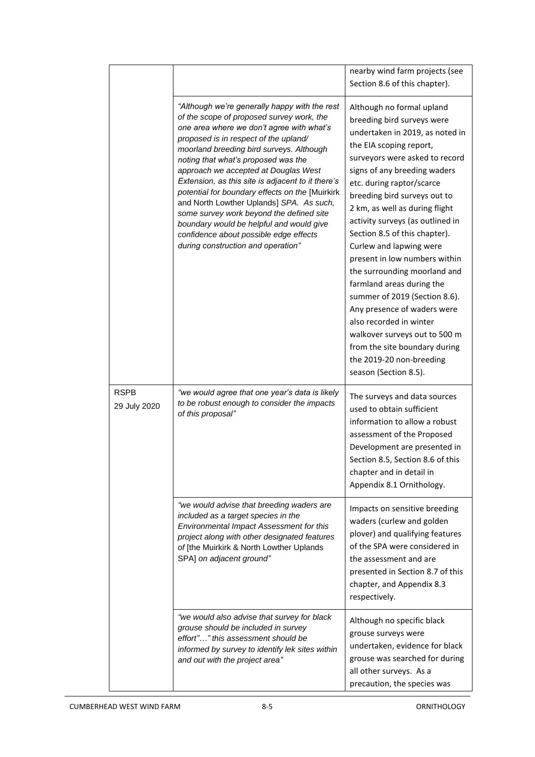| | | |
|---|---|---|
| | | nearby wind farm projects (see Section 8.6 of this chapter). |
| | *"Although we're generally happy with the rest of the scope of proposed survey work, the one area where we don't agree with what's proposed is in respect of the upland/ moorland breeding bird surveys. Although noting that what's proposed was the approach we accepted at Douglas West Extension, as this site is adjacent to it there's potential for boundary effects on the* [Muirkirk and North Lowther Uplands] *SPA. As such, some survey work beyond the defined site boundary would be helpful and would give confidence about possible edge effects during construction and operation"* | Although no formal upland breeding bird surveys were undertaken in 2019, as noted in the EIA scoping report, surveyors were asked to record signs of any breeding waders etc. during raptor/scarce breeding bird surveys out to 2 km, as well as during flight activity surveys (as outlined in Section 8.5 of this chapter). Curlew and lapwing were present in low numbers within the surrounding moorland and farmland areas during the summer of 2019 (Section 8.6). Any presence of waders were also recorded in winter walkover surveys out to 500 m from the site boundary during the 2019-20 non-breeding season (Section 8.5). |
| RSPB 29 July 2020 | *"we would agree that one year's data is likely to be robust enough to consider the impacts of this proposal"* | The surveys and data sources used to obtain sufficient information to allow a robust assessment of the Proposed Development are presented in Section 8.5, Section 8.6 of this chapter and in detail in Appendix 8.1 Ornithology. |
| | *"we would advise that breeding waders are included as a target species in the Environmental Impact Assessment for this project along with other designated features of* [the Muirkirk & North Lowther Uplands SPA] *on adjacent ground"* | Impacts on sensitive breeding waders (curlew and golden plover) and qualifying features of the SPA were considered in the assessment and are presented in Section 8.7 of this chapter, and Appendix 8.3 respectively. |
| | *"we would also advise that survey for black grouse should be included in survey effort"…" this assessment should be informed by survey to identify lek sites within and out with the project area"* | Although no specific black grouse surveys were undertaken, evidence for black grouse was searched for during all other surveys. As a precaution, the species was |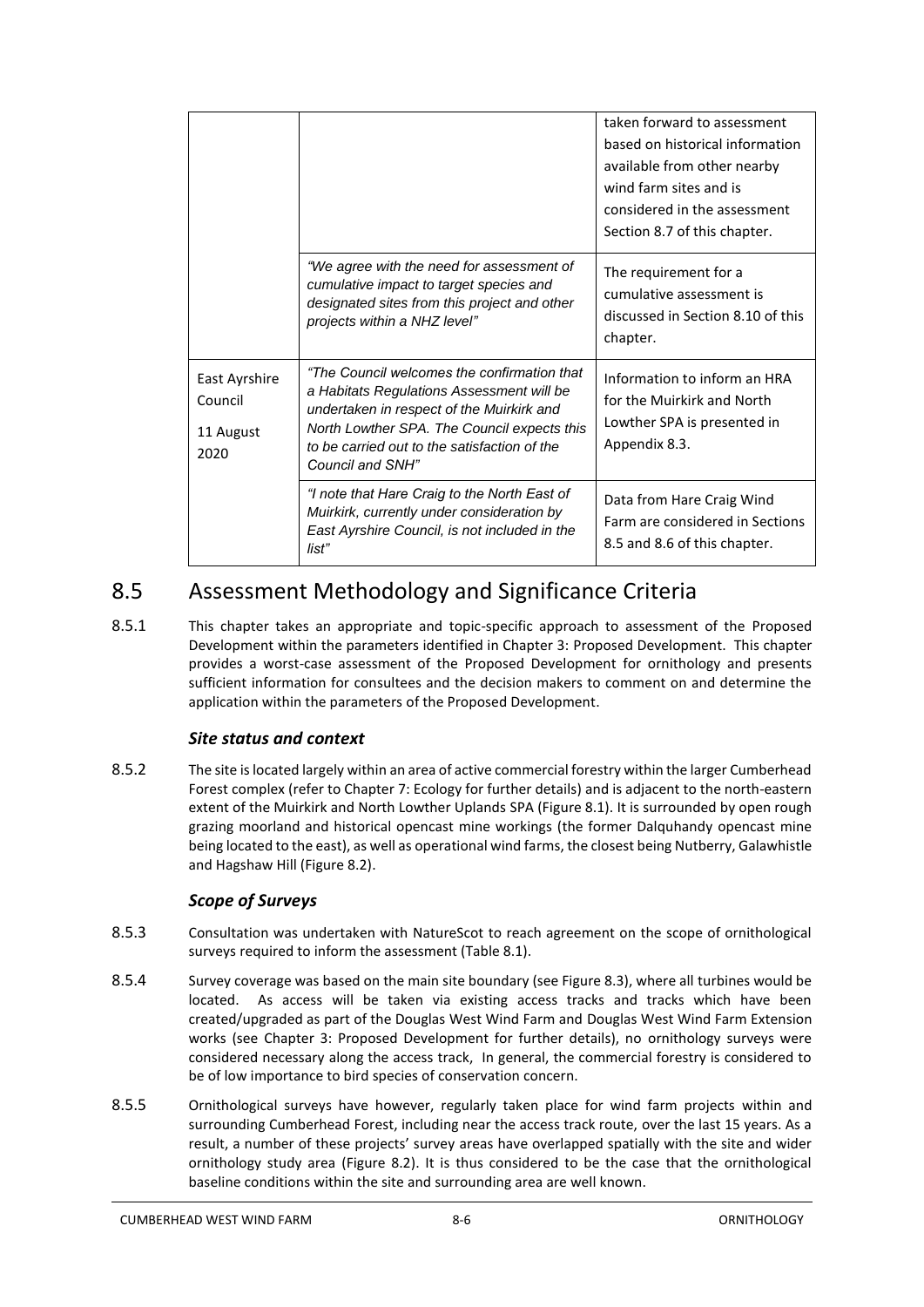| | | |
|---|---|---|
| | | taken forward to assessment based on historical information available from other nearby wind farm sites and is considered in the assessment Section 8.7 of this chapter. |
| | *"We agree with the need for assessment of cumulative impact to target species and designated sites from this project and other projects within a NHZ level"* | The requirement for a cumulative assessment is discussed in Section 8.10 of this chapter. |
| East Ayrshire Council<br><br>11 August 2020 | *"The Council welcomes the confirmation that a Habitats Regulations Assessment will be undertaken in respect of the Muirkirk and North Lowther SPA. The Council expects this to be carried out to the satisfaction of the Council and SNH"* | Information to inform an HRA for the Muirkirk and North Lowther SPA is presented in Appendix 8.3. |
| | *"I note that Hare Craig to the North East of Muirkirk, currently under consideration by East Ayrshire Council, is not included in the list"* | Data from Hare Craig Wind Farm are considered in Sections 8.5 and 8.6 of this chapter. |

## 8.5 Assessment Methodology and Significance Criteria

8.5.1 This chapter takes an appropriate and topic-specific approach to assessment of the Proposed Development within the parameters identified in Chapter 3: Proposed Development. This chapter provides a worst-case assessment of the Proposed Development for ornithology and presents sufficient information for consultees and the decision makers to comment on and determine the application within the parameters of the Proposed Development.

### *Site status and context*

8.5.2 The site is located largely within an area of active commercial forestry within the larger Cumberhead Forest complex (refer to Chapter 7: Ecology for further details) and is adjacent to the north-eastern extent of the Muirkirk and North Lowther Uplands SPA (Figure 8.1). It is surrounded by open rough grazing moorland and historical opencast mine workings (the former Dalquhandy opencast mine being located to the east), as well as operational wind farms, the closest being Nutberry, Galawhistle and Hagshaw Hill (Figure 8.2).

### *Scope of Surveys*

8.5.3 Consultation was undertaken with NatureScot to reach agreement on the scope of ornithological surveys required to inform the assessment (Table 8.1).

8.5.4 Survey coverage was based on the main site boundary (see Figure 8.3), where all turbines would be located. As access will be taken via existing access tracks and tracks which have been created/upgraded as part of the Douglas West Wind Farm and Douglas West Wind Farm Extension works (see Chapter 3: Proposed Development for further details), no ornithology surveys were considered necessary along the access track, In general, the commercial forestry is considered to be of low importance to bird species of conservation concern.

8.5.5 Ornithological surveys have however, regularly taken place for wind farm projects within and surrounding Cumberhead Forest, including near the access track route, over the last 15 years. As a result, a number of these projects' survey areas have overlapped spatially with the site and wider ornithology study area (Figure 8.2). It is thus considered to be the case that the ornithological baseline conditions within the site and surrounding area are well known.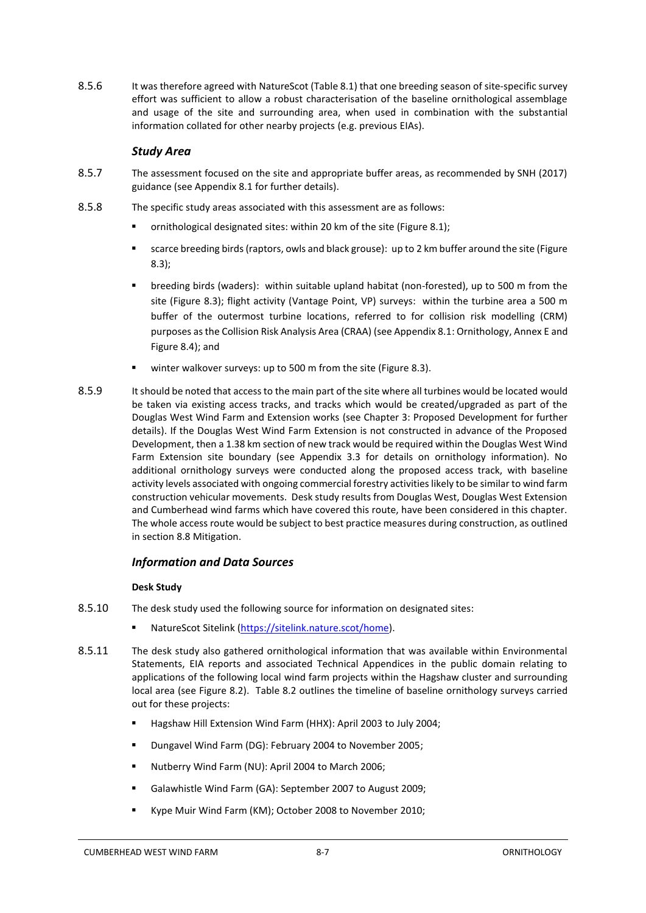8.5.6 It was therefore agreed with NatureScot (Table 8.1) that one breeding season of site-specific survey effort was sufficient to allow a robust characterisation of the baseline ornithological assemblage and usage of the site and surrounding area, when used in combination with the substantial information collated for other nearby projects (e.g. previous EIAs).

### *Study Area*

8.5.7 The assessment focused on the site and appropriate buffer areas, as recommended by SNH (2017) guidance (see Appendix 8.1 for further details).

8.5.8 The specific study areas associated with this assessment are as follows:

- ornithological designated sites: within 20 km of the site (Figure 8.1);
- scarce breeding birds (raptors, owls and black grouse): up to 2 km buffer around the site (Figure 8.3);
- breeding birds (waders): within suitable upland habitat (non-forested), up to 500 m from the site (Figure 8.3); flight activity (Vantage Point, VP) surveys: within the turbine area a 500 m buffer of the outermost turbine locations, referred to for collision risk modelling (CRM) purposes as the Collision Risk Analysis Area (CRAA) (see Appendix 8.1: Ornithology, Annex E and Figure 8.4); and
- winter walkover surveys: up to 500 m from the site (Figure 8.3).

8.5.9 It should be noted that access to the main part of the site where all turbines would be located would be taken via existing access tracks, and tracks which would be created/upgraded as part of the Douglas West Wind Farm and Extension works (see Chapter 3: Proposed Development for further details). If the Douglas West Wind Farm Extension is not constructed in advance of the Proposed Development, then a 1.38 km section of new track would be required within the Douglas West Wind Farm Extension site boundary (see Appendix 3.3 for details on ornithology information). No additional ornithology surveys were conducted along the proposed access track, with baseline activity levels associated with ongoing commercial forestry activities likely to be similar to wind farm construction vehicular movements. Desk study results from Douglas West, Douglas West Extension and Cumberhead wind farms which have covered this route, have been considered in this chapter. The whole access route would be subject to best practice measures during construction, as outlined in section 8.8 Mitigation.

### *Information and Data Sources*

**Desk Study**

8.5.10 The desk study used the following source for information on designated sites:

- NatureScot Sitelink (https://sitelink.nature.scot/home).

8.5.11 The desk study also gathered ornithological information that was available within Environmental Statements, EIA reports and associated Technical Appendices in the public domain relating to applications of the following local wind farm projects within the Hagshaw cluster and surrounding local area (see Figure 8.2). Table 8.2 outlines the timeline of baseline ornithology surveys carried out for these projects:

- Hagshaw Hill Extension Wind Farm (HHX): April 2003 to July 2004;
- Dungavel Wind Farm (DG): February 2004 to November 2005;
- Nutberry Wind Farm (NU): April 2004 to March 2006;
- Galawhistle Wind Farm (GA): September 2007 to August 2009;
- Kype Muir Wind Farm (KM); October 2008 to November 2010;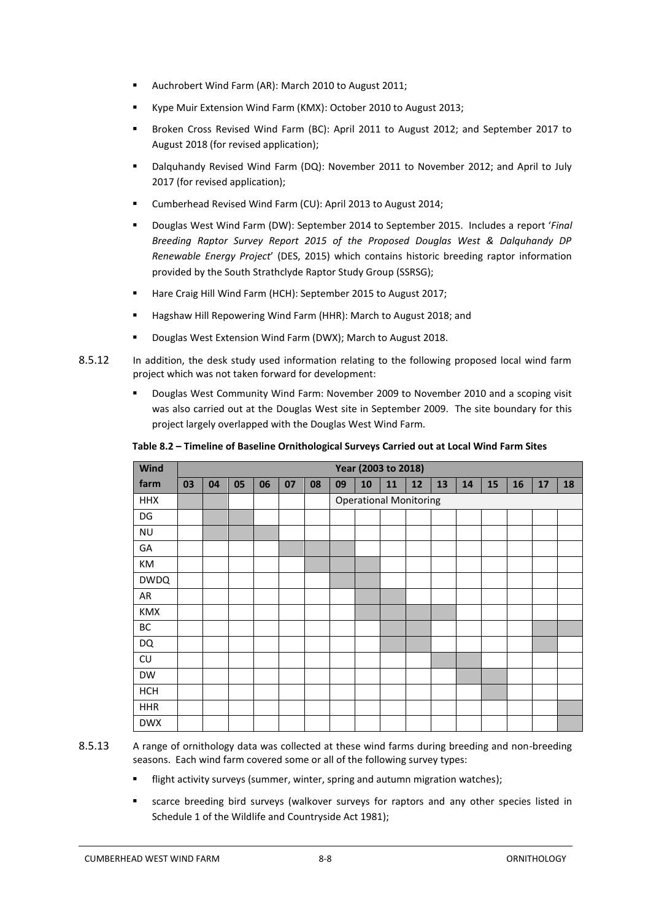- Auchrobert Wind Farm (AR): March 2010 to August 2011;
- Kype Muir Extension Wind Farm (KMX): October 2010 to August 2013;
- Broken Cross Revised Wind Farm (BC): April 2011 to August 2012; and September 2017 to August 2018 (for revised application);
- Dalquhandy Revised Wind Farm (DQ): November 2011 to November 2012; and April to July 2017 (for revised application);
- Cumberhead Revised Wind Farm (CU): April 2013 to August 2014;
- Douglas West Wind Farm (DW): September 2014 to September 2015. Includes a report '*Final Breeding Raptor Survey Report 2015 of the Proposed Douglas West & Dalquhandy DP Renewable Energy Project*' (DES, 2015) which contains historic breeding raptor information provided by the South Strathclyde Raptor Study Group (SSRSG);
- Hare Craig Hill Wind Farm (HCH): September 2015 to August 2017;
- Hagshaw Hill Repowering Wind Farm (HHR): March to August 2018; and
- Douglas West Extension Wind Farm (DWX); March to August 2018.

8.5.12 In addition, the desk study used information relating to the following proposed local wind farm project which was not taken forward for development:

- Douglas West Community Wind Farm: November 2009 to November 2010 and a scoping visit was also carried out at the Douglas West site in September 2009. The site boundary for this project largely overlapped with the Douglas West Wind Farm.

**Table 8.2 – Timeline of Baseline Ornithological Surveys Carried out at Local Wind Farm Sites**

| Wind farm | Year (2003 to 2018) | | | | | | | | | | | | | | | |
|---|---|---|---|---|---|---|---|---|---|---|---|---|---|---|---|---|
| | 03 | 04 | 05 | 06 | 07 | 08 | 09 | 10 | 11 | 12 | 13 | 14 | 15 | 16 | 17 | 18 |
| HHX | | | | | | | Operational Monitoring | | | | | | | | | |
| DG | | | | | | | | | | | | | | | | |
| NU | | | | | | | | | | | | | | | | |
| GA | | | | | | | | | | | | | | | | |
| KM | | | | | | | | | | | | | | | | |
| DWDQ | | | | | | | | | | | | | | | | |
| AR | | | | | | | | | | | | | | | | |
| KMX | | | | | | | | | | | | | | | | |
| BC | | | | | | | | | | | | | | | | |
| DQ | | | | | | | | | | | | | | | | |
| CU | | | | | | | | | | | | | | | | |
| DW | | | | | | | | | | | | | | | | |
| HCH | | | | | | | | | | | | | | | | |
| HHR | | | | | | | | | | | | | | | | |
| DWX | | | | | | | | | | | | | | | | |

8.5.13 A range of ornithology data was collected at these wind farms during breeding and non-breeding seasons. Each wind farm covered some or all of the following survey types:

- flight activity surveys (summer, winter, spring and autumn migration watches);
- scarce breeding bird surveys (walkover surveys for raptors and any other species listed in Schedule 1 of the Wildlife and Countryside Act 1981);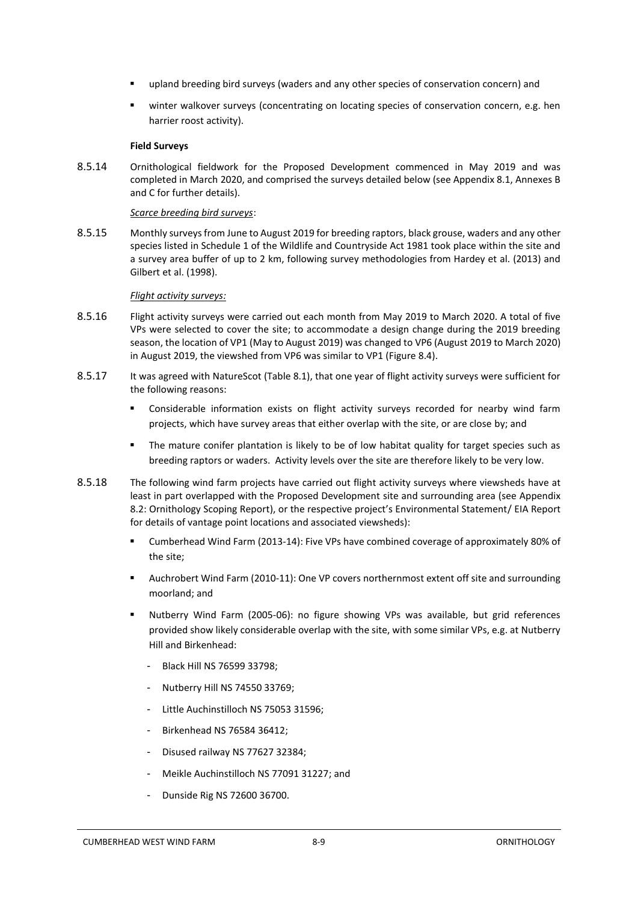- upland breeding bird surveys (waders and any other species of conservation concern) and
- winter walkover surveys (concentrating on locating species of conservation concern, e.g. hen harrier roost activity).

**Field Surveys**

8.5.14 Ornithological fieldwork for the Proposed Development commenced in May 2019 and was completed in March 2020, and comprised the surveys detailed below (see Appendix 8.1, Annexes B and C for further details).

*Scarce breeding bird surveys*:

8.5.15 Monthly surveys from June to August 2019 for breeding raptors, black grouse, waders and any other species listed in Schedule 1 of the Wildlife and Countryside Act 1981 took place within the site and a survey area buffer of up to 2 km, following survey methodologies from Hardey et al. (2013) and Gilbert et al. (1998).

*Flight activity surveys:*

8.5.16 Flight activity surveys were carried out each month from May 2019 to March 2020. A total of five VPs were selected to cover the site; to accommodate a design change during the 2019 breeding season, the location of VP1 (May to August 2019) was changed to VP6 (August 2019 to March 2020) in August 2019, the viewshed from VP6 was similar to VP1 (Figure 8.4).

8.5.17 It was agreed with NatureScot (Table 8.1), that one year of flight activity surveys were sufficient for the following reasons:

- Considerable information exists on flight activity surveys recorded for nearby wind farm projects, which have survey areas that either overlap with the site, or are close by; and
- The mature conifer plantation is likely to be of low habitat quality for target species such as breeding raptors or waders. Activity levels over the site are therefore likely to be very low.

8.5.18 The following wind farm projects have carried out flight activity surveys where viewsheds have at least in part overlapped with the Proposed Development site and surrounding area (see Appendix 8.2: Ornithology Scoping Report), or the respective project's Environmental Statement/ EIA Report for details of vantage point locations and associated viewsheds):

- Cumberhead Wind Farm (2013-14): Five VPs have combined coverage of approximately 80% of the site;
- Auchrobert Wind Farm (2010-11): One VP covers northernmost extent off site and surrounding moorland; and
- Nutberry Wind Farm (2005-06): no figure showing VPs was available, but grid references provided show likely considerable overlap with the site, with some similar VPs, e.g. at Nutberry Hill and Birkenhead:
  - Black Hill NS 76599 33798;
  - Nutberry Hill NS 74550 33769;
  - Little Auchinstilloch NS 75053 31596;
  - Birkenhead NS 76584 36412;
  - Disused railway NS 77627 32384;
  - Meikle Auchinstilloch NS 77091 31227; and
  - Dunside Rig NS 72600 36700.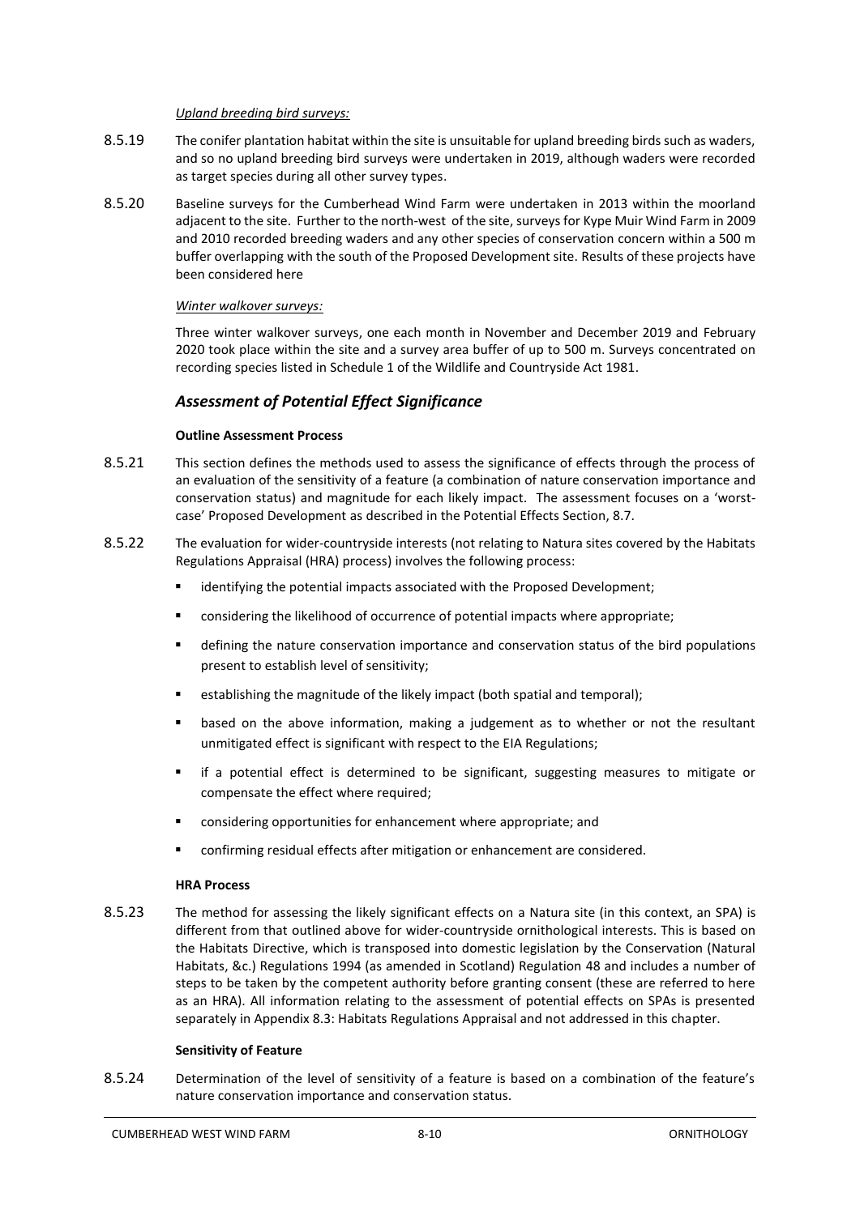*Upland breeding bird surveys:*

8.5.19 The conifer plantation habitat within the site is unsuitable for upland breeding birds such as waders, and so no upland breeding bird surveys were undertaken in 2019, although waders were recorded as target species during all other survey types.

8.5.20 Baseline surveys for the Cumberhead Wind Farm were undertaken in 2013 within the moorland adjacent to the site. Further to the north-west of the site, surveys for Kype Muir Wind Farm in 2009 and 2010 recorded breeding waders and any other species of conservation concern within a 500 m buffer overlapping with the south of the Proposed Development site. Results of these projects have been considered here

*Winter walkover surveys:*

Three winter walkover surveys, one each month in November and December 2019 and February 2020 took place within the site and a survey area buffer of up to 500 m. Surveys concentrated on recording species listed in Schedule 1 of the Wildlife and Countryside Act 1981.

## *Assessment of Potential Effect Significance*

**Outline Assessment Process**

8.5.21 This section defines the methods used to assess the significance of effects through the process of an evaluation of the sensitivity of a feature (a combination of nature conservation importance and conservation status) and magnitude for each likely impact. The assessment focuses on a 'worst-case' Proposed Development as described in the Potential Effects Section, 8.7.

8.5.22 The evaluation for wider-countryside interests (not relating to Natura sites covered by the Habitats Regulations Appraisal (HRA) process) involves the following process:

- identifying the potential impacts associated with the Proposed Development;
- considering the likelihood of occurrence of potential impacts where appropriate;
- defining the nature conservation importance and conservation status of the bird populations present to establish level of sensitivity;
- establishing the magnitude of the likely impact (both spatial and temporal);
- based on the above information, making a judgement as to whether or not the resultant unmitigated effect is significant with respect to the EIA Regulations;
- if a potential effect is determined to be significant, suggesting measures to mitigate or compensate the effect where required;
- considering opportunities for enhancement where appropriate; and
- confirming residual effects after mitigation or enhancement are considered.

**HRA Process**

8.5.23 The method for assessing the likely significant effects on a Natura site (in this context, an SPA) is different from that outlined above for wider-countryside ornithological interests. This is based on the Habitats Directive, which is transposed into domestic legislation by the Conservation (Natural Habitats, &c.) Regulations 1994 (as amended in Scotland) Regulation 48 and includes a number of steps to be taken by the competent authority before granting consent (these are referred to here as an HRA). All information relating to the assessment of potential effects on SPAs is presented separately in Appendix 8.3: Habitats Regulations Appraisal and not addressed in this chapter.

**Sensitivity of Feature**

8.5.24 Determination of the level of sensitivity of a feature is based on a combination of the feature's nature conservation importance and conservation status.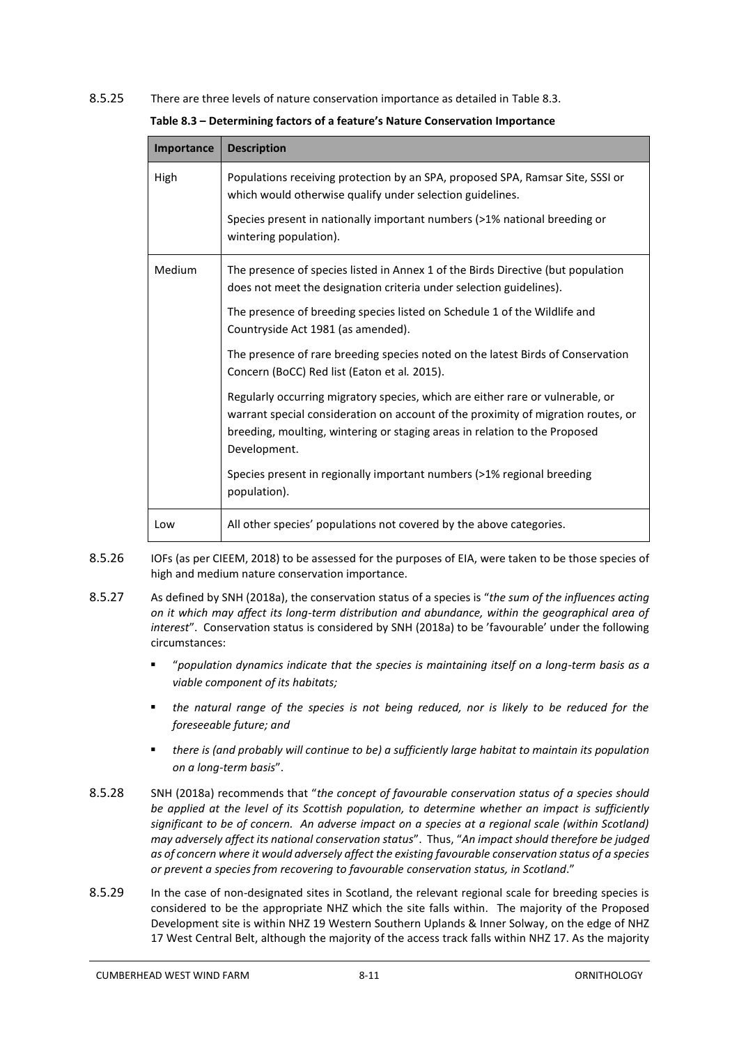8.5.25 There are three levels of nature conservation importance as detailed in Table 8.3.

**Table 8.3 – Determining factors of a feature's Nature Conservation Importance**

| Importance | Description |
|---|---|
| High | Populations receiving protection by an SPA, proposed SPA, Ramsar Site, SSSI or which would otherwise qualify under selection guidelines.<br><br>Species present in nationally important numbers (>1% national breeding or wintering population). |
| Medium | The presence of species listed in Annex 1 of the Birds Directive (but population does not meet the designation criteria under selection guidelines).<br><br>The presence of breeding species listed on Schedule 1 of the Wildlife and Countryside Act 1981 (as amended).<br><br>The presence of rare breeding species noted on the latest Birds of Conservation Concern (BoCC) Red list (Eaton et al*.* 2015).<br><br>Regularly occurring migratory species, which are either rare or vulnerable, or warrant special consideration on account of the proximity of migration routes, or breeding, moulting, wintering or staging areas in relation to the Proposed Development.<br><br>Species present in regionally important numbers (>1% regional breeding population). |
| Low | All other species' populations not covered by the above categories. |

8.5.26 IOFs (as per CIEEM, 2018) to be assessed for the purposes of EIA, were taken to be those species of high and medium nature conservation importance.

8.5.27 As defined by SNH (2018a), the conservation status of a species is "*the sum of the influences acting on it which may affect its long-term distribution and abundance, within the geographical area of interest*". Conservation status is considered by SNH (2018a) to be 'favourable' under the following circumstances:

- "*population dynamics indicate that the species is maintaining itself on a long-term basis as a viable component of its habitats;*
- *the natural range of the species is not being reduced, nor is likely to be reduced for the foreseeable future; and*
- *there is (and probably will continue to be) a sufficiently large habitat to maintain its population on a long-term basis*".

8.5.28 SNH (2018a) recommends that "*the concept of favourable conservation status of a species should be applied at the level of its Scottish population, to determine whether an impact is sufficiently significant to be of concern. An adverse impact on a species at a regional scale (within Scotland) may adversely affect its national conservation status*". Thus, "*An impact should therefore be judged as of concern where it would adversely affect the existing favourable conservation status of a species or prevent a species from recovering to favourable conservation status, in Scotland*."

8.5.29 In the case of non-designated sites in Scotland, the relevant regional scale for breeding species is considered to be the appropriate NHZ which the site falls within. The majority of the Proposed Development site is within NHZ 19 Western Southern Uplands & Inner Solway, on the edge of NHZ 17 West Central Belt, although the majority of the access track falls within NHZ 17. As the majority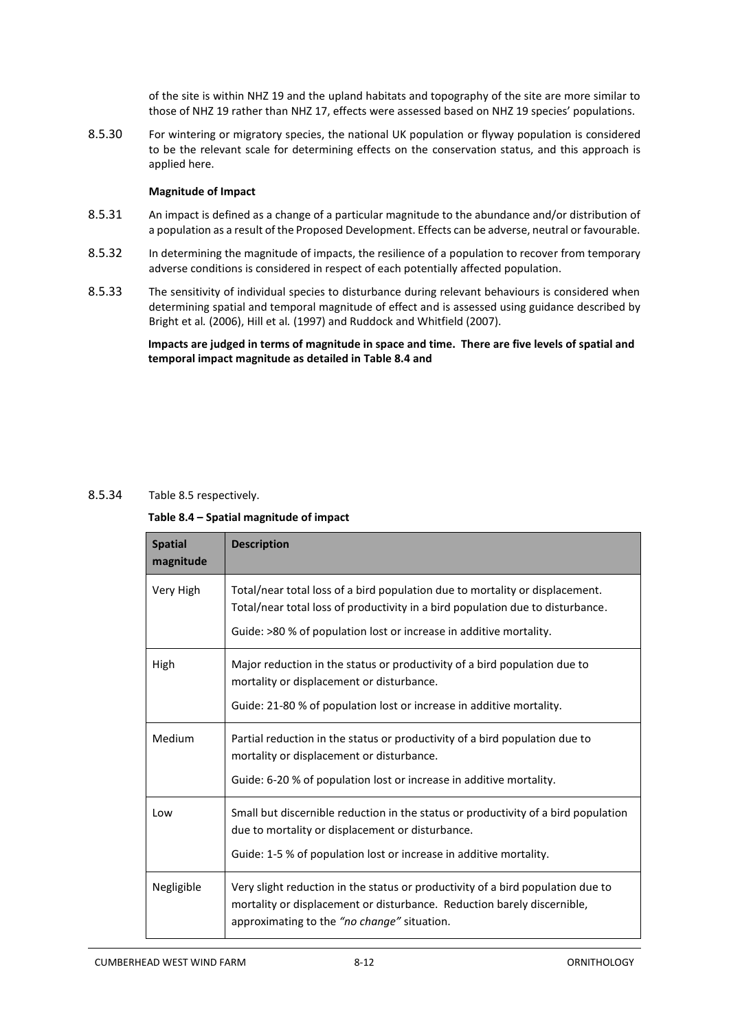of the site is within NHZ 19 and the upland habitats and topography of the site are more similar to those of NHZ 19 rather than NHZ 17, effects were assessed based on NHZ 19 species' populations.

8.5.30 For wintering or migratory species, the national UK population or flyway population is considered to be the relevant scale for determining effects on the conservation status, and this approach is applied here.

**Magnitude of Impact**

8.5.31 An impact is defined as a change of a particular magnitude to the abundance and/or distribution of a population as a result of the Proposed Development. Effects can be adverse, neutral or favourable.

8.5.32 In determining the magnitude of impacts, the resilience of a population to recover from temporary adverse conditions is considered in respect of each potentially affected population.

8.5.33 The sensitivity of individual species to disturbance during relevant behaviours is considered when determining spatial and temporal magnitude of effect and is assessed using guidance described by Bright et al*.* (2006), Hill et al*.* (1997) and Ruddock and Whitfield (2007).

**Impacts are judged in terms of magnitude in space and time. There are five levels of spatial and temporal impact magnitude as detailed in Table 8.4 and**

8.5.34 Table 8.5 respectively.

**Table 8.4 – Spatial magnitude of impact**

| Spatial magnitude | Description |
|---|---|
| Very High | Total/near total loss of a bird population due to mortality or displacement. Total/near total loss of productivity in a bird population due to disturbance.<br><br>Guide: >80 % of population lost or increase in additive mortality. |
| High | Major reduction in the status or productivity of a bird population due to mortality or displacement or disturbance.<br><br>Guide: 21-80 % of population lost or increase in additive mortality. |
| Medium | Partial reduction in the status or productivity of a bird population due to mortality or displacement or disturbance.<br><br>Guide: 6-20 % of population lost or increase in additive mortality. |
| Low | Small but discernible reduction in the status or productivity of a bird population due to mortality or displacement or disturbance.<br><br>Guide: 1-5 % of population lost or increase in additive mortality. |
| Negligible | Very slight reduction in the status or productivity of a bird population due to mortality or displacement or disturbance. Reduction barely discernible, approximating to the *"no change"* situation. |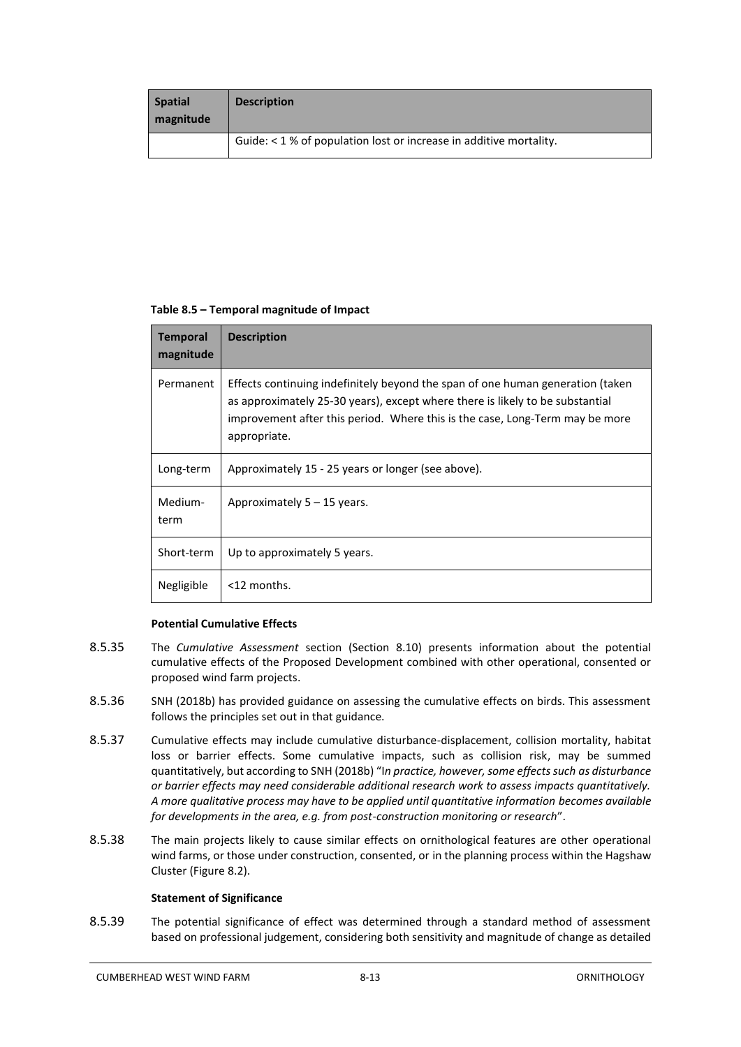| Spatial magnitude | Description |
|---|---|
| | Guide: < 1 % of population lost or increase in additive mortality. |

**Table 8.5 – Temporal magnitude of Impact**

| Temporal magnitude | Description |
|---|---|
| Permanent | Effects continuing indefinitely beyond the span of one human generation (taken as approximately 25-30 years), except where there is likely to be substantial improvement after this period. Where this is the case, Long-Term may be more appropriate. |
| Long-term | Approximately 15 - 25 years or longer (see above). |
| Medium-term | Approximately 5 – 15 years. |
| Short-term | Up to approximately 5 years. |
| Negligible | <12 months. |

**Potential Cumulative Effects**

8.5.35 The *Cumulative Assessment* section (Section 8.10) presents information about the potential cumulative effects of the Proposed Development combined with other operational, consented or proposed wind farm projects.

8.5.36 SNH (2018b) has provided guidance on assessing the cumulative effects on birds. This assessment follows the principles set out in that guidance.

8.5.37 Cumulative effects may include cumulative disturbance-displacement, collision mortality, habitat loss or barrier effects. Some cumulative impacts, such as collision risk, may be summed quantitatively, but according to SNH (2018b) "I*n practice, however, some effects such as disturbance or barrier effects may need considerable additional research work to assess impacts quantitatively. A more qualitative process may have to be applied until quantitative information becomes available for developments in the area, e.g. from post-construction monitoring or research*".

8.5.38 The main projects likely to cause similar effects on ornithological features are other operational wind farms, or those under construction, consented, or in the planning process within the Hagshaw Cluster (Figure 8.2).

**Statement of Significance**

8.5.39 The potential significance of effect was determined through a standard method of assessment based on professional judgement, considering both sensitivity and magnitude of change as detailed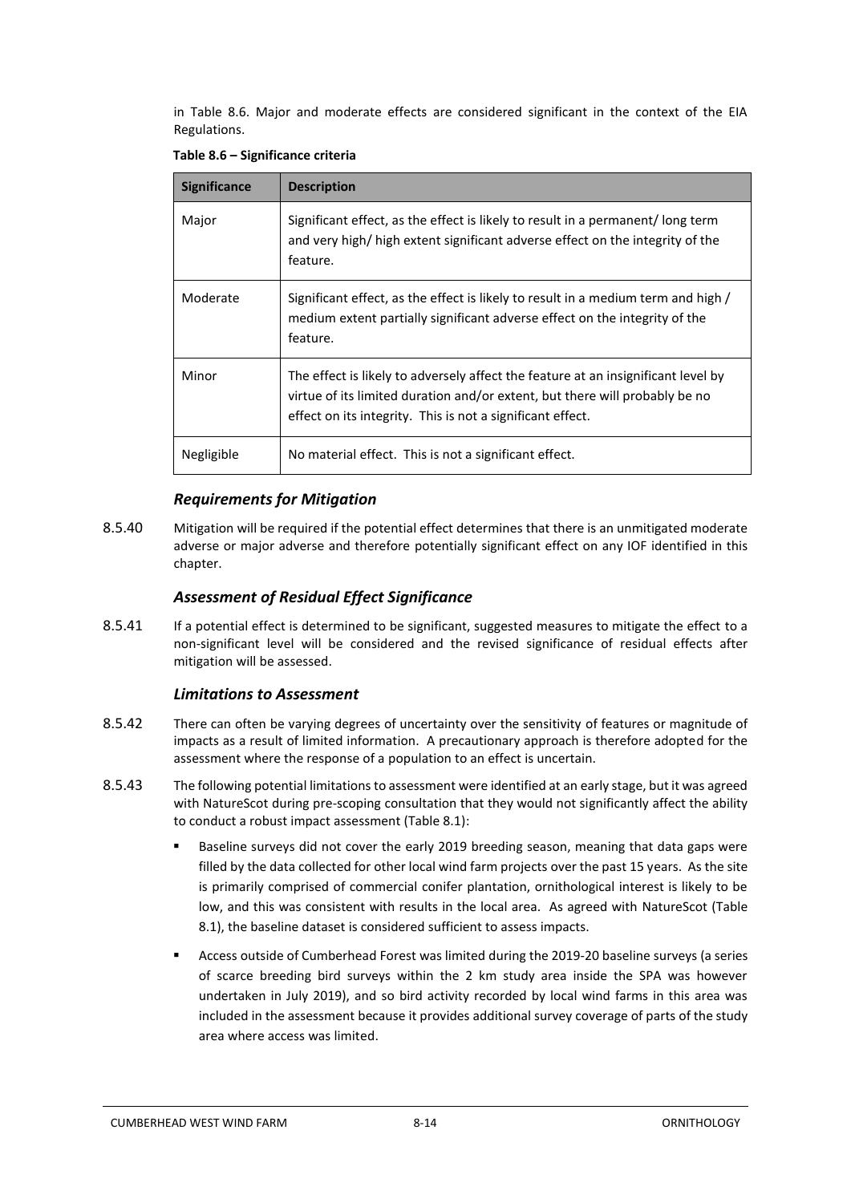in Table 8.6. Major and moderate effects are considered significant in the context of the EIA Regulations.

**Table 8.6 – Significance criteria**

| Significance | Description |
| --- | --- |
| Major | Significant effect, as the effect is likely to result in a permanent/ long term and very high/ high extent significant adverse effect on the integrity of the feature. |
| Moderate | Significant effect, as the effect is likely to result in a medium term and high / medium extent partially significant adverse effect on the integrity of the feature. |
| Minor | The effect is likely to adversely affect the feature at an insignificant level by virtue of its limited duration and/or extent, but there will probably be no effect on its integrity. This is not a significant effect. |
| Negligible | No material effect. This is not a significant effect. |

### *Requirements for Mitigation*

8.5.40 Mitigation will be required if the potential effect determines that there is an unmitigated moderate adverse or major adverse and therefore potentially significant effect on any IOF identified in this chapter.

### *Assessment of Residual Effect Significance*

8.5.41 If a potential effect is determined to be significant, suggested measures to mitigate the effect to a non-significant level will be considered and the revised significance of residual effects after mitigation will be assessed.

### *Limitations to Assessment*

8.5.42 There can often be varying degrees of uncertainty over the sensitivity of features or magnitude of impacts as a result of limited information. A precautionary approach is therefore adopted for the assessment where the response of a population to an effect is uncertain.

8.5.43 The following potential limitations to assessment were identified at an early stage, but it was agreed with NatureScot during pre-scoping consultation that they would not significantly affect the ability to conduct a robust impact assessment (Table 8.1):

- Baseline surveys did not cover the early 2019 breeding season, meaning that data gaps were filled by the data collected for other local wind farm projects over the past 15 years. As the site is primarily comprised of commercial conifer plantation, ornithological interest is likely to be low, and this was consistent with results in the local area. As agreed with NatureScot (Table 8.1), the baseline dataset is considered sufficient to assess impacts.
- Access outside of Cumberhead Forest was limited during the 2019-20 baseline surveys (a series of scarce breeding bird surveys within the 2 km study area inside the SPA was however undertaken in July 2019), and so bird activity recorded by local wind farms in this area was included in the assessment because it provides additional survey coverage of parts of the study area where access was limited.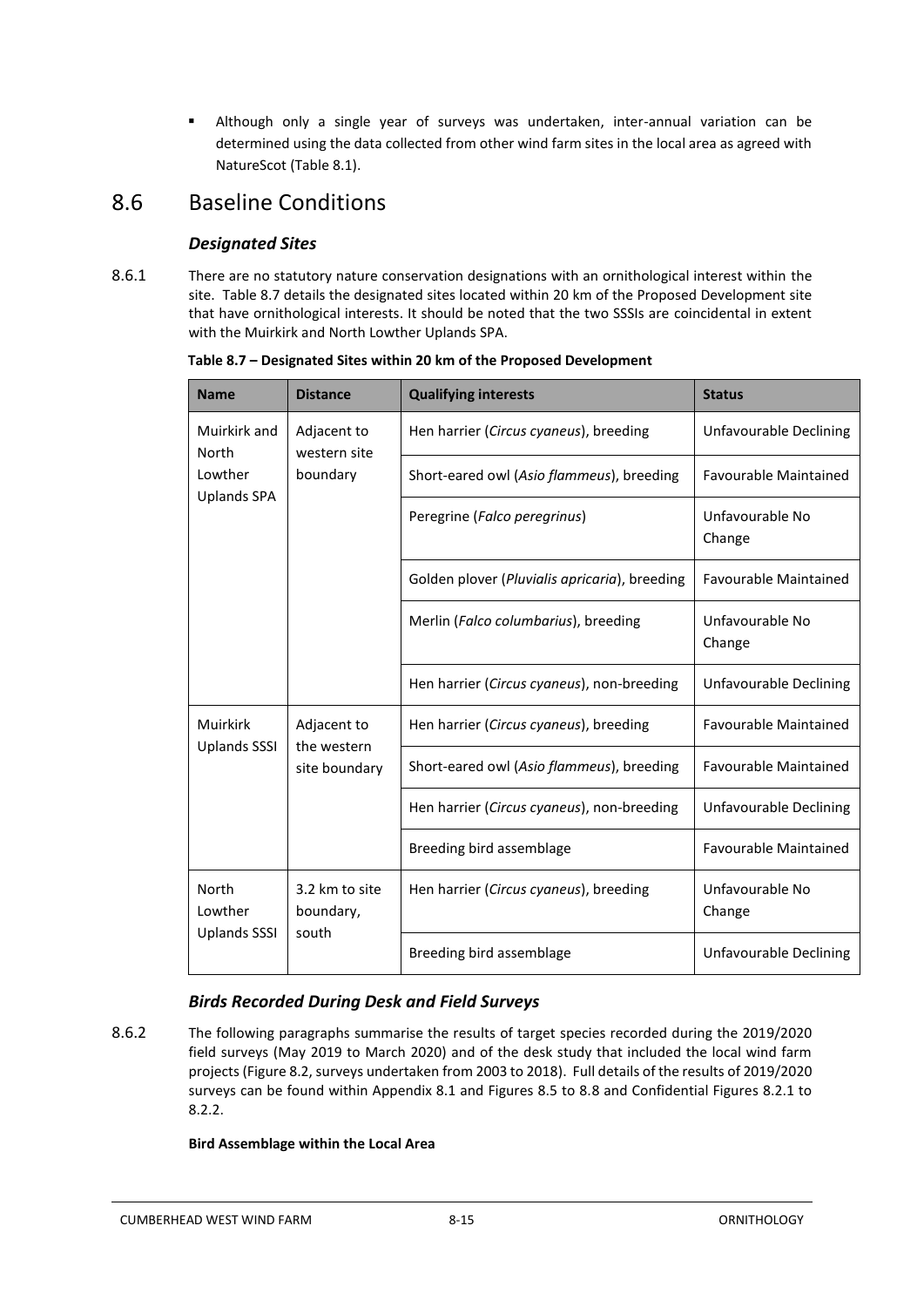- Although only a single year of surveys was undertaken, inter-annual variation can be determined using the data collected from other wind farm sites in the local area as agreed with NatureScot (Table 8.1).

## 8.6 Baseline Conditions

### *Designated Sites*

8.6.1 There are no statutory nature conservation designations with an ornithological interest within the site. Table 8.7 details the designated sites located within 20 km of the Proposed Development site that have ornithological interests. It should be noted that the two SSSIs are coincidental in extent with the Muirkirk and North Lowther Uplands SPA.

**Table 8.7 – Designated Sites within 20 km of the Proposed Development**

| Name | Distance | Qualifying interests | Status |
|---|---|---|---|
| Muirkirk and North Lowther Uplands SPA | Adjacent to western site boundary | Hen harrier (*Circus cyaneus*), breeding | Unfavourable Declining |
| | | Short-eared owl (*Asio flammeus*), breeding | Favourable Maintained |
| | | Peregrine (*Falco peregrinus*) | Unfavourable No Change |
| | | Golden plover (*Pluvialis apricaria*), breeding | Favourable Maintained |
| | | Merlin (*Falco columbarius*), breeding | Unfavourable No Change |
| | | Hen harrier (*Circus cyaneus*), non-breeding | Unfavourable Declining |
| Muirkirk Uplands SSSI | Adjacent to the western site boundary | Hen harrier (*Circus cyaneus*), breeding | Favourable Maintained |
| | | Short-eared owl (*Asio flammeus*), breeding | Favourable Maintained |
| | | Hen harrier (*Circus cyaneus*), non-breeding | Unfavourable Declining |
| | | Breeding bird assemblage | Favourable Maintained |
| North Lowther Uplands SSSI | 3.2 km to site boundary, south | Hen harrier (*Circus cyaneus*), breeding | Unfavourable No Change |
| | | Breeding bird assemblage | Unfavourable Declining |

### *Birds Recorded During Desk and Field Surveys*

8.6.2 The following paragraphs summarise the results of target species recorded during the 2019/2020 field surveys (May 2019 to March 2020) and of the desk study that included the local wind farm projects (Figure 8.2, surveys undertaken from 2003 to 2018). Full details of the results of 2019/2020 surveys can be found within Appendix 8.1 and Figures 8.5 to 8.8 and Confidential Figures 8.2.1 to 8.2.2.

**Bird Assemblage within the Local Area**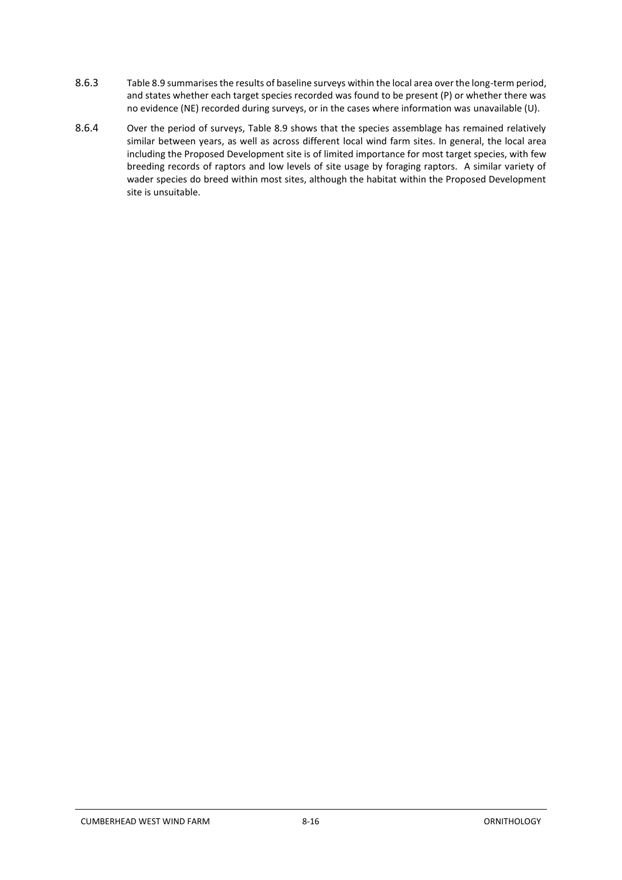8.6.3 Table 8.9 summarises the results of baseline surveys within the local area over the long-term period, and states whether each target species recorded was found to be present (P) or whether there was no evidence (NE) recorded during surveys, or in the cases where information was unavailable (U).

8.6.4 Over the period of surveys, Table 8.9 shows that the species assemblage has remained relatively similar between years, as well as across different local wind farm sites. In general, the local area including the Proposed Development site is of limited importance for most target species, with few breeding records of raptors and low levels of site usage by foraging raptors. A similar variety of wader species do breed within most sites, although the habitat within the Proposed Development site is unsuitable.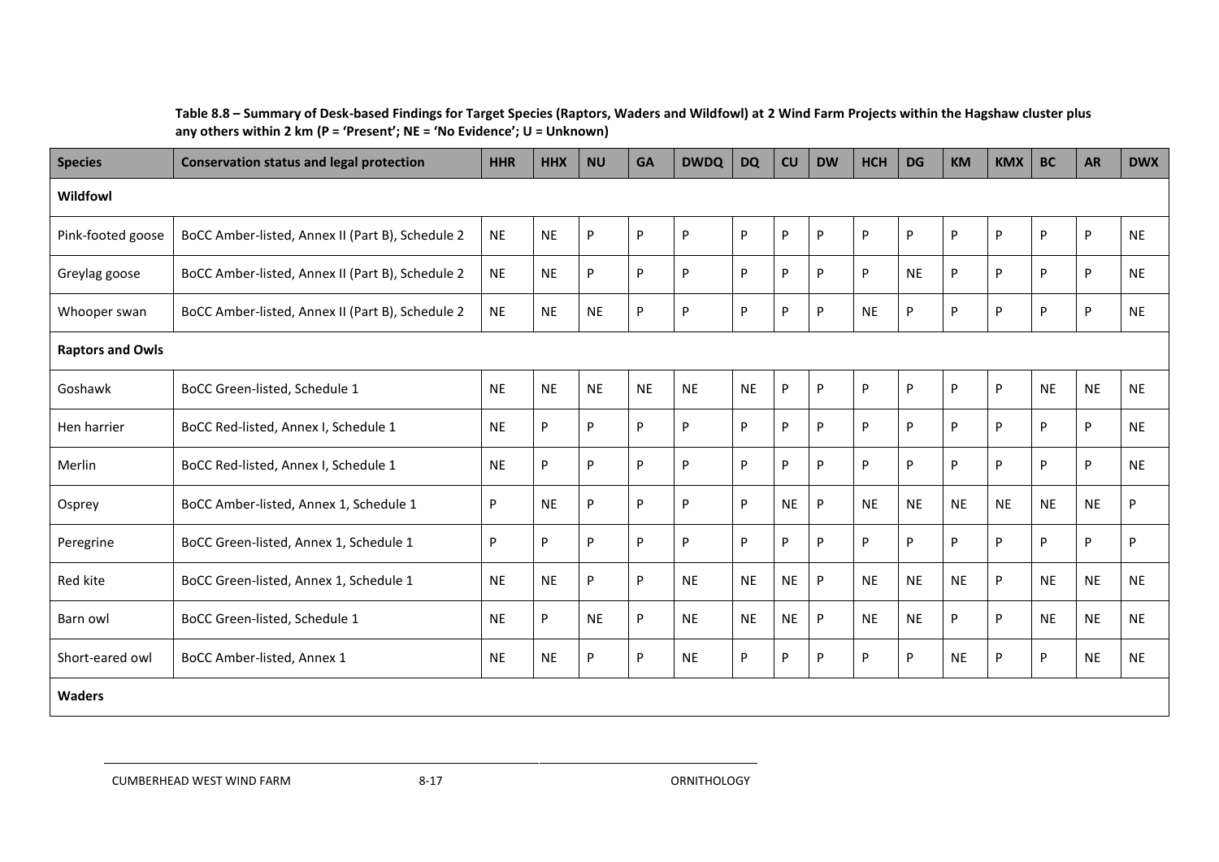**Table 8.8 – Summary of Desk-based Findings for Target Species (Raptors, Waders and Wildfowl) at 2 Wind Farm Projects within the Hagshaw cluster plus any others within 2 km (P = 'Present'; NE = 'No Evidence'; U = Unknown)**

| Species | Conservation status and legal protection | HHR | HHX | NU | GA | DWDQ | DQ | CU | DW | HCH | DG | KM | KMX | BC | AR | DWX |
|---|---|---|---|---|---|---|---|---|---|---|---|---|---|---|---|---|
| **Wildfowl** | | | | | | | | | | | | | | | | |
| Pink-footed goose | BoCC Amber-listed, Annex II (Part B), Schedule 2 | NE | NE | P | P | P | P | P | P | P | P | P | P | P | P | NE |
| Greylag goose | BoCC Amber-listed, Annex II (Part B), Schedule 2 | NE | NE | P | P | P | P | P | P | P | NE | P | P | P | P | NE |
| Whooper swan | BoCC Amber-listed, Annex II (Part B), Schedule 2 | NE | NE | NE | P | P | P | P | P | NE | P | P | P | P | P | NE |
| **Raptors and Owls** | | | | | | | | | | | | | | | | |
| Goshawk | BoCC Green-listed, Schedule 1 | NE | NE | NE | NE | NE | NE | P | P | P | P | P | P | NE | NE | NE |
| Hen harrier | BoCC Red-listed, Annex I, Schedule 1 | NE | P | P | P | P | P | P | P | P | P | P | P | P | P | NE |
| Merlin | BoCC Red-listed, Annex I, Schedule 1 | NE | P | P | P | P | P | P | P | P | P | P | P | P | P | NE |
| Osprey | BoCC Amber-listed, Annex 1, Schedule 1 | P | NE | P | P | P | P | NE | P | NE | NE | NE | NE | NE | NE | P |
| Peregrine | BoCC Green-listed, Annex 1, Schedule 1 | P | P | P | P | P | P | P | P | P | P | P | P | P | P | P |
| Red kite | BoCC Green-listed, Annex 1, Schedule 1 | NE | NE | P | P | NE | NE | NE | P | NE | NE | NE | P | NE | NE | NE |
| Barn owl | BoCC Green-listed, Schedule 1 | NE | P | NE | P | NE | NE | NE | P | NE | NE | P | P | NE | NE | NE |
| Short-eared owl | BoCC Amber-listed, Annex 1 | NE | NE | P | P | NE | P | P | P | P | P | NE | P | P | NE | NE |
| **Waders** | | | | | | | | | | | | | | | | |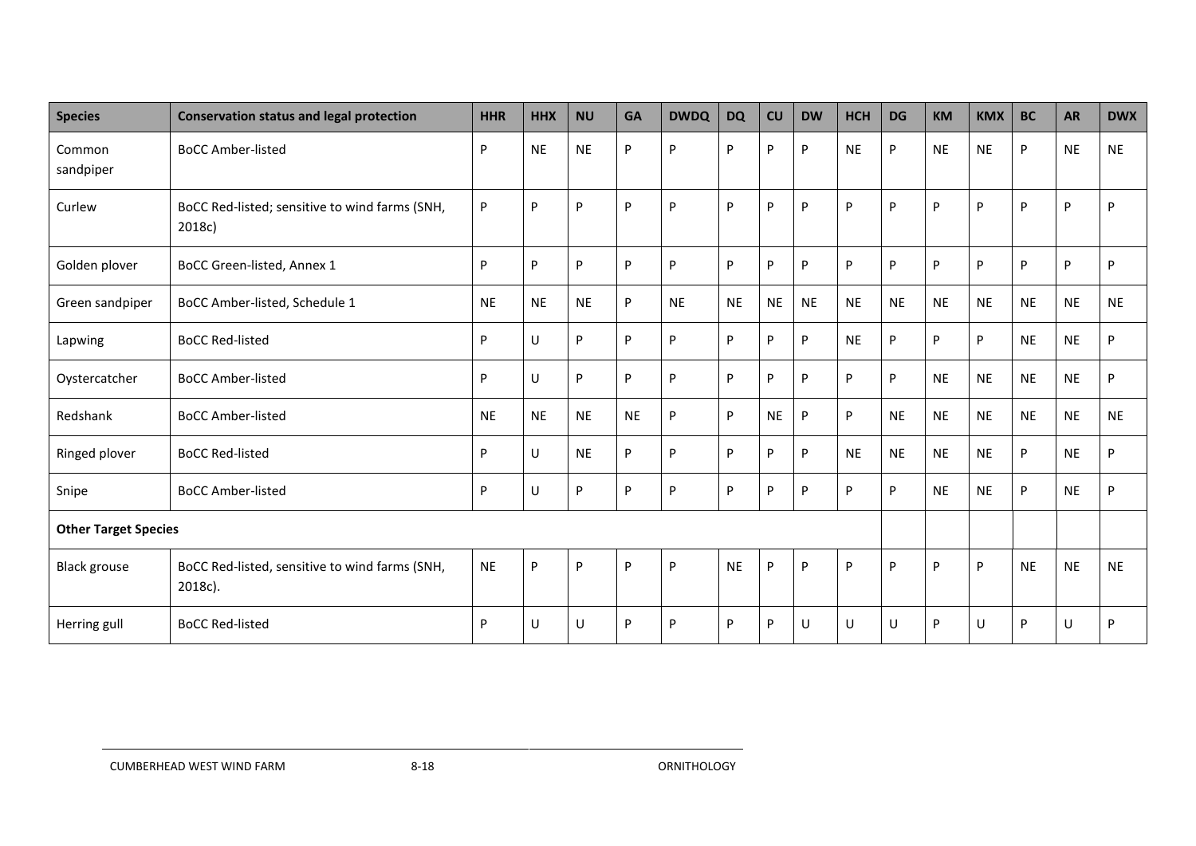| Species | Conservation status and legal protection | HHR | HHX | NU | GA | DWDQ | DQ | CU | DW | HCH | DG | KM | KMX | BC | AR | DWX |
|---|---|---|---|---|---|---|---|---|---|---|---|---|---|---|---|---|
| Common sandpiper | BoCC Amber-listed | P | NE | NE | P | P | P | P | P | NE | P | NE | NE | P | NE | NE |
| Curlew | BoCC Red-listed; sensitive to wind farms (SNH, 2018c) | P | P | P | P | P | P | P | P | P | P | P | P | P | P | P |
| Golden plover | BoCC Green-listed, Annex 1 | P | P | P | P | P | P | P | P | P | P | P | P | P | P | P |
| Green sandpiper | BoCC Amber-listed, Schedule 1 | NE | NE | NE | P | NE | NE | NE | NE | NE | NE | NE | NE | NE | NE | NE |
| Lapwing | BoCC Red-listed | P | U | P | P | P | P | P | P | NE | P | P | P | NE | NE | P |
| Oystercatcher | BoCC Amber-listed | P | U | P | P | P | P | P | P | P | P | NE | NE | NE | NE | P |
| Redshank | BoCC Amber-listed | NE | NE | NE | NE | P | P | NE | P | P | NE | NE | NE | NE | NE | NE |
| Ringed plover | BoCC Red-listed | P | U | NE | P | P | P | P | P | NE | NE | NE | NE | P | NE | P |
| Snipe | BoCC Amber-listed | P | U | P | P | P | P | P | P | P | P | NE | NE | P | NE | P |
| **Other Target Species** | | | | | | | | | | | | | | | | |
| Black grouse | BoCC Red-listed, sensitive to wind farms (SNH, 2018c). | NE | P | P | P | P | NE | P | P | P | P | P | P | NE | NE | NE |
| Herring gull | BoCC Red-listed | P | U | U | P | P | P | P | U | U | U | P | U | P | U | P |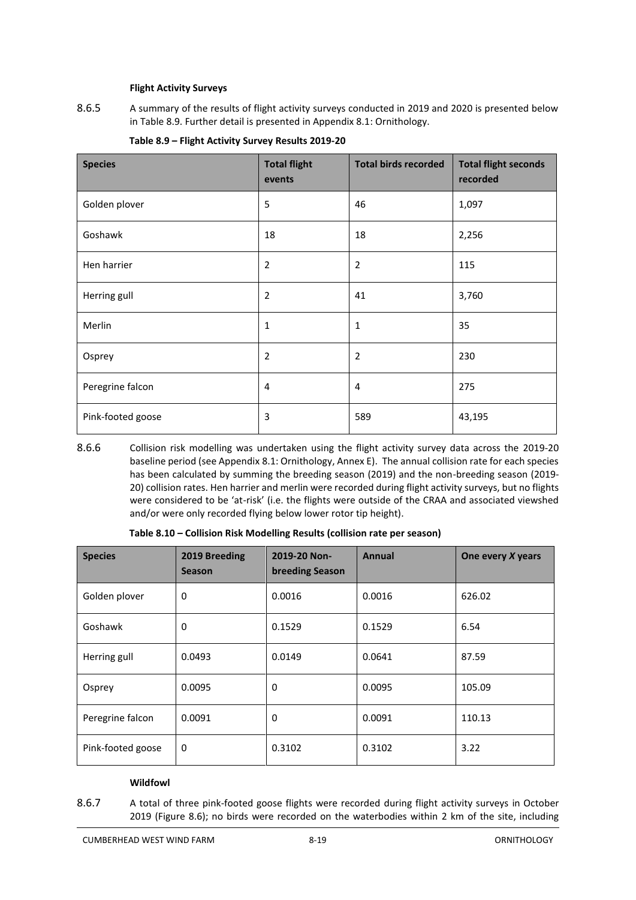**Flight Activity Surveys**

8.6.5 A summary of the results of flight activity surveys conducted in 2019 and 2020 is presented below in Table 8.9. Further detail is presented in Appendix 8.1: Ornithology.

**Table 8.9 – Flight Activity Survey Results 2019-20**

| Species | Total flight events | Total birds recorded | Total flight seconds recorded |
|---|---|---|---|
| Golden plover | 5 | 46 | 1,097 |
| Goshawk | 18 | 18 | 2,256 |
| Hen harrier | 2 | 2 | 115 |
| Herring gull | 2 | 41 | 3,760 |
| Merlin | 1 | 1 | 35 |
| Osprey | 2 | 2 | 230 |
| Peregrine falcon | 4 | 4 | 275 |
| Pink-footed goose | 3 | 589 | 43,195 |

8.6.6 Collision risk modelling was undertaken using the flight activity survey data across the 2019-20 baseline period (see Appendix 8.1: Ornithology, Annex E). The annual collision rate for each species has been calculated by summing the breeding season (2019) and the non-breeding season (2019-20) collision rates. Hen harrier and merlin were recorded during flight activity surveys, but no flights were considered to be 'at-risk' (i.e. the flights were outside of the CRAA and associated viewshed and/or were only recorded flying below lower rotor tip height).

**Table 8.10 – Collision Risk Modelling Results (collision rate per season)**

| Species | 2019 Breeding Season | 2019-20 Non-breeding Season | Annual | One every *X* years |
|---|---|---|---|---|
| Golden plover | 0 | 0.0016 | 0.0016 | 626.02 |
| Goshawk | 0 | 0.1529 | 0.1529 | 6.54 |
| Herring gull | 0.0493 | 0.0149 | 0.0641 | 87.59 |
| Osprey | 0.0095 | 0 | 0.0095 | 105.09 |
| Peregrine falcon | 0.0091 | 0 | 0.0091 | 110.13 |
| Pink-footed goose | 0 | 0.3102 | 0.3102 | 3.22 |

**Wildfowl**

8.6.7 A total of three pink-footed goose flights were recorded during flight activity surveys in October 2019 (Figure 8.6); no birds were recorded on the waterbodies within 2 km of the site, including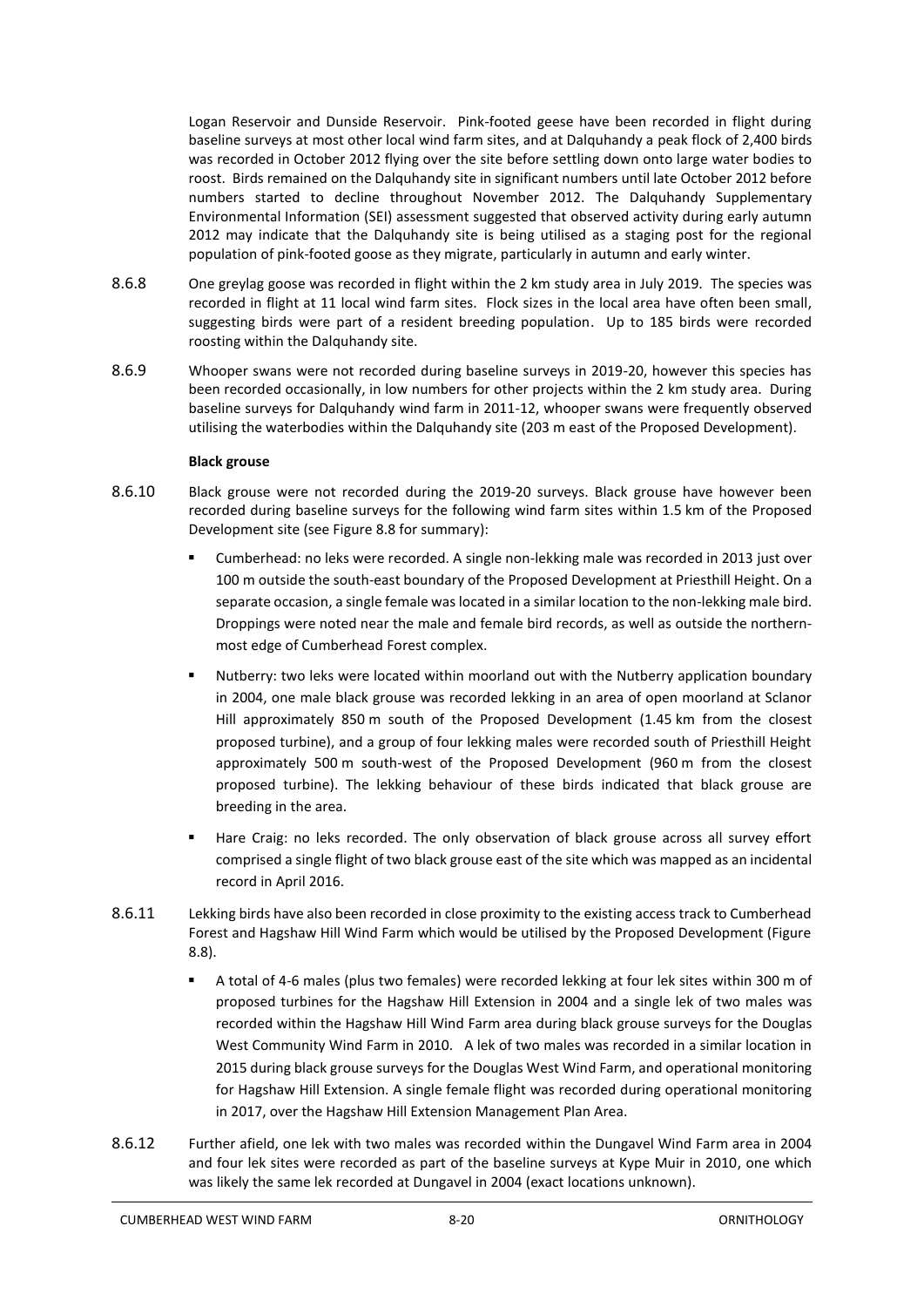Logan Reservoir and Dunside Reservoir. Pink-footed geese have been recorded in flight during baseline surveys at most other local wind farm sites, and at Dalquhandy a peak flock of 2,400 birds was recorded in October 2012 flying over the site before settling down onto large water bodies to roost. Birds remained on the Dalquhandy site in significant numbers until late October 2012 before numbers started to decline throughout November 2012. The Dalquhandy Supplementary Environmental Information (SEI) assessment suggested that observed activity during early autumn 2012 may indicate that the Dalquhandy site is being utilised as a staging post for the regional population of pink-footed goose as they migrate, particularly in autumn and early winter.

8.6.8 One greylag goose was recorded in flight within the 2 km study area in July 2019. The species was recorded in flight at 11 local wind farm sites. Flock sizes in the local area have often been small, suggesting birds were part of a resident breeding population. Up to 185 birds were recorded roosting within the Dalquhandy site.

8.6.9 Whooper swans were not recorded during baseline surveys in 2019-20, however this species has been recorded occasionally, in low numbers for other projects within the 2 km study area. During baseline surveys for Dalquhandy wind farm in 2011-12, whooper swans were frequently observed utilising the waterbodies within the Dalquhandy site (203 m east of the Proposed Development).

**Black grouse**

8.6.10 Black grouse were not recorded during the 2019-20 surveys. Black grouse have however been recorded during baseline surveys for the following wind farm sites within 1.5 km of the Proposed Development site (see Figure 8.8 for summary):

- Cumberhead: no leks were recorded. A single non-lekking male was recorded in 2013 just over 100 m outside the south-east boundary of the Proposed Development at Priesthill Height. On a separate occasion, a single female was located in a similar location to the non-lekking male bird. Droppings were noted near the male and female bird records, as well as outside the northern-most edge of Cumberhead Forest complex.
- Nutberry: two leks were located within moorland out with the Nutberry application boundary in 2004, one male black grouse was recorded lekking in an area of open moorland at Sclanor Hill approximately 850 m south of the Proposed Development (1.45 km from the closest proposed turbine), and a group of four lekking males were recorded south of Priesthill Height approximately 500 m south-west of the Proposed Development (960 m from the closest proposed turbine). The lekking behaviour of these birds indicated that black grouse are breeding in the area.
- Hare Craig: no leks recorded. The only observation of black grouse across all survey effort comprised a single flight of two black grouse east of the site which was mapped as an incidental record in April 2016.

8.6.11 Lekking birds have also been recorded in close proximity to the existing access track to Cumberhead Forest and Hagshaw Hill Wind Farm which would be utilised by the Proposed Development (Figure 8.8).

- A total of 4-6 males (plus two females) were recorded lekking at four lek sites within 300 m of proposed turbines for the Hagshaw Hill Extension in 2004 and a single lek of two males was recorded within the Hagshaw Hill Wind Farm area during black grouse surveys for the Douglas West Community Wind Farm in 2010. A lek of two males was recorded in a similar location in 2015 during black grouse surveys for the Douglas West Wind Farm, and operational monitoring for Hagshaw Hill Extension. A single female flight was recorded during operational monitoring in 2017, over the Hagshaw Hill Extension Management Plan Area.

8.6.12 Further afield, one lek with two males was recorded within the Dungavel Wind Farm area in 2004 and four lek sites were recorded as part of the baseline surveys at Kype Muir in 2010, one which was likely the same lek recorded at Dungavel in 2004 (exact locations unknown).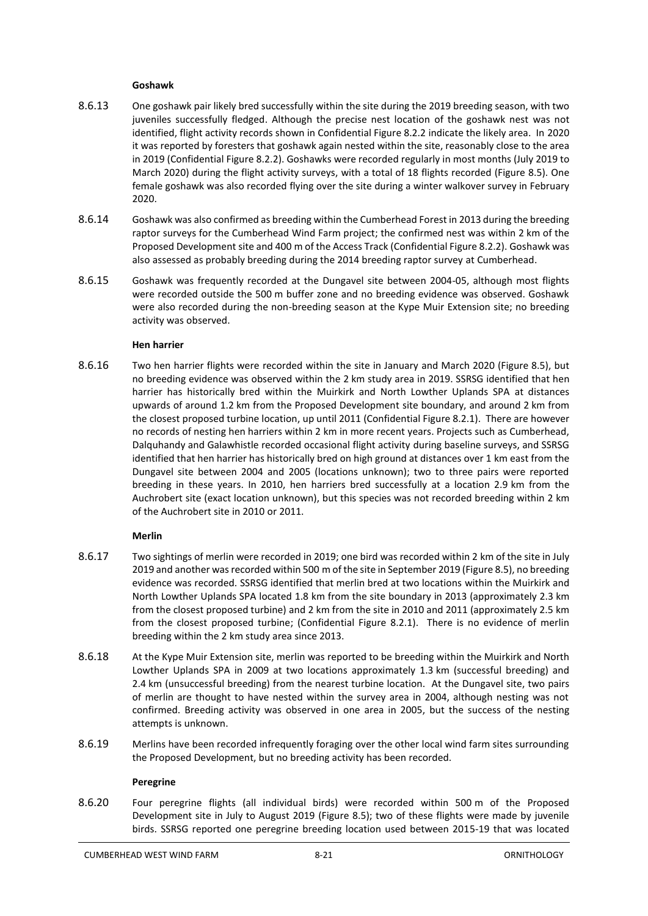#### Goshawk

8.6.13 One goshawk pair likely bred successfully within the site during the 2019 breeding season, with two juveniles successfully fledged. Although the precise nest location of the goshawk nest was not identified, flight activity records shown in Confidential Figure 8.2.2 indicate the likely area. In 2020 it was reported by foresters that goshawk again nested within the site, reasonably close to the area in 2019 (Confidential Figure 8.2.2). Goshawks were recorded regularly in most months (July 2019 to March 2020) during the flight activity surveys, with a total of 18 flights recorded (Figure 8.5). One female goshawk was also recorded flying over the site during a winter walkover survey in February 2020.

8.6.14 Goshawk was also confirmed as breeding within the Cumberhead Forest in 2013 during the breeding raptor surveys for the Cumberhead Wind Farm project; the confirmed nest was within 2 km of the Proposed Development site and 400 m of the Access Track (Confidential Figure 8.2.2). Goshawk was also assessed as probably breeding during the 2014 breeding raptor survey at Cumberhead.

8.6.15 Goshawk was frequently recorded at the Dungavel site between 2004-05, although most flights were recorded outside the 500 m buffer zone and no breeding evidence was observed. Goshawk were also recorded during the non-breeding season at the Kype Muir Extension site; no breeding activity was observed.

#### Hen harrier

8.6.16 Two hen harrier flights were recorded within the site in January and March 2020 (Figure 8.5), but no breeding evidence was observed within the 2 km study area in 2019. SSRSG identified that hen harrier has historically bred within the Muirkirk and North Lowther Uplands SPA at distances upwards of around 1.2 km from the Proposed Development site boundary, and around 2 km from the closest proposed turbine location, up until 2011 (Confidential Figure 8.2.1). There are however no records of nesting hen harriers within 2 km in more recent years. Projects such as Cumberhead, Dalquhandy and Galawhistle recorded occasional flight activity during baseline surveys, and SSRSG identified that hen harrier has historically bred on high ground at distances over 1 km east from the Dungavel site between 2004 and 2005 (locations unknown); two to three pairs were reported breeding in these years. In 2010, hen harriers bred successfully at a location 2.9 km from the Auchrobert site (exact location unknown), but this species was not recorded breeding within 2 km of the Auchrobert site in 2010 or 2011.

#### Merlin

8.6.17 Two sightings of merlin were recorded in 2019; one bird was recorded within 2 km of the site in July 2019 and another was recorded within 500 m of the site in September 2019 (Figure 8.5), no breeding evidence was recorded. SSRSG identified that merlin bred at two locations within the Muirkirk and North Lowther Uplands SPA located 1.8 km from the site boundary in 2013 (approximately 2.3 km from the closest proposed turbine) and 2 km from the site in 2010 and 2011 (approximately 2.5 km from the closest proposed turbine; (Confidential Figure 8.2.1). There is no evidence of merlin breeding within the 2 km study area since 2013.

8.6.18 At the Kype Muir Extension site, merlin was reported to be breeding within the Muirkirk and North Lowther Uplands SPA in 2009 at two locations approximately 1.3 km (successful breeding) and 2.4 km (unsuccessful breeding) from the nearest turbine location. At the Dungavel site, two pairs of merlin are thought to have nested within the survey area in 2004, although nesting was not confirmed. Breeding activity was observed in one area in 2005, but the success of the nesting attempts is unknown.

8.6.19 Merlins have been recorded infrequently foraging over the other local wind farm sites surrounding the Proposed Development, but no breeding activity has been recorded.

#### Peregrine

8.6.20 Four peregrine flights (all individual birds) were recorded within 500 m of the Proposed Development site in July to August 2019 (Figure 8.5); two of these flights were made by juvenile birds. SSRSG reported one peregrine breeding location used between 2015-19 that was located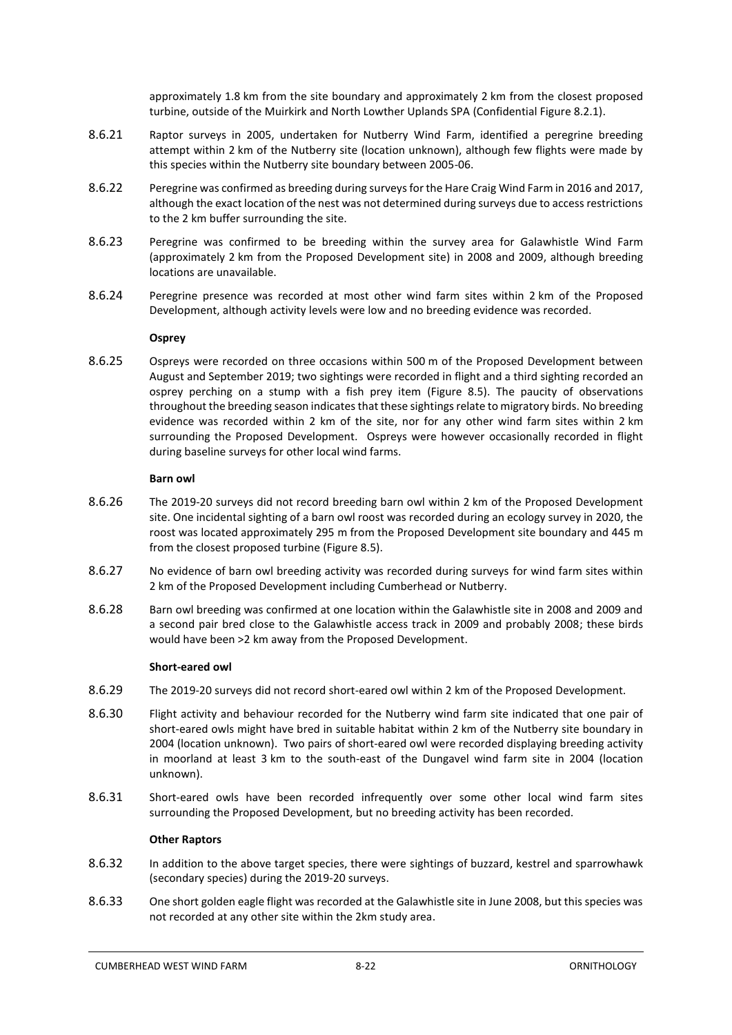approximately 1.8 km from the site boundary and approximately 2 km from the closest proposed turbine, outside of the Muirkirk and North Lowther Uplands SPA (Confidential Figure 8.2.1).

8.6.21 Raptor surveys in 2005, undertaken for Nutberry Wind Farm, identified a peregrine breeding attempt within 2 km of the Nutberry site (location unknown), although few flights were made by this species within the Nutberry site boundary between 2005-06.

8.6.22 Peregrine was confirmed as breeding during surveys for the Hare Craig Wind Farm in 2016 and 2017, although the exact location of the nest was not determined during surveys due to access restrictions to the 2 km buffer surrounding the site.

8.6.23 Peregrine was confirmed to be breeding within the survey area for Galawhistle Wind Farm (approximately 2 km from the Proposed Development site) in 2008 and 2009, although breeding locations are unavailable.

8.6.24 Peregrine presence was recorded at most other wind farm sites within 2 km of the Proposed Development, although activity levels were low and no breeding evidence was recorded.

**Osprey**

8.6.25 Ospreys were recorded on three occasions within 500 m of the Proposed Development between August and September 2019; two sightings were recorded in flight and a third sighting recorded an osprey perching on a stump with a fish prey item (Figure 8.5). The paucity of observations throughout the breeding season indicates that these sightings relate to migratory birds. No breeding evidence was recorded within 2 km of the site, nor for any other wind farm sites within 2 km surrounding the Proposed Development. Ospreys were however occasionally recorded in flight during baseline surveys for other local wind farms.

**Barn owl**

8.6.26 The 2019-20 surveys did not record breeding barn owl within 2 km of the Proposed Development site. One incidental sighting of a barn owl roost was recorded during an ecology survey in 2020, the roost was located approximately 295 m from the Proposed Development site boundary and 445 m from the closest proposed turbine (Figure 8.5).

8.6.27 No evidence of barn owl breeding activity was recorded during surveys for wind farm sites within 2 km of the Proposed Development including Cumberhead or Nutberry.

8.6.28 Barn owl breeding was confirmed at one location within the Galawhistle site in 2008 and 2009 and a second pair bred close to the Galawhistle access track in 2009 and probably 2008; these birds would have been >2 km away from the Proposed Development.

**Short-eared owl**

8.6.29 The 2019-20 surveys did not record short-eared owl within 2 km of the Proposed Development.

8.6.30 Flight activity and behaviour recorded for the Nutberry wind farm site indicated that one pair of short-eared owls might have bred in suitable habitat within 2 km of the Nutberry site boundary in 2004 (location unknown). Two pairs of short-eared owl were recorded displaying breeding activity in moorland at least 3 km to the south-east of the Dungavel wind farm site in 2004 (location unknown).

8.6.31 Short-eared owls have been recorded infrequently over some other local wind farm sites surrounding the Proposed Development, but no breeding activity has been recorded.

**Other Raptors**

8.6.32 In addition to the above target species, there were sightings of buzzard, kestrel and sparrowhawk (secondary species) during the 2019-20 surveys.

8.6.33 One short golden eagle flight was recorded at the Galawhistle site in June 2008, but this species was not recorded at any other site within the 2km study area.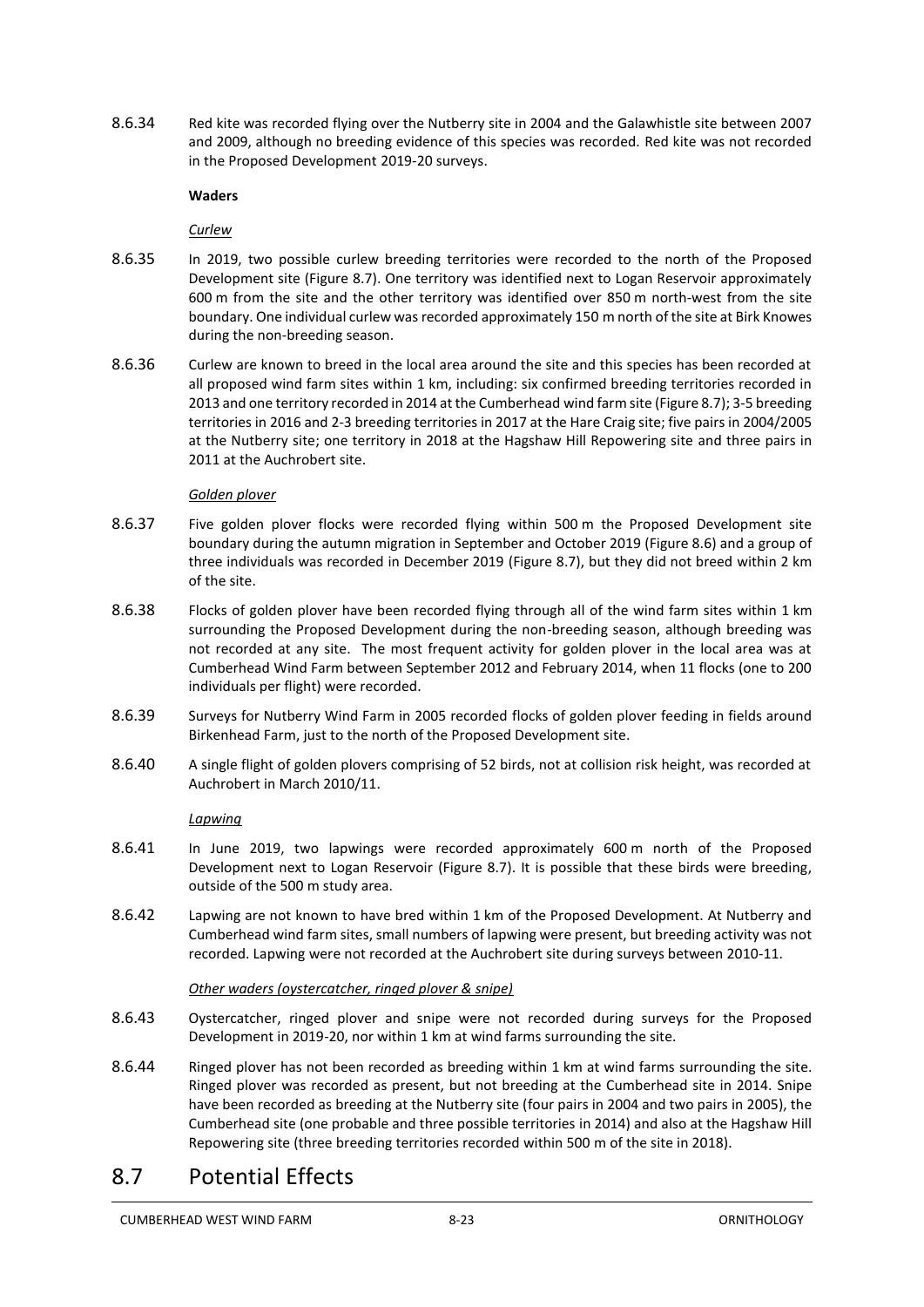8.6.34 Red kite was recorded flying over the Nutberry site in 2004 and the Galawhistle site between 2007 and 2009, although no breeding evidence of this species was recorded. Red kite was not recorded in the Proposed Development 2019-20 surveys.

**Waders**

*Curlew*

8.6.35 In 2019, two possible curlew breeding territories were recorded to the north of the Proposed Development site (Figure 8.7). One territory was identified next to Logan Reservoir approximately 600 m from the site and the other territory was identified over 850 m north-west from the site boundary. One individual curlew was recorded approximately 150 m north of the site at Birk Knowes during the non-breeding season.

8.6.36 Curlew are known to breed in the local area around the site and this species has been recorded at all proposed wind farm sites within 1 km, including: six confirmed breeding territories recorded in 2013 and one territory recorded in 2014 at the Cumberhead wind farm site (Figure 8.7); 3-5 breeding territories in 2016 and 2-3 breeding territories in 2017 at the Hare Craig site; five pairs in 2004/2005 at the Nutberry site; one territory in 2018 at the Hagshaw Hill Repowering site and three pairs in 2011 at the Auchrobert site.

*Golden plover*

8.6.37 Five golden plover flocks were recorded flying within 500 m the Proposed Development site boundary during the autumn migration in September and October 2019 (Figure 8.6) and a group of three individuals was recorded in December 2019 (Figure 8.7), but they did not breed within 2 km of the site.

8.6.38 Flocks of golden plover have been recorded flying through all of the wind farm sites within 1 km surrounding the Proposed Development during the non-breeding season, although breeding was not recorded at any site. The most frequent activity for golden plover in the local area was at Cumberhead Wind Farm between September 2012 and February 2014, when 11 flocks (one to 200 individuals per flight) were recorded.

8.6.39 Surveys for Nutberry Wind Farm in 2005 recorded flocks of golden plover feeding in fields around Birkenhead Farm, just to the north of the Proposed Development site.

8.6.40 A single flight of golden plovers comprising of 52 birds, not at collision risk height, was recorded at Auchrobert in March 2010/11.

*Lapwing*

8.6.41 In June 2019, two lapwings were recorded approximately 600 m north of the Proposed Development next to Logan Reservoir (Figure 8.7). It is possible that these birds were breeding, outside of the 500 m study area.

8.6.42 Lapwing are not known to have bred within 1 km of the Proposed Development. At Nutberry and Cumberhead wind farm sites, small numbers of lapwing were present, but breeding activity was not recorded. Lapwing were not recorded at the Auchrobert site during surveys between 2010-11.

*Other waders (oystercatcher, ringed plover & snipe)*

8.6.43 Oystercatcher, ringed plover and snipe were not recorded during surveys for the Proposed Development in 2019-20, nor within 1 km at wind farms surrounding the site.

8.6.44 Ringed plover has not been recorded as breeding within 1 km at wind farms surrounding the site. Ringed plover was recorded as present, but not breeding at the Cumberhead site in 2014. Snipe have been recorded as breeding at the Nutberry site (four pairs in 2004 and two pairs in 2005), the Cumberhead site (one probable and three possible territories in 2014) and also at the Hagshaw Hill Repowering site (three breeding territories recorded within 500 m of the site in 2018).

## 8.7 Potential Effects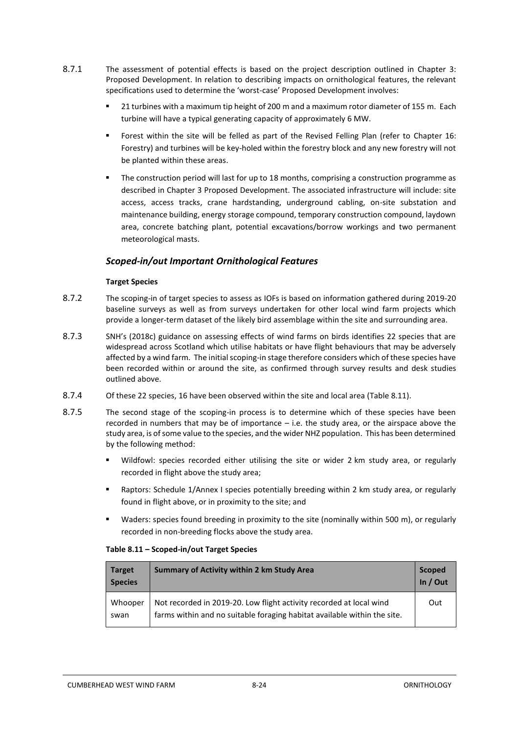8.7.1 The assessment of potential effects is based on the project description outlined in Chapter 3: Proposed Development. In relation to describing impacts on ornithological features, the relevant specifications used to determine the 'worst-case' Proposed Development involves:

- 21 turbines with a maximum tip height of 200 m and a maximum rotor diameter of 155 m. Each turbine will have a typical generating capacity of approximately 6 MW.
- Forest within the site will be felled as part of the Revised Felling Plan (refer to Chapter 16: Forestry) and turbines will be key-holed within the forestry block and any new forestry will not be planted within these areas.
- The construction period will last for up to 18 months, comprising a construction programme as described in Chapter 3 Proposed Development. The associated infrastructure will include: site access, access tracks, crane hardstanding, underground cabling, on-site substation and maintenance building, energy storage compound, temporary construction compound, laydown area, concrete batching plant, potential excavations/borrow workings and two permanent meteorological masts.

### *Scoped-in/out Important Ornithological Features*

#### Target Species

8.7.2 The scoping-in of target species to assess as IOFs is based on information gathered during 2019-20 baseline surveys as well as from surveys undertaken for other local wind farm projects which provide a longer-term dataset of the likely bird assemblage within the site and surrounding area.

8.7.3 SNH's (2018c) guidance on assessing effects of wind farms on birds identifies 22 species that are widespread across Scotland which utilise habitats or have flight behaviours that may be adversely affected by a wind farm. The initial scoping-in stage therefore considers which of these species have been recorded within or around the site, as confirmed through survey results and desk studies outlined above.

8.7.4 Of these 22 species, 16 have been observed within the site and local area (Table 8.11).

8.7.5 The second stage of the scoping-in process is to determine which of these species have been recorded in numbers that may be of importance – i.e. the study area, or the airspace above the study area, is of some value to the species, and the wider NHZ population. This has been determined by the following method:

- Wildfowl: species recorded either utilising the site or wider 2 km study area, or regularly recorded in flight above the study area;
- Raptors: Schedule 1/Annex I species potentially breeding within 2 km study area, or regularly found in flight above, or in proximity to the site; and
- Waders: species found breeding in proximity to the site (nominally within 500 m), or regularly recorded in non-breeding flocks above the study area.

**Table 8.11 – Scoped-in/out Target Species**

| Target Species | Summary of Activity within 2 km Study Area | Scoped In / Out |
|---|---|---|
| Whooper swan | Not recorded in 2019-20. Low flight activity recorded at local wind farms within and no suitable foraging habitat available within the site. | Out |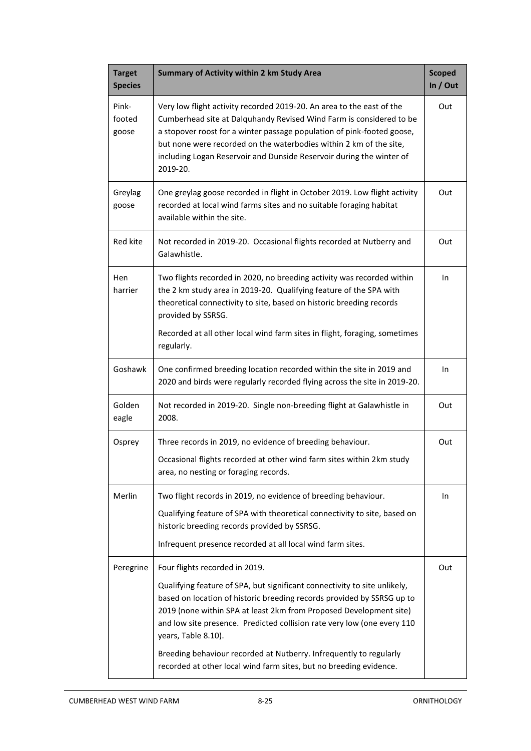| Target Species | Summary of Activity within 2 km Study Area | Scoped In / Out |
|---|---|---|
| Pink-footed goose | Very low flight activity recorded 2019-20. An area to the east of the Cumberhead site at Dalquhandy Revised Wind Farm is considered to be a stopover roost for a winter passage population of pink-footed goose, but none were recorded on the waterbodies within 2 km of the site, including Logan Reservoir and Dunside Reservoir during the winter of 2019-20. | Out |
| Greylag goose | One greylag goose recorded in flight in October 2019. Low flight activity recorded at local wind farms sites and no suitable foraging habitat available within the site. | Out |
| Red kite | Not recorded in 2019-20. Occasional flights recorded at Nutberry and Galawhistle. | Out |
| Hen harrier | Two flights recorded in 2020, no breeding activity was recorded within the 2 km study area in 2019-20. Qualifying feature of the SPA with theoretical connectivity to site, based on historic breeding records provided by SSRSG.<br><br>Recorded at all other local wind farm sites in flight, foraging, sometimes regularly. | In |
| Goshawk | One confirmed breeding location recorded within the site in 2019 and 2020 and birds were regularly recorded flying across the site in 2019-20. | In |
| Golden eagle | Not recorded in 2019-20. Single non-breeding flight at Galawhistle in 2008. | Out |
| Osprey | Three records in 2019, no evidence of breeding behaviour.<br><br>Occasional flights recorded at other wind farm sites within 2km study area, no nesting or foraging records. | Out |
| Merlin | Two flight records in 2019, no evidence of breeding behaviour.<br><br>Qualifying feature of SPA with theoretical connectivity to site, based on historic breeding records provided by SSRSG.<br><br>Infrequent presence recorded at all local wind farm sites. | In |
| Peregrine | Four flights recorded in 2019.<br><br>Qualifying feature of SPA, but significant connectivity to site unlikely, based on location of historic breeding records provided by SSRSG up to 2019 (none within SPA at least 2km from Proposed Development site) and low site presence. Predicted collision rate very low (one every 110 years, Table 8.10).<br><br>Breeding behaviour recorded at Nutberry. Infrequently to regularly recorded at other local wind farm sites, but no breeding evidence. | Out |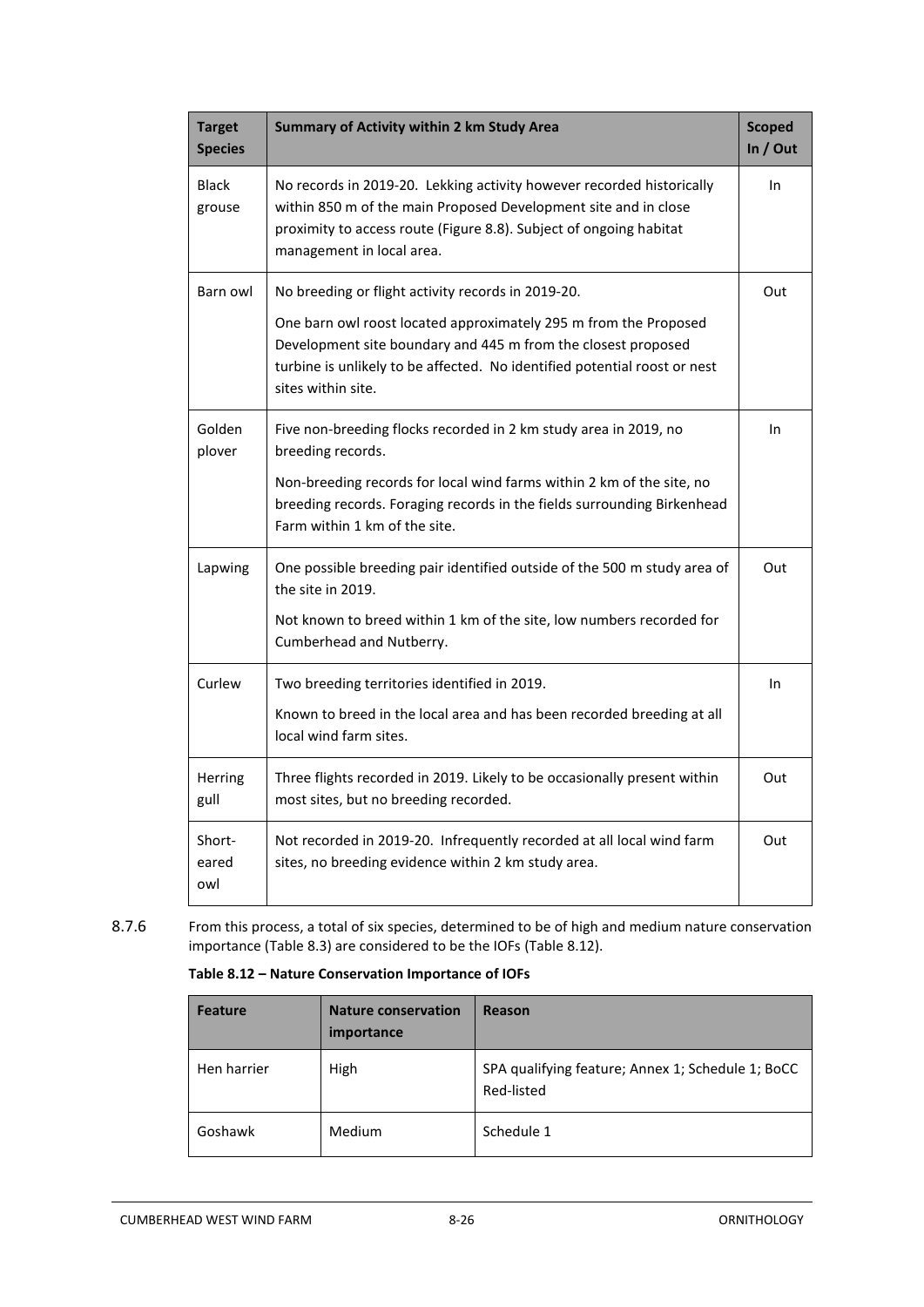| Target Species | Summary of Activity within 2 km Study Area | Scoped In / Out |
|---|---|---|
| Black grouse | No records in 2019-20. Lekking activity however recorded historically within 850 m of the main Proposed Development site and in close proximity to access route (Figure 8.8). Subject of ongoing habitat management in local area. | In |
| Barn owl | No breeding or flight activity records in 2019-20.<br><br>One barn owl roost located approximately 295 m from the Proposed Development site boundary and 445 m from the closest proposed turbine is unlikely to be affected. No identified potential roost or nest sites within site. | Out |
| Golden plover | Five non-breeding flocks recorded in 2 km study area in 2019, no breeding records.<br><br>Non-breeding records for local wind farms within 2 km of the site, no breeding records. Foraging records in the fields surrounding Birkenhead Farm within 1 km of the site. | In |
| Lapwing | One possible breeding pair identified outside of the 500 m study area of the site in 2019.<br><br>Not known to breed within 1 km of the site, low numbers recorded for Cumberhead and Nutberry. | Out |
| Curlew | Two breeding territories identified in 2019.<br><br>Known to breed in the local area and has been recorded breeding at all local wind farm sites. | In |
| Herring gull | Three flights recorded in 2019. Likely to be occasionally present within most sites, but no breeding recorded. | Out |
| Short-eared owl | Not recorded in 2019-20. Infrequently recorded at all local wind farm sites, no breeding evidence within 2 km study area. | Out |

8.7.6 From this process, a total of six species, determined to be of high and medium nature conservation importance (Table 8.3) are considered to be the IOFs (Table 8.12).

**Table 8.12 – Nature Conservation Importance of IOFs**

| Feature | Nature conservation importance | Reason |
|---|---|---|
| Hen harrier | High | SPA qualifying feature; Annex 1; Schedule 1; BoCC Red-listed |
| Goshawk | Medium | Schedule 1 |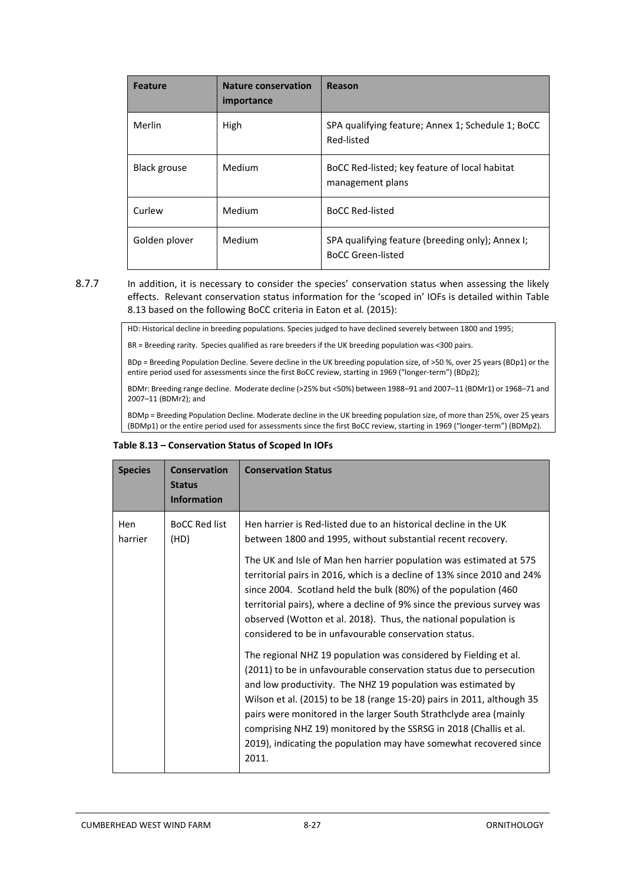| Feature | Nature conservation importance | Reason |
|---|---|---|
| Merlin | High | SPA qualifying feature; Annex 1; Schedule 1; BoCC Red-listed |
| Black grouse | Medium | BoCC Red-listed; key feature of local habitat management plans |
| Curlew | Medium | BoCC Red-listed |
| Golden plover | Medium | SPA qualifying feature (breeding only); Annex I; BoCC Green-listed |

8.7.7 In addition, it is necessary to consider the species' conservation status when assessing the likely effects. Relevant conservation status information for the 'scoped in' IOFs is detailed within Table 8.13 based on the following BoCC criteria in Eaton et al. (2015):

HD: Historical decline in breeding populations. Species judged to have declined severely between 1800 and 1995;

BR = Breeding rarity. Species qualified as rare breeders if the UK breeding population was <300 pairs.

BDp = Breeding Population Decline. Severe decline in the UK breeding population size, of >50 %, over 25 years (BDp1) or the entire period used for assessments since the first BoCC review, starting in 1969 ("longer-term") (BDp2);

BDMr: Breeding range decline. Moderate decline (>25% but <50%) between 1988–91 and 2007–11 (BDMr1) or 1968–71 and 2007–11 (BDMr2); and

BDMp = Breeding Population Decline. Moderate decline in the UK breeding population size, of more than 25%, over 25 years (BDMp1) or the entire period used for assessments since the first BoCC review, starting in 1969 ("longer-term") (BDMp2).

**Table 8.13 – Conservation Status of Scoped In IOFs**

| Species | Conservation Status Information | Conservation Status |
|---|---|---|
| Hen harrier | BoCC Red list (HD) | Hen harrier is Red-listed due to an historical decline in the UK between 1800 and 1995, without substantial recent recovery.<br><br>The UK and Isle of Man hen harrier population was estimated at 575 territorial pairs in 2016, which is a decline of 13% since 2010 and 24% since 2004. Scotland held the bulk (80%) of the population (460 territorial pairs), where a decline of 9% since the previous survey was observed (Wotton et al. 2018). Thus, the national population is considered to be in unfavourable conservation status.<br><br>The regional NHZ 19 population was considered by Fielding et al. (2011) to be in unfavourable conservation status due to persecution and low productivity. The NHZ 19 population was estimated by Wilson et al. (2015) to be 18 (range 15-20) pairs in 2011, although 35 pairs were monitored in the larger South Strathclyde area (mainly comprising NHZ 19) monitored by the SSRSG in 2018 (Challis et al. 2019), indicating the population may have somewhat recovered since 2011. |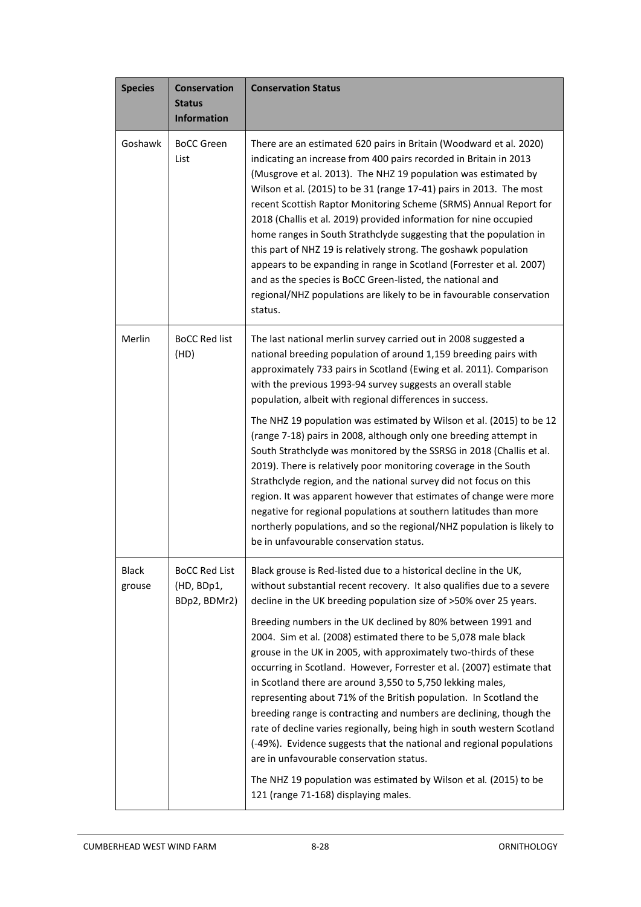| Species | Conservation Status Information | Conservation Status |
|---|---|---|
| Goshawk | BoCC Green List | There are an estimated 620 pairs in Britain (Woodward et al. 2020) indicating an increase from 400 pairs recorded in Britain in 2013 (Musgrove et al. 2013). The NHZ 19 population was estimated by Wilson et al. (2015) to be 31 (range 17-41) pairs in 2013. The most recent Scottish Raptor Monitoring Scheme (SRMS) Annual Report for 2018 (Challis et al. 2019) provided information for nine occupied home ranges in South Strathclyde suggesting that the population in this part of NHZ 19 is relatively strong. The goshawk population appears to be expanding in range in Scotland (Forrester et al. 2007) and as the species is BoCC Green-listed, the national and regional/NHZ populations are likely to be in favourable conservation status. |
| Merlin | BoCC Red list (HD) | The last national merlin survey carried out in 2008 suggested a national breeding population of around 1,159 breeding pairs with approximately 733 pairs in Scotland (Ewing et al. 2011). Comparison with the previous 1993-94 survey suggests an overall stable population, albeit with regional differences in success.<br><br>The NHZ 19 population was estimated by Wilson et al. (2015) to be 12 (range 7-18) pairs in 2008, although only one breeding attempt in South Strathclyde was monitored by the SSRSG in 2018 (Challis et al. 2019). There is relatively poor monitoring coverage in the South Strathclyde region, and the national survey did not focus on this region. It was apparent however that estimates of change were more negative for regional populations at southern latitudes than more northerly populations, and so the regional/NHZ population is likely to be in unfavourable conservation status. |
| Black grouse | BoCC Red List (HD, BDp1, BDp2, BDMr2) | Black grouse is Red-listed due to a historical decline in the UK, without substantial recent recovery. It also qualifies due to a severe decline in the UK breeding population size of >50% over 25 years.<br><br>Breeding numbers in the UK declined by 80% between 1991 and 2004. Sim et al. (2008) estimated there to be 5,078 male black grouse in the UK in 2005, with approximately two-thirds of these occurring in Scotland. However, Forrester et al. (2007) estimate that in Scotland there are around 3,550 to 5,750 lekking males, representing about 71% of the British population. In Scotland the breeding range is contracting and numbers are declining, though the rate of decline varies regionally, being high in south western Scotland (-49%). Evidence suggests that the national and regional populations are in unfavourable conservation status.<br><br>The NHZ 19 population was estimated by Wilson et al. (2015) to be 121 (range 71-168) displaying males. |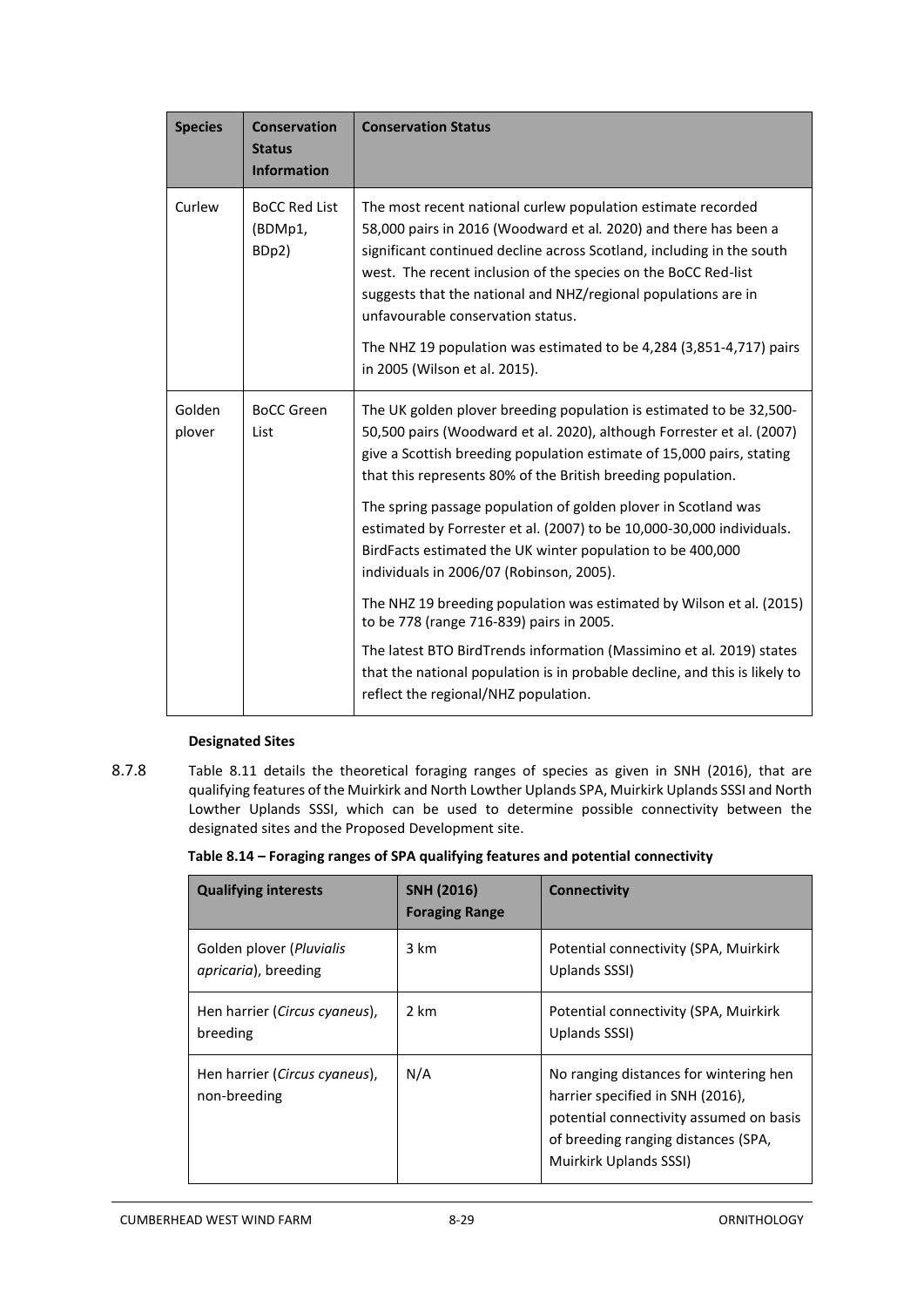| Species | Conservation Status Information | Conservation Status |
|---|---|---|
| Curlew | BoCC Red List (BDMp1, BDp2) | The most recent national curlew population estimate recorded 58,000 pairs in 2016 (Woodward et al*.* 2020) and there has been a significant continued decline across Scotland, including in the south west. The recent inclusion of the species on the BoCC Red-list suggests that the national and NHZ/regional populations are in unfavourable conservation status.<br><br>The NHZ 19 population was estimated to be 4,284 (3,851-4,717) pairs in 2005 (Wilson et al. 2015). |
| Golden plover | BoCC Green List | The UK golden plover breeding population is estimated to be 32,500-50,500 pairs (Woodward et al. 2020), although Forrester et al. (2007) give a Scottish breeding population estimate of 15,000 pairs, stating that this represents 80% of the British breeding population.<br><br>The spring passage population of golden plover in Scotland was estimated by Forrester et al. (2007) to be 10,000-30,000 individuals. BirdFacts estimated the UK winter population to be 400,000 individuals in 2006/07 (Robinson, 2005).<br><br>The NHZ 19 breeding population was estimated by Wilson et al. (2015) to be 778 (range 716-839) pairs in 2005.<br><br>The latest BTO BirdTrends information (Massimino et al*.* 2019) states that the national population is in probable decline, and this is likely to reflect the regional/NHZ population. |

**Designated Sites**

8.7.8 Table 8.11 details the theoretical foraging ranges of species as given in SNH (2016), that are qualifying features of the Muirkirk and North Lowther Uplands SPA, Muirkirk Uplands SSSI and North Lowther Uplands SSSI, which can be used to determine possible connectivity between the designated sites and the Proposed Development site.

**Table 8.14 – Foraging ranges of SPA qualifying features and potential connectivity**

| Qualifying interests | SNH (2016) Foraging Range | Connectivity |
|---|---|---|
| Golden plover (*Pluvialis apricaria*), breeding | 3 km | Potential connectivity (SPA, Muirkirk Uplands SSSI) |
| Hen harrier (*Circus cyaneus*), breeding | 2 km | Potential connectivity (SPA, Muirkirk Uplands SSSI) |
| Hen harrier (*Circus cyaneus*), non-breeding | N/A | No ranging distances for wintering hen harrier specified in SNH (2016), potential connectivity assumed on basis of breeding ranging distances (SPA, Muirkirk Uplands SSSI) |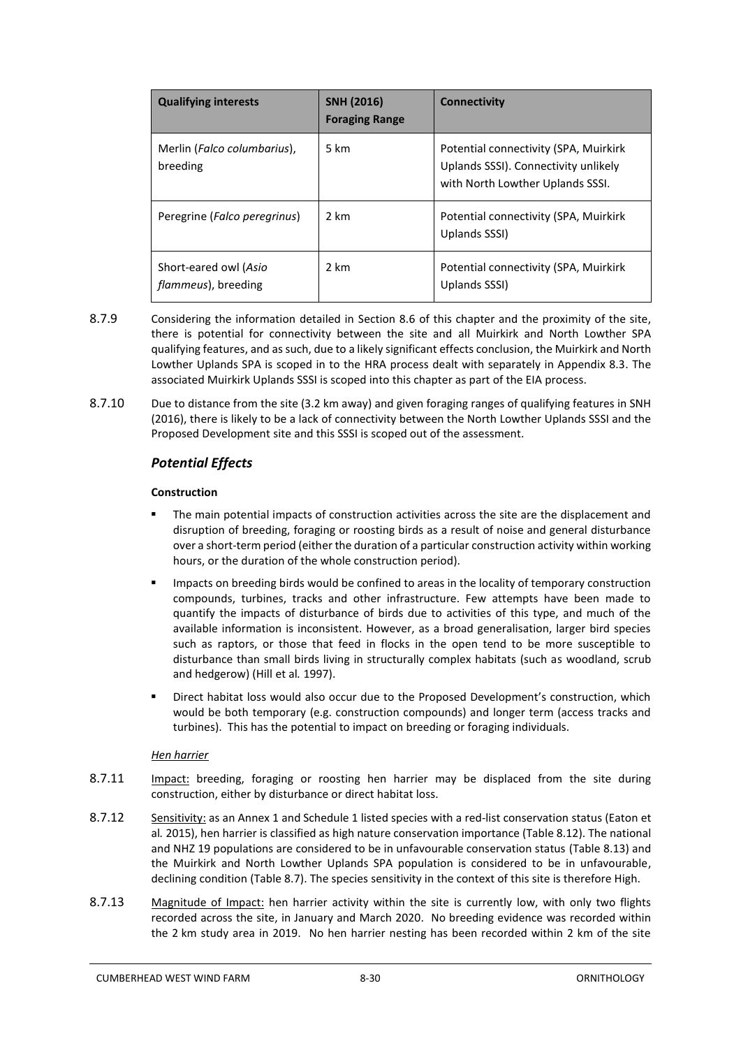| Qualifying interests | SNH (2016) Foraging Range | Connectivity |
|---|---|---|
| Merlin (*Falco columbarius*), breeding | 5 km | Potential connectivity (SPA, Muirkirk Uplands SSSI). Connectivity unlikely with North Lowther Uplands SSSI. |
| Peregrine (*Falco peregrinus*) | 2 km | Potential connectivity (SPA, Muirkirk Uplands SSSI) |
| Short-eared owl (*Asio flammeus*), breeding | 2 km | Potential connectivity (SPA, Muirkirk Uplands SSSI) |

8.7.9 Considering the information detailed in Section 8.6 of this chapter and the proximity of the site, there is potential for connectivity between the site and all Muirkirk and North Lowther SPA qualifying features, and as such, due to a likely significant effects conclusion, the Muirkirk and North Lowther Uplands SPA is scoped in to the HRA process dealt with separately in Appendix 8.3. The associated Muirkirk Uplands SSSI is scoped into this chapter as part of the EIA process.

8.7.10 Due to distance from the site (3.2 km away) and given foraging ranges of qualifying features in SNH (2016), there is likely to be a lack of connectivity between the North Lowther Uplands SSSI and the Proposed Development site and this SSSI is scoped out of the assessment.

## *Potential Effects*

**Construction**

- The main potential impacts of construction activities across the site are the displacement and disruption of breeding, foraging or roosting birds as a result of noise and general disturbance over a short-term period (either the duration of a particular construction activity within working hours, or the duration of the whole construction period).
- Impacts on breeding birds would be confined to areas in the locality of temporary construction compounds, turbines, tracks and other infrastructure. Few attempts have been made to quantify the impacts of disturbance of birds due to activities of this type, and much of the available information is inconsistent. However, as a broad generalisation, larger bird species such as raptors, or those that feed in flocks in the open tend to be more susceptible to disturbance than small birds living in structurally complex habitats (such as woodland, scrub and hedgerow) (Hill et al*.* 1997).
- Direct habitat loss would also occur due to the Proposed Development's construction, which would be both temporary (e.g. construction compounds) and longer term (access tracks and turbines). This has the potential to impact on breeding or foraging individuals.

*Hen harrier*

8.7.11 Impact: breeding, foraging or roosting hen harrier may be displaced from the site during construction, either by disturbance or direct habitat loss.

8.7.12 Sensitivity: as an Annex 1 and Schedule 1 listed species with a red-list conservation status (Eaton et al*.* 2015), hen harrier is classified as high nature conservation importance (Table 8.12). The national and NHZ 19 populations are considered to be in unfavourable conservation status (Table 8.13) and the Muirkirk and North Lowther Uplands SPA population is considered to be in unfavourable, declining condition (Table 8.7). The species sensitivity in the context of this site is therefore High.

8.7.13 Magnitude of Impact: hen harrier activity within the site is currently low, with only two flights recorded across the site, in January and March 2020. No breeding evidence was recorded within the 2 km study area in 2019. No hen harrier nesting has been recorded within 2 km of the site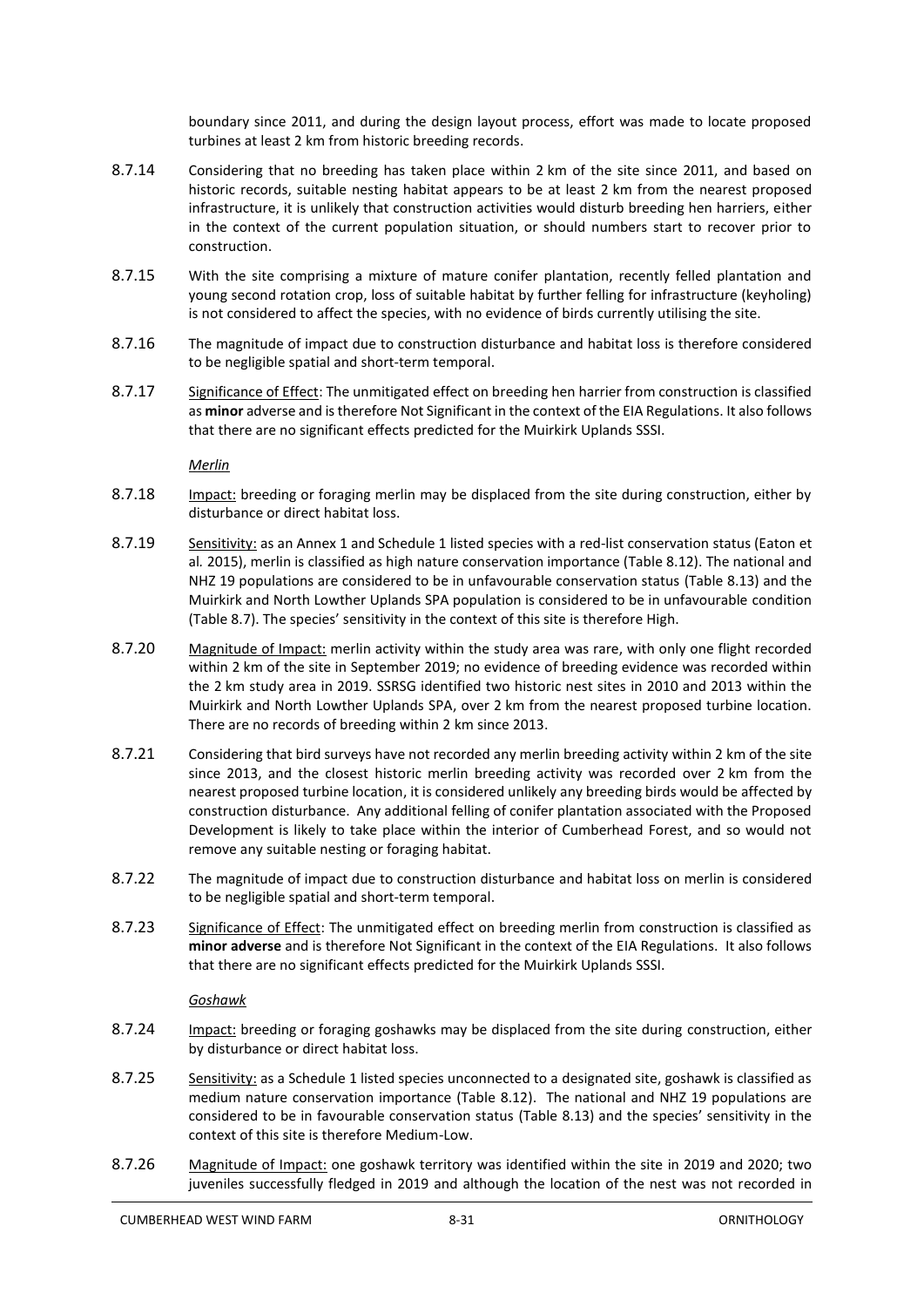boundary since 2011, and during the design layout process, effort was made to locate proposed turbines at least 2 km from historic breeding records.

8.7.14 Considering that no breeding has taken place within 2 km of the site since 2011, and based on historic records, suitable nesting habitat appears to be at least 2 km from the nearest proposed infrastructure, it is unlikely that construction activities would disturb breeding hen harriers, either in the context of the current population situation, or should numbers start to recover prior to construction.

8.7.15 With the site comprising a mixture of mature conifer plantation, recently felled plantation and young second rotation crop, loss of suitable habitat by further felling for infrastructure (keyholing) is not considered to affect the species, with no evidence of birds currently utilising the site.

8.7.16 The magnitude of impact due to construction disturbance and habitat loss is therefore considered to be negligible spatial and short-term temporal.

8.7.17 Significance of Effect: The unmitigated effect on breeding hen harrier from construction is classified as **minor** adverse and is therefore Not Significant in the context of the EIA Regulations. It also follows that there are no significant effects predicted for the Muirkirk Uplands SSSI.

*Merlin*

8.7.18 Impact: breeding or foraging merlin may be displaced from the site during construction, either by disturbance or direct habitat loss.

8.7.19 Sensitivity: as an Annex 1 and Schedule 1 listed species with a red-list conservation status (Eaton et al*.* 2015), merlin is classified as high nature conservation importance (Table 8.12). The national and NHZ 19 populations are considered to be in unfavourable conservation status (Table 8.13) and the Muirkirk and North Lowther Uplands SPA population is considered to be in unfavourable condition (Table 8.7). The species' sensitivity in the context of this site is therefore High.

8.7.20 Magnitude of Impact: merlin activity within the study area was rare, with only one flight recorded within 2 km of the site in September 2019; no evidence of breeding evidence was recorded within the 2 km study area in 2019. SSRSG identified two historic nest sites in 2010 and 2013 within the Muirkirk and North Lowther Uplands SPA, over 2 km from the nearest proposed turbine location. There are no records of breeding within 2 km since 2013.

8.7.21 Considering that bird surveys have not recorded any merlin breeding activity within 2 km of the site since 2013, and the closest historic merlin breeding activity was recorded over 2 km from the nearest proposed turbine location, it is considered unlikely any breeding birds would be affected by construction disturbance. Any additional felling of conifer plantation associated with the Proposed Development is likely to take place within the interior of Cumberhead Forest, and so would not remove any suitable nesting or foraging habitat.

8.7.22 The magnitude of impact due to construction disturbance and habitat loss on merlin is considered to be negligible spatial and short-term temporal.

8.7.23 Significance of Effect: The unmitigated effect on breeding merlin from construction is classified as **minor adverse** and is therefore Not Significant in the context of the EIA Regulations. It also follows that there are no significant effects predicted for the Muirkirk Uplands SSSI.

*Goshawk*

8.7.24 Impact: breeding or foraging goshawks may be displaced from the site during construction, either by disturbance or direct habitat loss.

8.7.25 Sensitivity: as a Schedule 1 listed species unconnected to a designated site, goshawk is classified as medium nature conservation importance (Table 8.12). The national and NHZ 19 populations are considered to be in favourable conservation status (Table 8.13) and the species' sensitivity in the context of this site is therefore Medium-Low.

8.7.26 Magnitude of Impact: one goshawk territory was identified within the site in 2019 and 2020; two juveniles successfully fledged in 2019 and although the location of the nest was not recorded in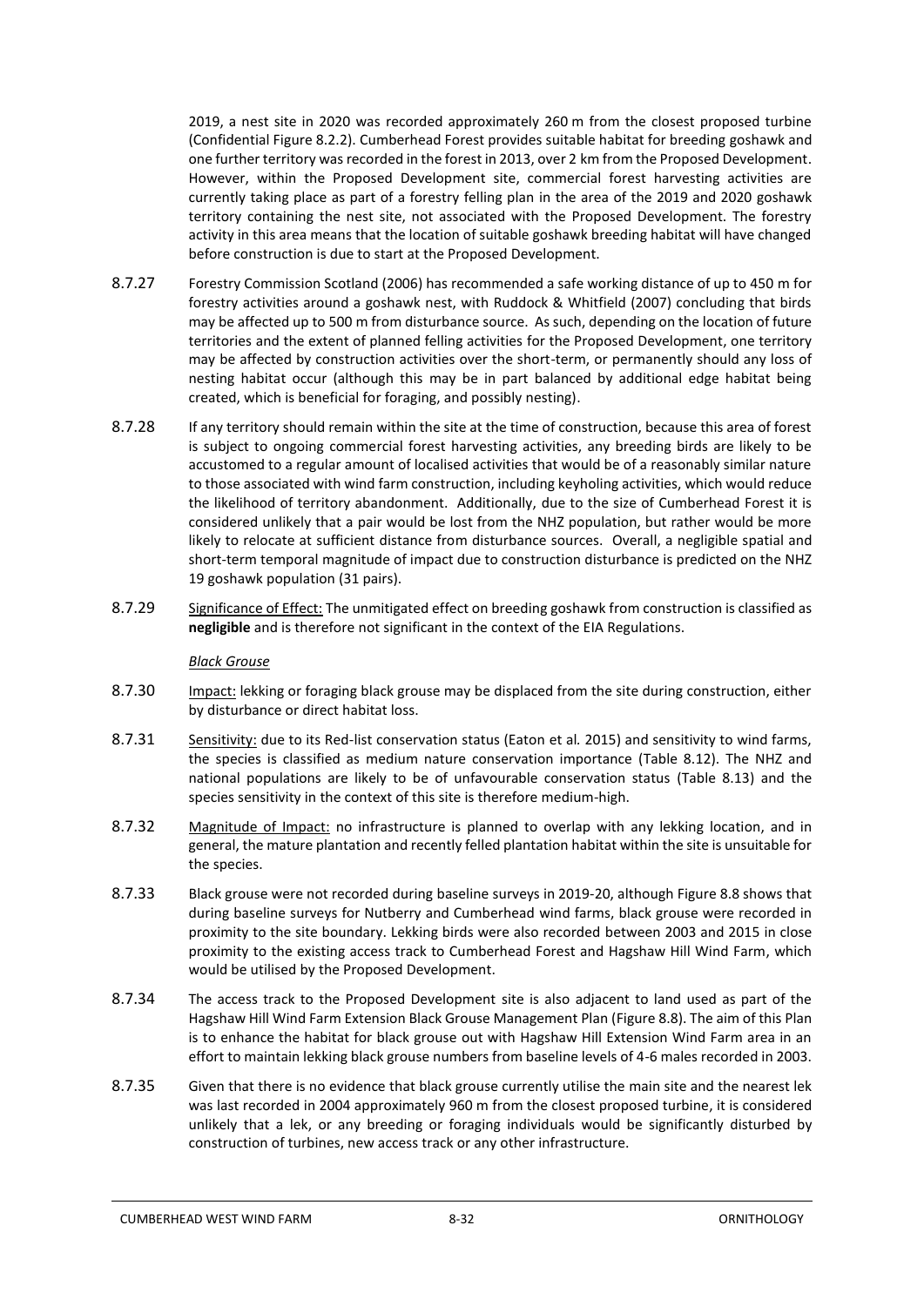2019, a nest site in 2020 was recorded approximately 260 m from the closest proposed turbine (Confidential Figure 8.2.2). Cumberhead Forest provides suitable habitat for breeding goshawk and one further territory was recorded in the forest in 2013, over 2 km from the Proposed Development. However, within the Proposed Development site, commercial forest harvesting activities are currently taking place as part of a forestry felling plan in the area of the 2019 and 2020 goshawk territory containing the nest site, not associated with the Proposed Development. The forestry activity in this area means that the location of suitable goshawk breeding habitat will have changed before construction is due to start at the Proposed Development.

8.7.27 Forestry Commission Scotland (2006) has recommended a safe working distance of up to 450 m for forestry activities around a goshawk nest, with Ruddock & Whitfield (2007) concluding that birds may be affected up to 500 m from disturbance source. As such, depending on the location of future territories and the extent of planned felling activities for the Proposed Development, one territory may be affected by construction activities over the short-term, or permanently should any loss of nesting habitat occur (although this may be in part balanced by additional edge habitat being created, which is beneficial for foraging, and possibly nesting).

8.7.28 If any territory should remain within the site at the time of construction, because this area of forest is subject to ongoing commercial forest harvesting activities, any breeding birds are likely to be accustomed to a regular amount of localised activities that would be of a reasonably similar nature to those associated with wind farm construction, including keyholing activities, which would reduce the likelihood of territory abandonment. Additionally, due to the size of Cumberhead Forest it is considered unlikely that a pair would be lost from the NHZ population, but rather would be more likely to relocate at sufficient distance from disturbance sources. Overall, a negligible spatial and short-term temporal magnitude of impact due to construction disturbance is predicted on the NHZ 19 goshawk population (31 pairs).

8.7.29 Significance of Effect: The unmitigated effect on breeding goshawk from construction is classified as **negligible** and is therefore not significant in the context of the EIA Regulations.

*Black Grouse*

8.7.30 Impact: lekking or foraging black grouse may be displaced from the site during construction, either by disturbance or direct habitat loss.

8.7.31 Sensitivity: due to its Red-list conservation status (Eaton et al*.* 2015) and sensitivity to wind farms, the species is classified as medium nature conservation importance (Table 8.12). The NHZ and national populations are likely to be of unfavourable conservation status (Table 8.13) and the species sensitivity in the context of this site is therefore medium-high.

8.7.32 Magnitude of Impact: no infrastructure is planned to overlap with any lekking location, and in general, the mature plantation and recently felled plantation habitat within the site is unsuitable for the species.

8.7.33 Black grouse were not recorded during baseline surveys in 2019-20, although Figure 8.8 shows that during baseline surveys for Nutberry and Cumberhead wind farms, black grouse were recorded in proximity to the site boundary. Lekking birds were also recorded between 2003 and 2015 in close proximity to the existing access track to Cumberhead Forest and Hagshaw Hill Wind Farm, which would be utilised by the Proposed Development.

8.7.34 The access track to the Proposed Development site is also adjacent to land used as part of the Hagshaw Hill Wind Farm Extension Black Grouse Management Plan (Figure 8.8). The aim of this Plan is to enhance the habitat for black grouse out with Hagshaw Hill Extension Wind Farm area in an effort to maintain lekking black grouse numbers from baseline levels of 4-6 males recorded in 2003.

8.7.35 Given that there is no evidence that black grouse currently utilise the main site and the nearest lek was last recorded in 2004 approximately 960 m from the closest proposed turbine, it is considered unlikely that a lek, or any breeding or foraging individuals would be significantly disturbed by construction of turbines, new access track or any other infrastructure.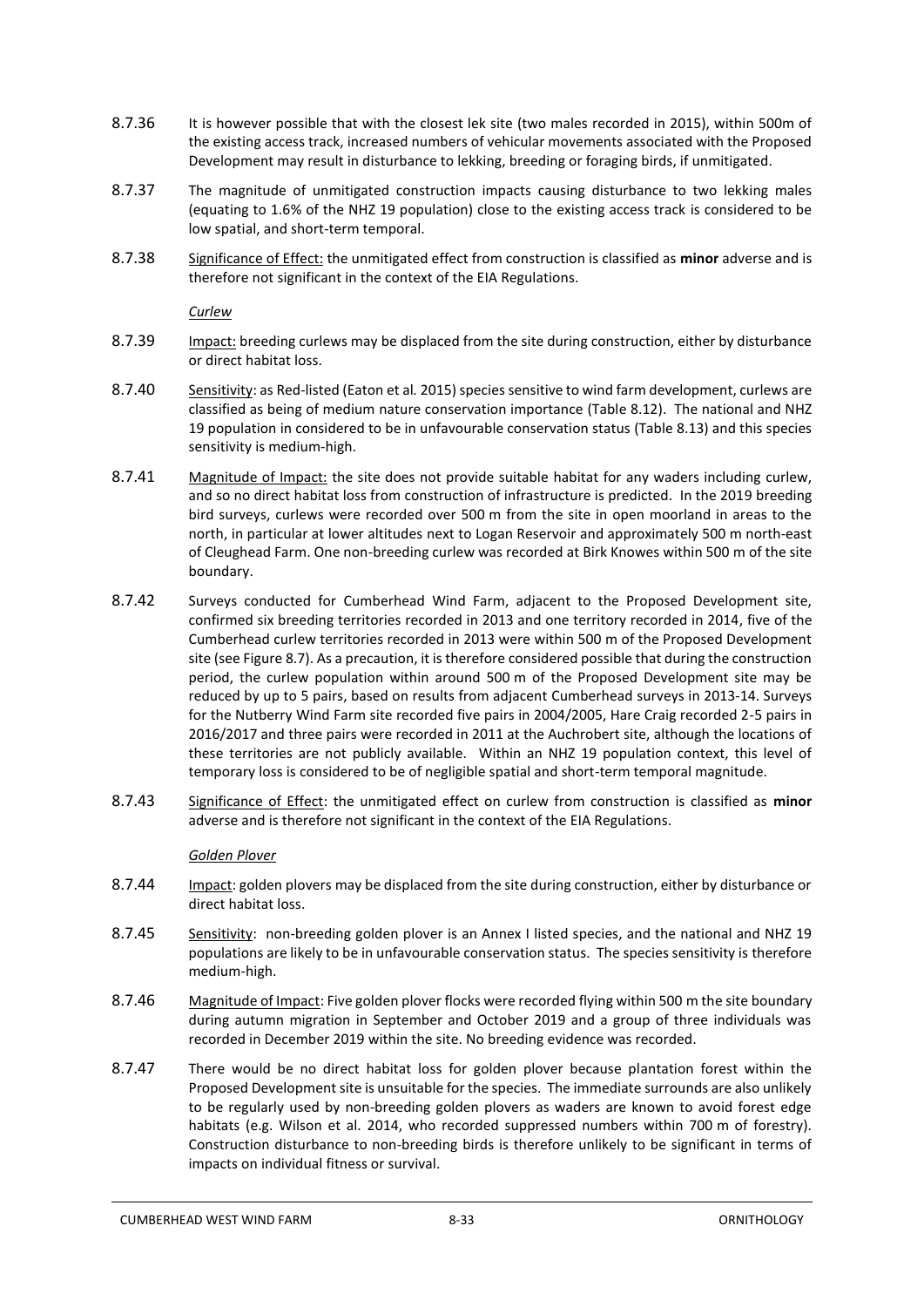8.7.36 It is however possible that with the closest lek site (two males recorded in 2015), within 500m of the existing access track, increased numbers of vehicular movements associated with the Proposed Development may result in disturbance to lekking, breeding or foraging birds, if unmitigated.

8.7.37 The magnitude of unmitigated construction impacts causing disturbance to two lekking males (equating to 1.6% of the NHZ 19 population) close to the existing access track is considered to be low spatial, and short-term temporal.

8.7.38 Significance of Effect: the unmitigated effect from construction is classified as **minor** adverse and is therefore not significant in the context of the EIA Regulations.

*Curlew*

8.7.39 Impact: breeding curlews may be displaced from the site during construction, either by disturbance or direct habitat loss.

8.7.40 Sensitivity: as Red-listed (Eaton et al*.* 2015) species sensitive to wind farm development, curlews are classified as being of medium nature conservation importance (Table 8.12). The national and NHZ 19 population in considered to be in unfavourable conservation status (Table 8.13) and this species sensitivity is medium-high.

8.7.41 Magnitude of Impact: the site does not provide suitable habitat for any waders including curlew, and so no direct habitat loss from construction of infrastructure is predicted. In the 2019 breeding bird surveys, curlews were recorded over 500 m from the site in open moorland in areas to the north, in particular at lower altitudes next to Logan Reservoir and approximately 500 m north-east of Cleughead Farm. One non-breeding curlew was recorded at Birk Knowes within 500 m of the site boundary.

8.7.42 Surveys conducted for Cumberhead Wind Farm, adjacent to the Proposed Development site, confirmed six breeding territories recorded in 2013 and one territory recorded in 2014, five of the Cumberhead curlew territories recorded in 2013 were within 500 m of the Proposed Development site (see Figure 8.7). As a precaution, it is therefore considered possible that during the construction period, the curlew population within around 500 m of the Proposed Development site may be reduced by up to 5 pairs, based on results from adjacent Cumberhead surveys in 2013-14. Surveys for the Nutberry Wind Farm site recorded five pairs in 2004/2005, Hare Craig recorded 2-5 pairs in 2016/2017 and three pairs were recorded in 2011 at the Auchrobert site, although the locations of these territories are not publicly available. Within an NHZ 19 population context, this level of temporary loss is considered to be of negligible spatial and short-term temporal magnitude.

8.7.43 Significance of Effect: the unmitigated effect on curlew from construction is classified as **minor** adverse and is therefore not significant in the context of the EIA Regulations.

*Golden Plover*

8.7.44 Impact: golden plovers may be displaced from the site during construction, either by disturbance or direct habitat loss.

8.7.45 Sensitivity: non-breeding golden plover is an Annex I listed species, and the national and NHZ 19 populations are likely to be in unfavourable conservation status. The species sensitivity is therefore medium-high.

8.7.46 Magnitude of Impact: Five golden plover flocks were recorded flying within 500 m the site boundary during autumn migration in September and October 2019 and a group of three individuals was recorded in December 2019 within the site. No breeding evidence was recorded.

8.7.47 There would be no direct habitat loss for golden plover because plantation forest within the Proposed Development site is unsuitable for the species. The immediate surrounds are also unlikely to be regularly used by non-breeding golden plovers as waders are known to avoid forest edge habitats (e.g. Wilson et al. 2014, who recorded suppressed numbers within 700 m of forestry). Construction disturbance to non-breeding birds is therefore unlikely to be significant in terms of impacts on individual fitness or survival.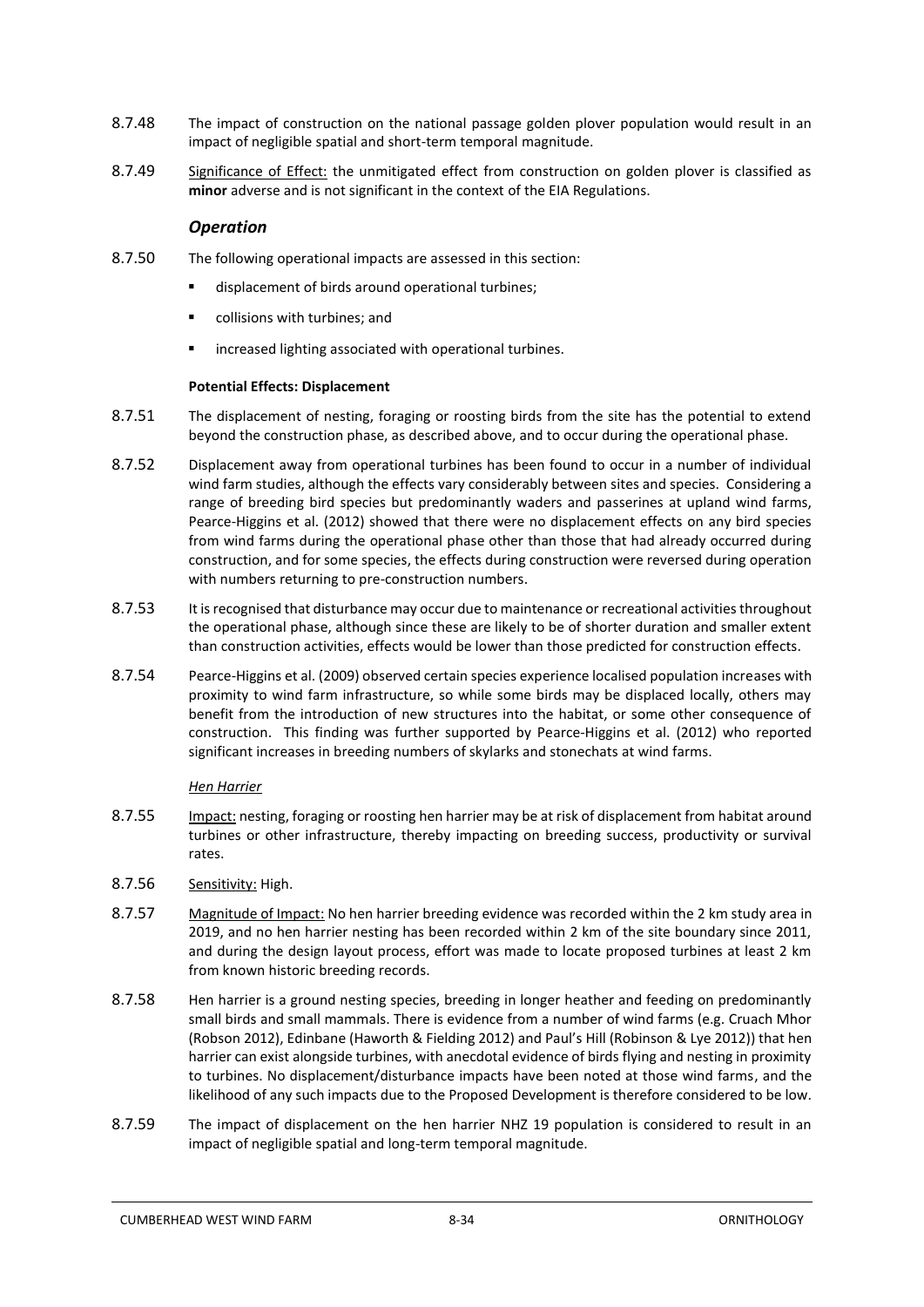8.7.48 The impact of construction on the national passage golden plover population would result in an impact of negligible spatial and short-term temporal magnitude.

8.7.49 Significance of Effect: the unmitigated effect from construction on golden plover is classified as **minor** adverse and is not significant in the context of the EIA Regulations.

### *Operation*

8.7.50 The following operational impacts are assessed in this section:

- displacement of birds around operational turbines;
- collisions with turbines; and
- increased lighting associated with operational turbines.

**Potential Effects: Displacement**

8.7.51 The displacement of nesting, foraging or roosting birds from the site has the potential to extend beyond the construction phase, as described above, and to occur during the operational phase.

8.7.52 Displacement away from operational turbines has been found to occur in a number of individual wind farm studies, although the effects vary considerably between sites and species. Considering a range of breeding bird species but predominantly waders and passerines at upland wind farms, Pearce-Higgins et al. (2012) showed that there were no displacement effects on any bird species from wind farms during the operational phase other than those that had already occurred during construction, and for some species, the effects during construction were reversed during operation with numbers returning to pre-construction numbers.

8.7.53 It is recognised that disturbance may occur due to maintenance or recreational activities throughout the operational phase, although since these are likely to be of shorter duration and smaller extent than construction activities, effects would be lower than those predicted for construction effects.

8.7.54 Pearce-Higgins et al. (2009) observed certain species experience localised population increases with proximity to wind farm infrastructure, so while some birds may be displaced locally, others may benefit from the introduction of new structures into the habitat, or some other consequence of construction. This finding was further supported by Pearce-Higgins et al. (2012) who reported significant increases in breeding numbers of skylarks and stonechats at wind farms.

*Hen Harrier*

8.7.55 Impact: nesting, foraging or roosting hen harrier may be at risk of displacement from habitat around turbines or other infrastructure, thereby impacting on breeding success, productivity or survival rates.

8.7.56 Sensitivity: High.

8.7.57 Magnitude of Impact: No hen harrier breeding evidence was recorded within the 2 km study area in 2019, and no hen harrier nesting has been recorded within 2 km of the site boundary since 2011, and during the design layout process, effort was made to locate proposed turbines at least 2 km from known historic breeding records.

8.7.58 Hen harrier is a ground nesting species, breeding in longer heather and feeding on predominantly small birds and small mammals. There is evidence from a number of wind farms (e.g. Cruach Mhor (Robson 2012), Edinbane (Haworth & Fielding 2012) and Paul's Hill (Robinson & Lye 2012)) that hen harrier can exist alongside turbines, with anecdotal evidence of birds flying and nesting in proximity to turbines. No displacement/disturbance impacts have been noted at those wind farms, and the likelihood of any such impacts due to the Proposed Development is therefore considered to be low.

8.7.59 The impact of displacement on the hen harrier NHZ 19 population is considered to result in an impact of negligible spatial and long-term temporal magnitude.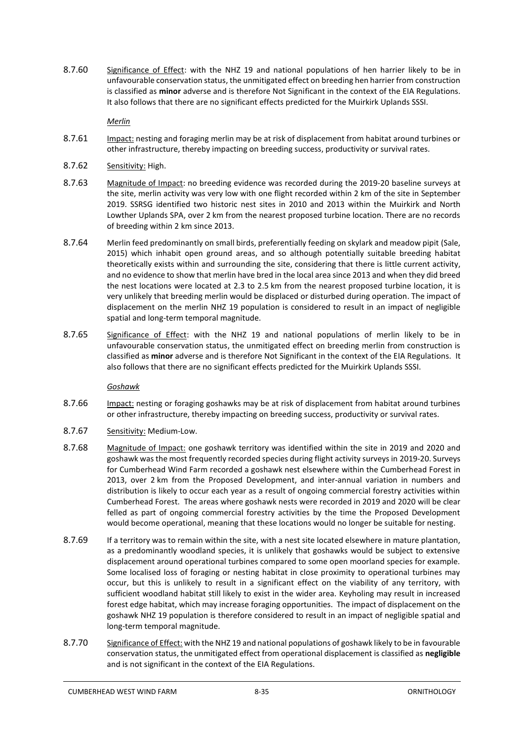8.7.60 Significance of Effect: with the NHZ 19 and national populations of hen harrier likely to be in unfavourable conservation status, the unmitigated effect on breeding hen harrier from construction is classified as **minor** adverse and is therefore Not Significant in the context of the EIA Regulations. It also follows that there are no significant effects predicted for the Muirkirk Uplands SSSI.

*Merlin*

8.7.61 Impact: nesting and foraging merlin may be at risk of displacement from habitat around turbines or other infrastructure, thereby impacting on breeding success, productivity or survival rates.

8.7.62 Sensitivity: High.

8.7.63 Magnitude of Impact: no breeding evidence was recorded during the 2019-20 baseline surveys at the site, merlin activity was very low with one flight recorded within 2 km of the site in September 2019. SSRSG identified two historic nest sites in 2010 and 2013 within the Muirkirk and North Lowther Uplands SPA, over 2 km from the nearest proposed turbine location. There are no records of breeding within 2 km since 2013.

8.7.64 Merlin feed predominantly on small birds, preferentially feeding on skylark and meadow pipit (Sale, 2015) which inhabit open ground areas, and so although potentially suitable breeding habitat theoretically exists within and surrounding the site, considering that there is little current activity, and no evidence to show that merlin have bred in the local area since 2013 and when they did breed the nest locations were located at 2.3 to 2.5 km from the nearest proposed turbine location, it is very unlikely that breeding merlin would be displaced or disturbed during operation. The impact of displacement on the merlin NHZ 19 population is considered to result in an impact of negligible spatial and long-term temporal magnitude.

8.7.65 Significance of Effect: with the NHZ 19 and national populations of merlin likely to be in unfavourable conservation status, the unmitigated effect on breeding merlin from construction is classified as **minor** adverse and is therefore Not Significant in the context of the EIA Regulations. It also follows that there are no significant effects predicted for the Muirkirk Uplands SSSI.

*Goshawk*

8.7.66 Impact: nesting or foraging goshawks may be at risk of displacement from habitat around turbines or other infrastructure, thereby impacting on breeding success, productivity or survival rates.

8.7.67 Sensitivity: Medium-Low.

8.7.68 Magnitude of Impact: one goshawk territory was identified within the site in 2019 and 2020 and goshawk was the most frequently recorded species during flight activity surveys in 2019-20. Surveys for Cumberhead Wind Farm recorded a goshawk nest elsewhere within the Cumberhead Forest in 2013, over 2 km from the Proposed Development, and inter-annual variation in numbers and distribution is likely to occur each year as a result of ongoing commercial forestry activities within Cumberhead Forest. The areas where goshawk nests were recorded in 2019 and 2020 will be clear felled as part of ongoing commercial forestry activities by the time the Proposed Development would become operational, meaning that these locations would no longer be suitable for nesting.

8.7.69 If a territory was to remain within the site, with a nest site located elsewhere in mature plantation, as a predominantly woodland species, it is unlikely that goshawks would be subject to extensive displacement around operational turbines compared to some open moorland species for example. Some localised loss of foraging or nesting habitat in close proximity to operational turbines may occur, but this is unlikely to result in a significant effect on the viability of any territory, with sufficient woodland habitat still likely to exist in the wider area. Keyholing may result in increased forest edge habitat, which may increase foraging opportunities. The impact of displacement on the goshawk NHZ 19 population is therefore considered to result in an impact of negligible spatial and long-term temporal magnitude.

8.7.70 Significance of Effect: with the NHZ 19 and national populations of goshawk likely to be in favourable conservation status, the unmitigated effect from operational displacement is classified as **negligible** and is not significant in the context of the EIA Regulations.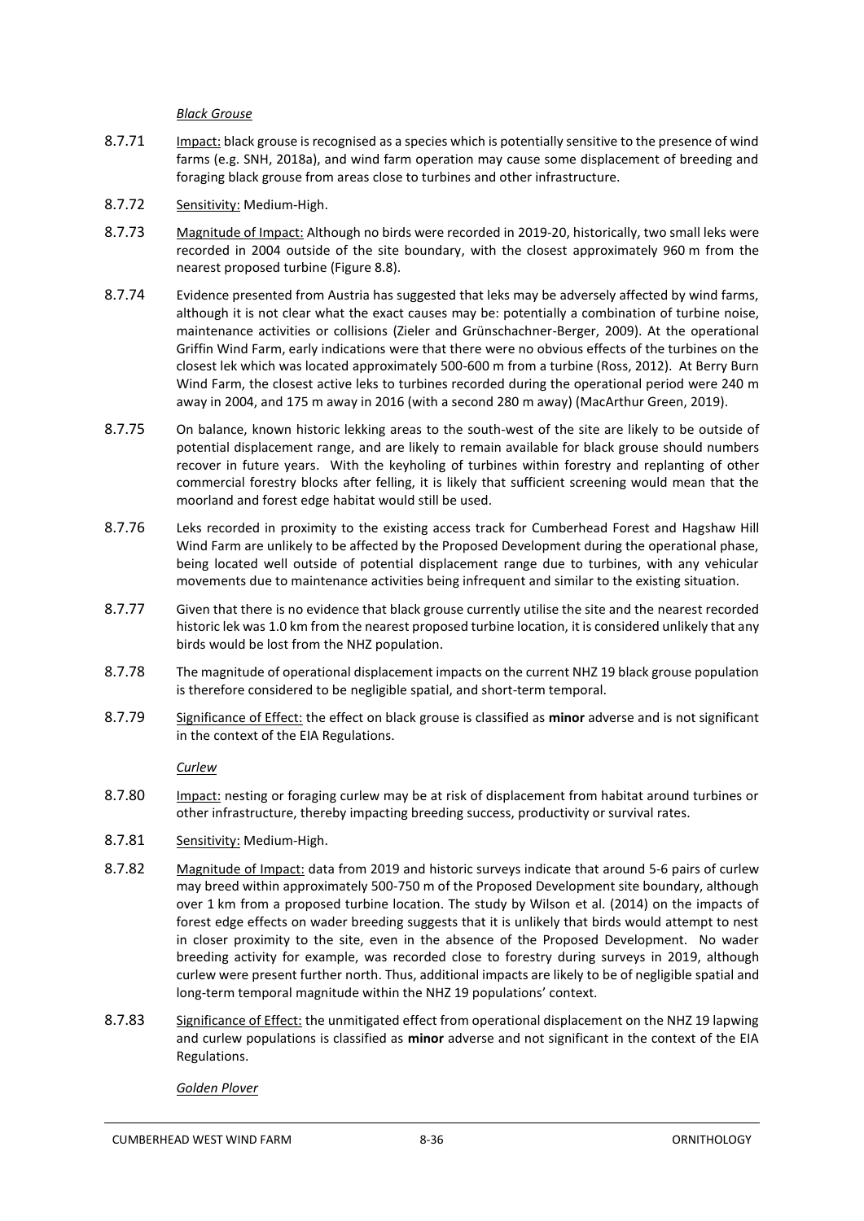*Black Grouse*

8.7.71 Impact: black grouse is recognised as a species which is potentially sensitive to the presence of wind farms (e.g. SNH, 2018a), and wind farm operation may cause some displacement of breeding and foraging black grouse from areas close to turbines and other infrastructure.

8.7.72 Sensitivity: Medium-High.

8.7.73 Magnitude of Impact: Although no birds were recorded in 2019-20, historically, two small leks were recorded in 2004 outside of the site boundary, with the closest approximately 960 m from the nearest proposed turbine (Figure 8.8).

8.7.74 Evidence presented from Austria has suggested that leks may be adversely affected by wind farms, although it is not clear what the exact causes may be: potentially a combination of turbine noise, maintenance activities or collisions (Zieler and Grünschachner-Berger, 2009). At the operational Griffin Wind Farm, early indications were that there were no obvious effects of the turbines on the closest lek which was located approximately 500-600 m from a turbine (Ross, 2012). At Berry Burn Wind Farm, the closest active leks to turbines recorded during the operational period were 240 m away in 2004, and 175 m away in 2016 (with a second 280 m away) (MacArthur Green, 2019).

8.7.75 On balance, known historic lekking areas to the south-west of the site are likely to be outside of potential displacement range, and are likely to remain available for black grouse should numbers recover in future years. With the keyholing of turbines within forestry and replanting of other commercial forestry blocks after felling, it is likely that sufficient screening would mean that the moorland and forest edge habitat would still be used.

8.7.76 Leks recorded in proximity to the existing access track for Cumberhead Forest and Hagshaw Hill Wind Farm are unlikely to be affected by the Proposed Development during the operational phase, being located well outside of potential displacement range due to turbines, with any vehicular movements due to maintenance activities being infrequent and similar to the existing situation.

8.7.77 Given that there is no evidence that black grouse currently utilise the site and the nearest recorded historic lek was 1.0 km from the nearest proposed turbine location, it is considered unlikely that any birds would be lost from the NHZ population.

8.7.78 The magnitude of operational displacement impacts on the current NHZ 19 black grouse population is therefore considered to be negligible spatial, and short-term temporal.

8.7.79 Significance of Effect: the effect on black grouse is classified as **minor** adverse and is not significant in the context of the EIA Regulations.

*Curlew*

8.7.80 Impact: nesting or foraging curlew may be at risk of displacement from habitat around turbines or other infrastructure, thereby impacting breeding success, productivity or survival rates.

8.7.81 Sensitivity: Medium-High.

8.7.82 Magnitude of Impact: data from 2019 and historic surveys indicate that around 5-6 pairs of curlew may breed within approximately 500-750 m of the Proposed Development site boundary, although over 1 km from a proposed turbine location. The study by Wilson et al. (2014) on the impacts of forest edge effects on wader breeding suggests that it is unlikely that birds would attempt to nest in closer proximity to the site, even in the absence of the Proposed Development. No wader breeding activity for example, was recorded close to forestry during surveys in 2019, although curlew were present further north. Thus, additional impacts are likely to be of negligible spatial and long-term temporal magnitude within the NHZ 19 populations' context.

8.7.83 Significance of Effect: the unmitigated effect from operational displacement on the NHZ 19 lapwing and curlew populations is classified as **minor** adverse and not significant in the context of the EIA Regulations.

*Golden Plover*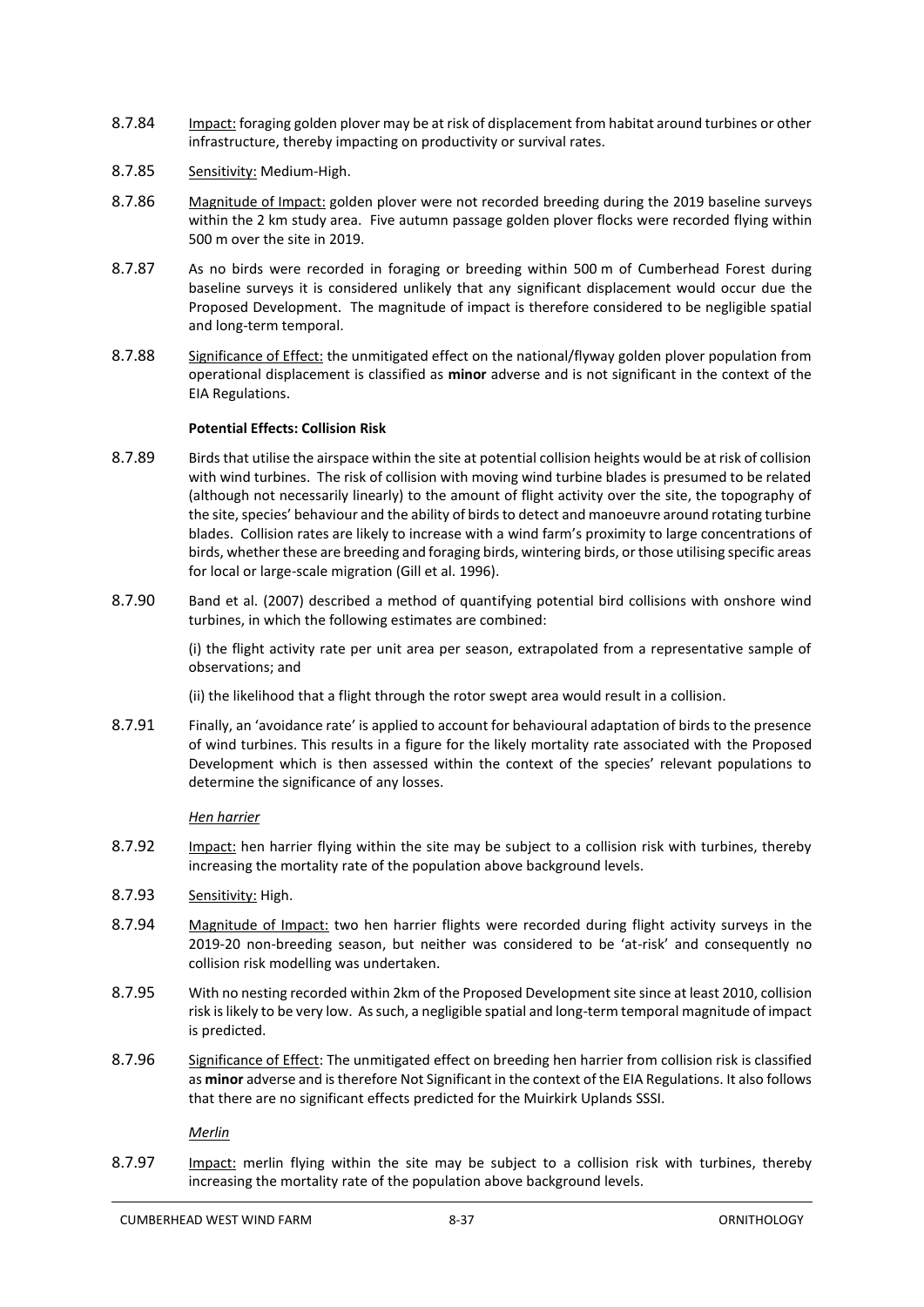8.7.84 Impact: foraging golden plover may be at risk of displacement from habitat around turbines or other infrastructure, thereby impacting on productivity or survival rates.

8.7.85 Sensitivity: Medium-High.

8.7.86 Magnitude of Impact: golden plover were not recorded breeding during the 2019 baseline surveys within the 2 km study area. Five autumn passage golden plover flocks were recorded flying within 500 m over the site in 2019.

8.7.87 As no birds were recorded in foraging or breeding within 500 m of Cumberhead Forest during baseline surveys it is considered unlikely that any significant displacement would occur due the Proposed Development. The magnitude of impact is therefore considered to be negligible spatial and long-term temporal.

8.7.88 Significance of Effect: the unmitigated effect on the national/flyway golden plover population from operational displacement is classified as **minor** adverse and is not significant in the context of the EIA Regulations.

**Potential Effects: Collision Risk**

8.7.89 Birds that utilise the airspace within the site at potential collision heights would be at risk of collision with wind turbines. The risk of collision with moving wind turbine blades is presumed to be related (although not necessarily linearly) to the amount of flight activity over the site, the topography of the site, species' behaviour and the ability of birds to detect and manoeuvre around rotating turbine blades. Collision rates are likely to increase with a wind farm's proximity to large concentrations of birds, whether these are breeding and foraging birds, wintering birds, or those utilising specific areas for local or large-scale migration (Gill et al. 1996).

8.7.90 Band et al. (2007) described a method of quantifying potential bird collisions with onshore wind turbines, in which the following estimates are combined:

(i) the flight activity rate per unit area per season, extrapolated from a representative sample of observations; and

(ii) the likelihood that a flight through the rotor swept area would result in a collision.

8.7.91 Finally, an 'avoidance rate' is applied to account for behavioural adaptation of birds to the presence of wind turbines. This results in a figure for the likely mortality rate associated with the Proposed Development which is then assessed within the context of the species' relevant populations to determine the significance of any losses.

*Hen harrier*

8.7.92 Impact: hen harrier flying within the site may be subject to a collision risk with turbines, thereby increasing the mortality rate of the population above background levels.

8.7.93 Sensitivity: High.

8.7.94 Magnitude of Impact: two hen harrier flights were recorded during flight activity surveys in the 2019-20 non-breeding season, but neither was considered to be 'at-risk' and consequently no collision risk modelling was undertaken.

8.7.95 With no nesting recorded within 2km of the Proposed Development site since at least 2010, collision risk is likely to be very low. As such, a negligible spatial and long-term temporal magnitude of impact is predicted.

8.7.96 Significance of Effect: The unmitigated effect on breeding hen harrier from collision risk is classified as **minor** adverse and is therefore Not Significant in the context of the EIA Regulations. It also follows that there are no significant effects predicted for the Muirkirk Uplands SSSI.

*Merlin*

8.7.97 Impact: merlin flying within the site may be subject to a collision risk with turbines, thereby increasing the mortality rate of the population above background levels.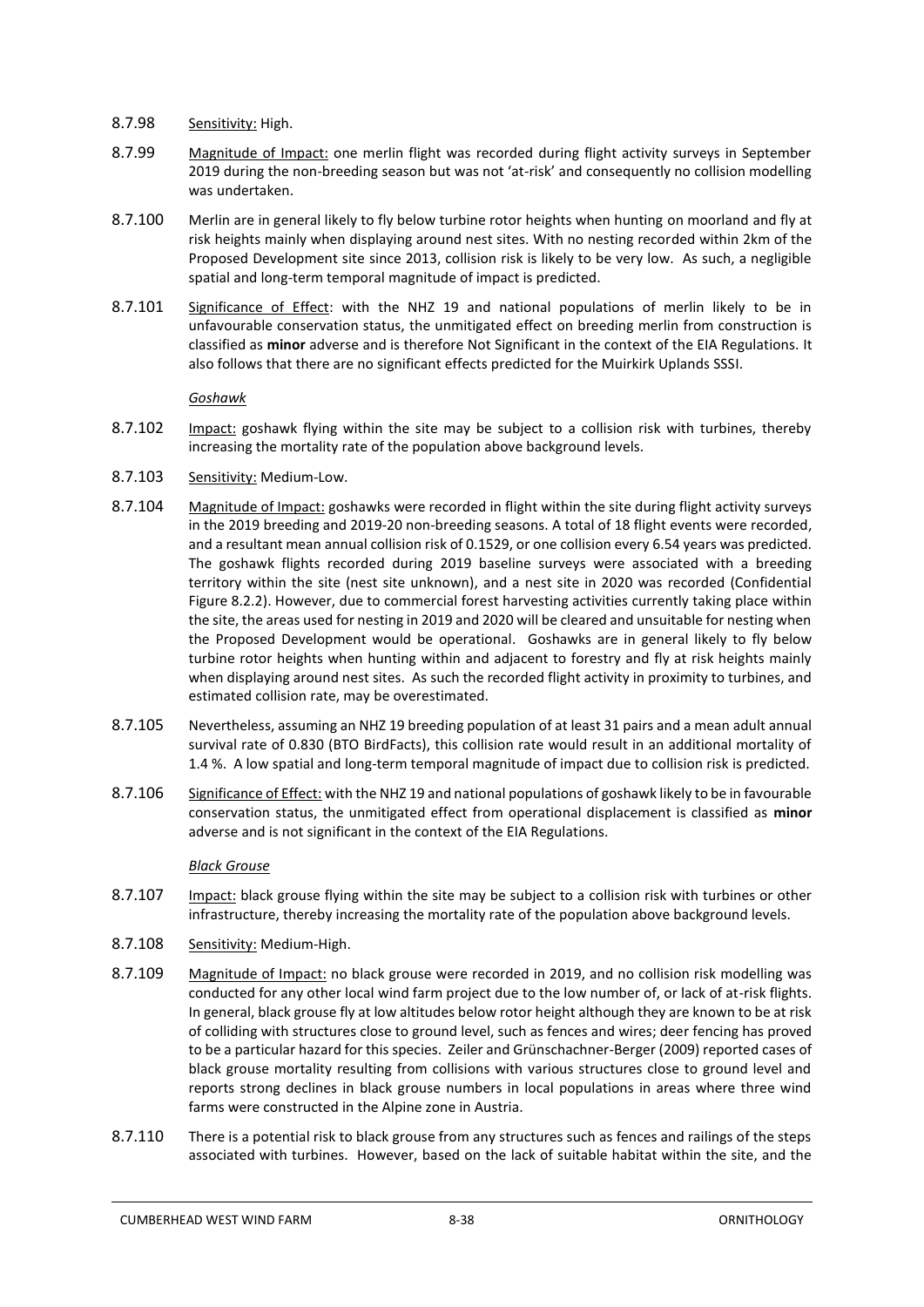8.7.98 Sensitivity: High.

8.7.99 Magnitude of Impact: one merlin flight was recorded during flight activity surveys in September 2019 during the non-breeding season but was not 'at-risk' and consequently no collision modelling was undertaken.

8.7.100 Merlin are in general likely to fly below turbine rotor heights when hunting on moorland and fly at risk heights mainly when displaying around nest sites. With no nesting recorded within 2km of the Proposed Development site since 2013, collision risk is likely to be very low. As such, a negligible spatial and long-term temporal magnitude of impact is predicted.

8.7.101 Significance of Effect: with the NHZ 19 and national populations of merlin likely to be in unfavourable conservation status, the unmitigated effect on breeding merlin from construction is classified as **minor** adverse and is therefore Not Significant in the context of the EIA Regulations. It also follows that there are no significant effects predicted for the Muirkirk Uplands SSSI.

*Goshawk*

8.7.102 Impact: goshawk flying within the site may be subject to a collision risk with turbines, thereby increasing the mortality rate of the population above background levels.

8.7.103 Sensitivity: Medium-Low.

8.7.104 Magnitude of Impact: goshawks were recorded in flight within the site during flight activity surveys in the 2019 breeding and 2019-20 non-breeding seasons. A total of 18 flight events were recorded, and a resultant mean annual collision risk of 0.1529, or one collision every 6.54 years was predicted. The goshawk flights recorded during 2019 baseline surveys were associated with a breeding territory within the site (nest site unknown), and a nest site in 2020 was recorded (Confidential Figure 8.2.2). However, due to commercial forest harvesting activities currently taking place within the site, the areas used for nesting in 2019 and 2020 will be cleared and unsuitable for nesting when the Proposed Development would be operational. Goshawks are in general likely to fly below turbine rotor heights when hunting within and adjacent to forestry and fly at risk heights mainly when displaying around nest sites. As such the recorded flight activity in proximity to turbines, and estimated collision rate, may be overestimated.

8.7.105 Nevertheless, assuming an NHZ 19 breeding population of at least 31 pairs and a mean adult annual survival rate of 0.830 (BTO BirdFacts), this collision rate would result in an additional mortality of 1.4 %. A low spatial and long-term temporal magnitude of impact due to collision risk is predicted.

8.7.106 Significance of Effect: with the NHZ 19 and national populations of goshawk likely to be in favourable conservation status, the unmitigated effect from operational displacement is classified as **minor** adverse and is not significant in the context of the EIA Regulations.

*Black Grouse*

8.7.107 Impact: black grouse flying within the site may be subject to a collision risk with turbines or other infrastructure, thereby increasing the mortality rate of the population above background levels.

8.7.108 Sensitivity: Medium-High.

8.7.109 Magnitude of Impact: no black grouse were recorded in 2019, and no collision risk modelling was conducted for any other local wind farm project due to the low number of, or lack of at-risk flights. In general, black grouse fly at low altitudes below rotor height although they are known to be at risk of colliding with structures close to ground level, such as fences and wires; deer fencing has proved to be a particular hazard for this species. Zeiler and Grünschachner-Berger (2009) reported cases of black grouse mortality resulting from collisions with various structures close to ground level and reports strong declines in black grouse numbers in local populations in areas where three wind farms were constructed in the Alpine zone in Austria.

8.7.110 There is a potential risk to black grouse from any structures such as fences and railings of the steps associated with turbines. However, based on the lack of suitable habitat within the site, and the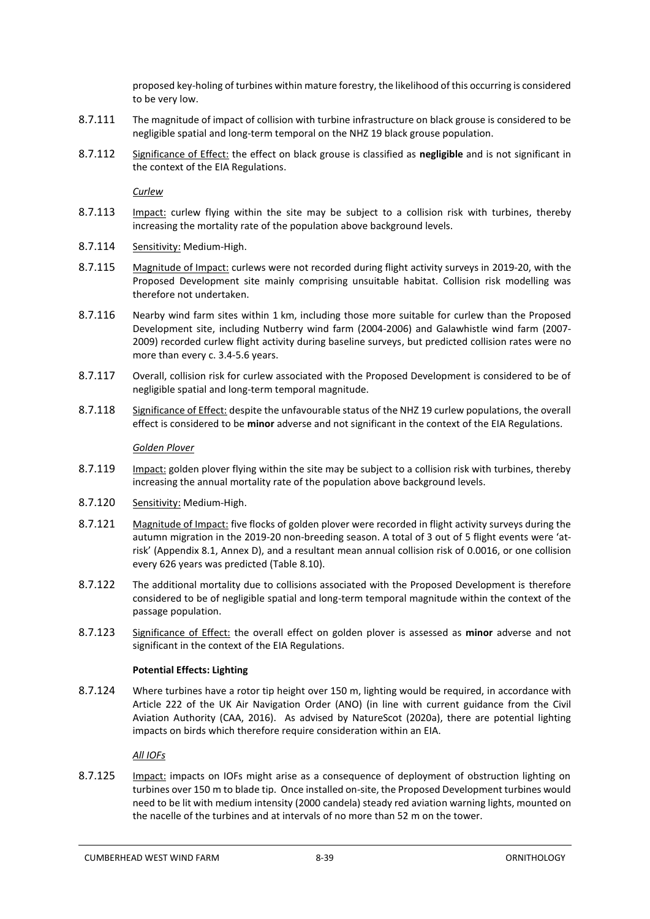proposed key-holing of turbines within mature forestry, the likelihood of this occurring is considered to be very low.

8.7.111 The magnitude of impact of collision with turbine infrastructure on black grouse is considered to be negligible spatial and long-term temporal on the NHZ 19 black grouse population.

8.7.112 Significance of Effect: the effect on black grouse is classified as **negligible** and is not significant in the context of the EIA Regulations.

*Curlew*

8.7.113 Impact: curlew flying within the site may be subject to a collision risk with turbines, thereby increasing the mortality rate of the population above background levels.

8.7.114 Sensitivity: Medium-High.

8.7.115 Magnitude of Impact: curlews were not recorded during flight activity surveys in 2019-20, with the Proposed Development site mainly comprising unsuitable habitat. Collision risk modelling was therefore not undertaken.

8.7.116 Nearby wind farm sites within 1 km, including those more suitable for curlew than the Proposed Development site, including Nutberry wind farm (2004-2006) and Galawhistle wind farm (2007-2009) recorded curlew flight activity during baseline surveys, but predicted collision rates were no more than every c. 3.4-5.6 years.

8.7.117 Overall, collision risk for curlew associated with the Proposed Development is considered to be of negligible spatial and long-term temporal magnitude.

8.7.118 Significance of Effect: despite the unfavourable status of the NHZ 19 curlew populations, the overall effect is considered to be **minor** adverse and not significant in the context of the EIA Regulations.

*Golden Plover*

8.7.119 Impact: golden plover flying within the site may be subject to a collision risk with turbines, thereby increasing the annual mortality rate of the population above background levels.

8.7.120 Sensitivity: Medium-High.

8.7.121 Magnitude of Impact: five flocks of golden plover were recorded in flight activity surveys during the autumn migration in the 2019-20 non-breeding season. A total of 3 out of 5 flight events were 'at-risk' (Appendix 8.1, Annex D), and a resultant mean annual collision risk of 0.0016, or one collision every 626 years was predicted (Table 8.10).

8.7.122 The additional mortality due to collisions associated with the Proposed Development is therefore considered to be of negligible spatial and long-term temporal magnitude within the context of the passage population.

8.7.123 Significance of Effect: the overall effect on golden plover is assessed as **minor** adverse and not significant in the context of the EIA Regulations.

**Potential Effects: Lighting**

8.7.124 Where turbines have a rotor tip height over 150 m, lighting would be required, in accordance with Article 222 of the UK Air Navigation Order (ANO) (in line with current guidance from the Civil Aviation Authority (CAA, 2016). As advised by NatureScot (2020a), there are potential lighting impacts on birds which therefore require consideration within an EIA.

*All IOFs*

8.7.125 Impact: impacts on IOFs might arise as a consequence of deployment of obstruction lighting on turbines over 150 m to blade tip. Once installed on-site, the Proposed Development turbines would need to be lit with medium intensity (2000 candela) steady red aviation warning lights, mounted on the nacelle of the turbines and at intervals of no more than 52 m on the tower.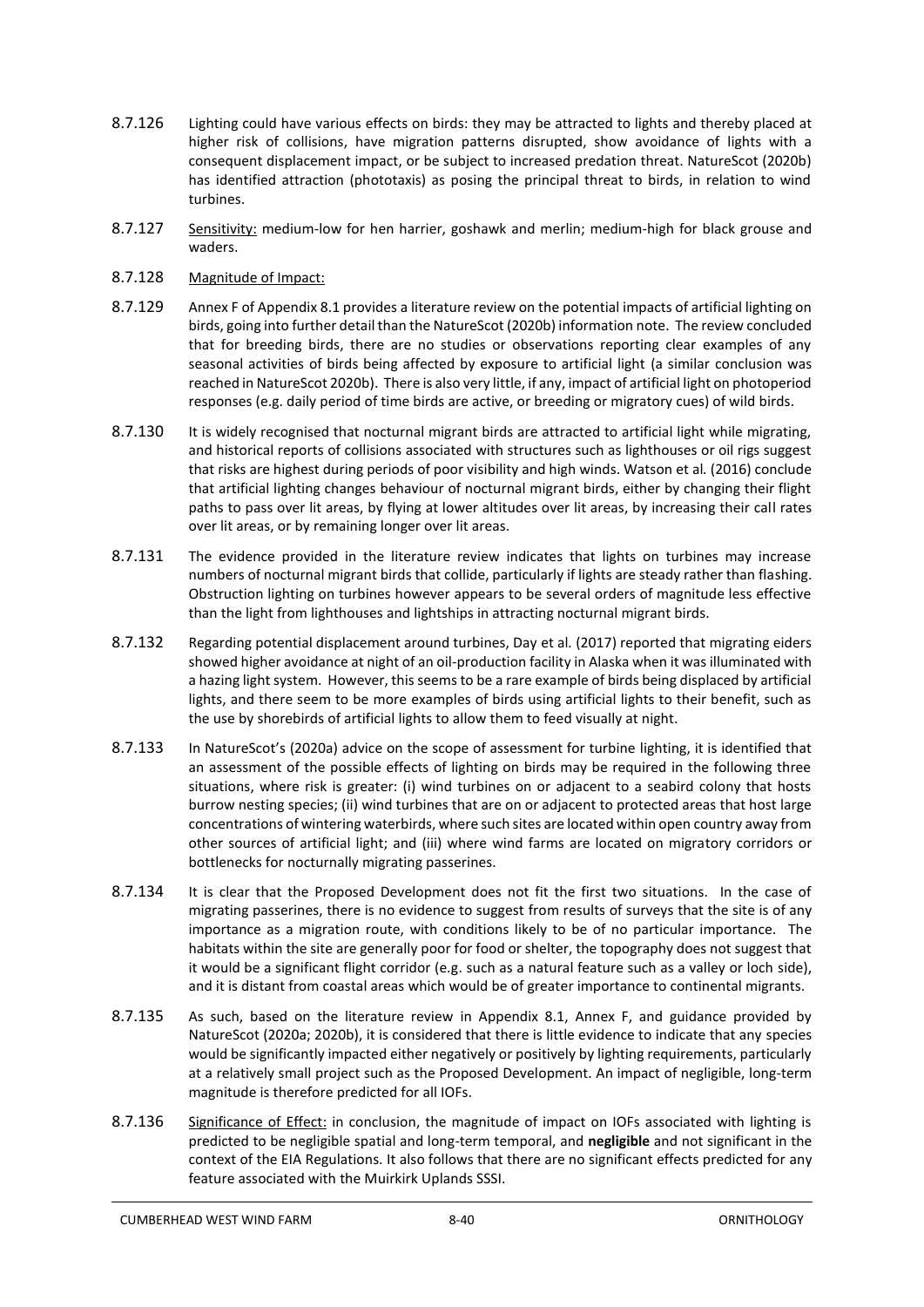8.7.126 Lighting could have various effects on birds: they may be attracted to lights and thereby placed at higher risk of collisions, have migration patterns disrupted, show avoidance of lights with a consequent displacement impact, or be subject to increased predation threat. NatureScot (2020b) has identified attraction (phototaxis) as posing the principal threat to birds, in relation to wind turbines.

8.7.127 Sensitivity: medium-low for hen harrier, goshawk and merlin; medium-high for black grouse and waders.

8.7.128 Magnitude of Impact:

8.7.129 Annex F of Appendix 8.1 provides a literature review on the potential impacts of artificial lighting on birds, going into further detail than the NatureScot (2020b) information note. The review concluded that for breeding birds, there are no studies or observations reporting clear examples of any seasonal activities of birds being affected by exposure to artificial light (a similar conclusion was reached in NatureScot 2020b). There is also very little, if any, impact of artificial light on photoperiod responses (e.g. daily period of time birds are active, or breeding or migratory cues) of wild birds.

8.7.130 It is widely recognised that nocturnal migrant birds are attracted to artificial light while migrating, and historical reports of collisions associated with structures such as lighthouses or oil rigs suggest that risks are highest during periods of poor visibility and high winds. Watson et al*.* (2016) conclude that artificial lighting changes behaviour of nocturnal migrant birds, either by changing their flight paths to pass over lit areas, by flying at lower altitudes over lit areas, by increasing their call rates over lit areas, or by remaining longer over lit areas.

8.7.131 The evidence provided in the literature review indicates that lights on turbines may increase numbers of nocturnal migrant birds that collide, particularly if lights are steady rather than flashing. Obstruction lighting on turbines however appears to be several orders of magnitude less effective than the light from lighthouses and lightships in attracting nocturnal migrant birds.

8.7.132 Regarding potential displacement around turbines, Day et al*.* (2017) reported that migrating eiders showed higher avoidance at night of an oil-production facility in Alaska when it was illuminated with a hazing light system. However, this seems to be a rare example of birds being displaced by artificial lights, and there seem to be more examples of birds using artificial lights to their benefit, such as the use by shorebirds of artificial lights to allow them to feed visually at night.

8.7.133 In NatureScot's (2020a) advice on the scope of assessment for turbine lighting, it is identified that an assessment of the possible effects of lighting on birds may be required in the following three situations, where risk is greater: (i) wind turbines on or adjacent to a seabird colony that hosts burrow nesting species; (ii) wind turbines that are on or adjacent to protected areas that host large concentrations of wintering waterbirds, where such sites are located within open country away from other sources of artificial light; and (iii) where wind farms are located on migratory corridors or bottlenecks for nocturnally migrating passerines.

8.7.134 It is clear that the Proposed Development does not fit the first two situations. In the case of migrating passerines, there is no evidence to suggest from results of surveys that the site is of any importance as a migration route, with conditions likely to be of no particular importance. The habitats within the site are generally poor for food or shelter, the topography does not suggest that it would be a significant flight corridor (e.g. such as a natural feature such as a valley or loch side), and it is distant from coastal areas which would be of greater importance to continental migrants.

8.7.135 As such, based on the literature review in Appendix 8.1, Annex F, and guidance provided by NatureScot (2020a; 2020b), it is considered that there is little evidence to indicate that any species would be significantly impacted either negatively or positively by lighting requirements, particularly at a relatively small project such as the Proposed Development. An impact of negligible, long-term magnitude is therefore predicted for all IOFs.

8.7.136 Significance of Effect: in conclusion, the magnitude of impact on IOFs associated with lighting is predicted to be negligible spatial and long-term temporal, and **negligible** and not significant in the context of the EIA Regulations. It also follows that there are no significant effects predicted for any feature associated with the Muirkirk Uplands SSSI.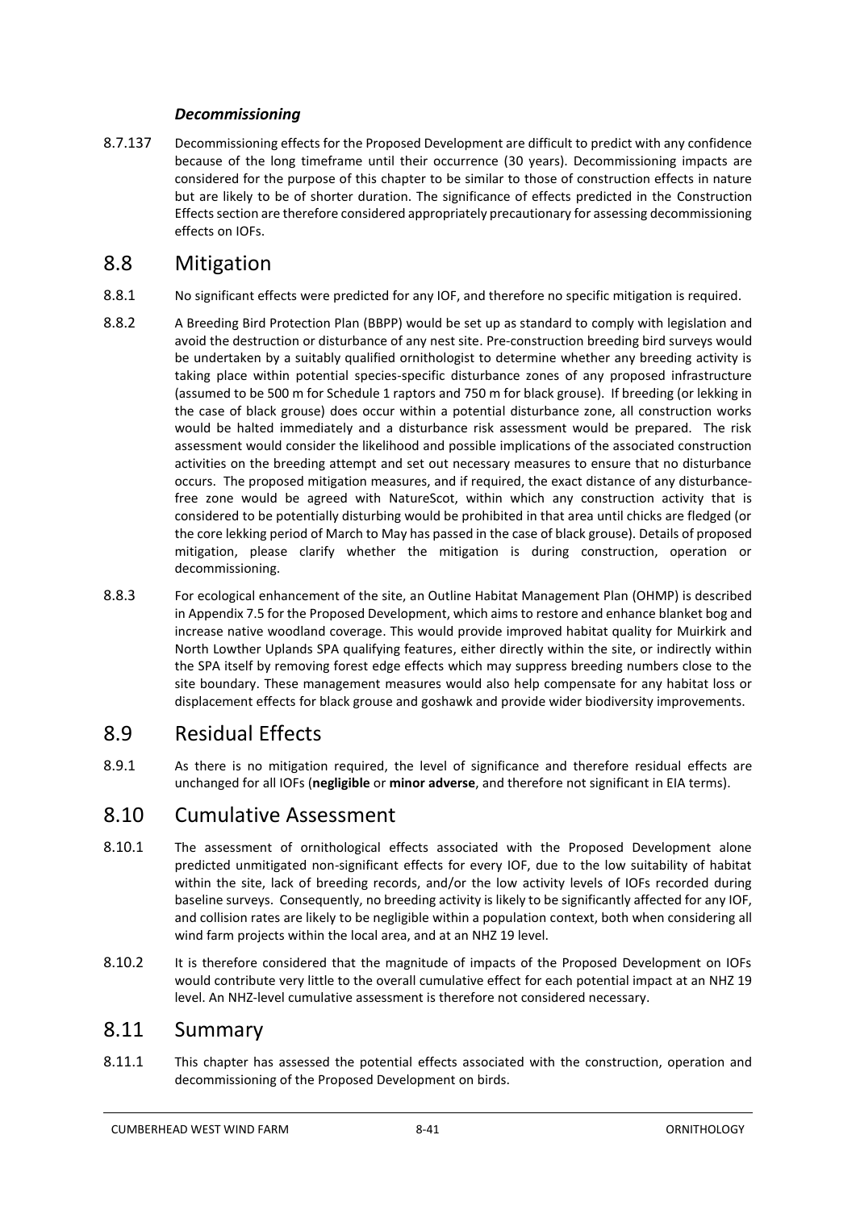### *Decommissioning*

8.7.137 Decommissioning effects for the Proposed Development are difficult to predict with any confidence because of the long timeframe until their occurrence (30 years). Decommissioning impacts are considered for the purpose of this chapter to be similar to those of construction effects in nature but are likely to be of shorter duration. The significance of effects predicted in the Construction Effects section are therefore considered appropriately precautionary for assessing decommissioning effects on IOFs.

## 8.8 Mitigation

8.8.1 No significant effects were predicted for any IOF, and therefore no specific mitigation is required.

8.8.2 A Breeding Bird Protection Plan (BBPP) would be set up as standard to comply with legislation and avoid the destruction or disturbance of any nest site. Pre-construction breeding bird surveys would be undertaken by a suitably qualified ornithologist to determine whether any breeding activity is taking place within potential species-specific disturbance zones of any proposed infrastructure (assumed to be 500 m for Schedule 1 raptors and 750 m for black grouse). If breeding (or lekking in the case of black grouse) does occur within a potential disturbance zone, all construction works would be halted immediately and a disturbance risk assessment would be prepared. The risk assessment would consider the likelihood and possible implications of the associated construction activities on the breeding attempt and set out necessary measures to ensure that no disturbance occurs. The proposed mitigation measures, and if required, the exact distance of any disturbance-free zone would be agreed with NatureScot, within which any construction activity that is considered to be potentially disturbing would be prohibited in that area until chicks are fledged (or the core lekking period of March to May has passed in the case of black grouse). Details of proposed mitigation, please clarify whether the mitigation is during construction, operation or decommissioning.

8.8.3 For ecological enhancement of the site, an Outline Habitat Management Plan (OHMP) is described in Appendix 7.5 for the Proposed Development, which aims to restore and enhance blanket bog and increase native woodland coverage. This would provide improved habitat quality for Muirkirk and North Lowther Uplands SPA qualifying features, either directly within the site, or indirectly within the SPA itself by removing forest edge effects which may suppress breeding numbers close to the site boundary. These management measures would also help compensate for any habitat loss or displacement effects for black grouse and goshawk and provide wider biodiversity improvements.

## 8.9 Residual Effects

8.9.1 As there is no mitigation required, the level of significance and therefore residual effects are unchanged for all IOFs (**negligible** or **minor adverse**, and therefore not significant in EIA terms).

## 8.10 Cumulative Assessment

8.10.1 The assessment of ornithological effects associated with the Proposed Development alone predicted unmitigated non-significant effects for every IOF, due to the low suitability of habitat within the site, lack of breeding records, and/or the low activity levels of IOFs recorded during baseline surveys. Consequently, no breeding activity is likely to be significantly affected for any IOF, and collision rates are likely to be negligible within a population context, both when considering all wind farm projects within the local area, and at an NHZ 19 level.

8.10.2 It is therefore considered that the magnitude of impacts of the Proposed Development on IOFs would contribute very little to the overall cumulative effect for each potential impact at an NHZ 19 level. An NHZ-level cumulative assessment is therefore not considered necessary.

## 8.11 Summary

8.11.1 This chapter has assessed the potential effects associated with the construction, operation and decommissioning of the Proposed Development on birds.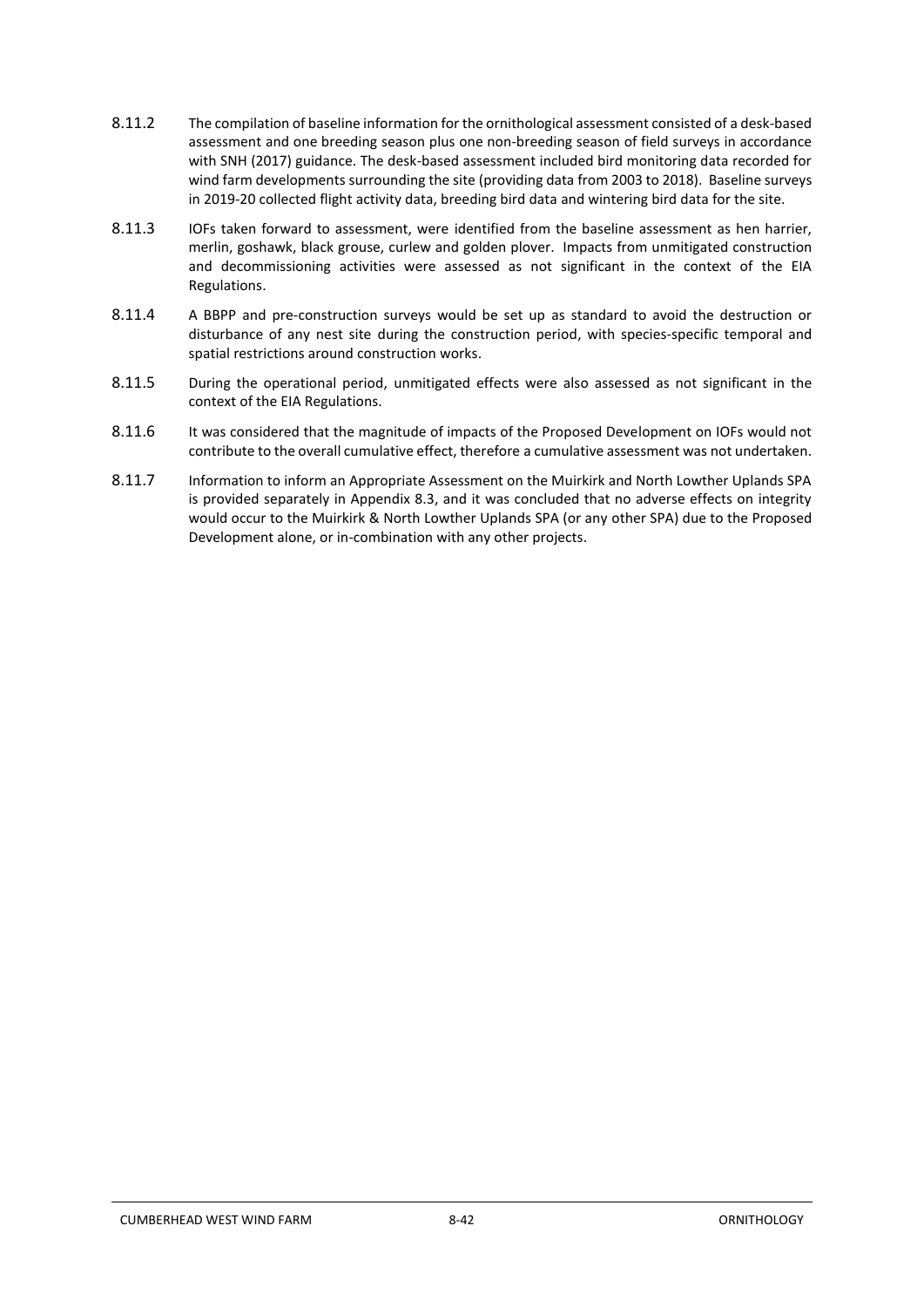8.11.2 The compilation of baseline information for the ornithological assessment consisted of a desk-based assessment and one breeding season plus one non-breeding season of field surveys in accordance with SNH (2017) guidance. The desk-based assessment included bird monitoring data recorded for wind farm developments surrounding the site (providing data from 2003 to 2018). Baseline surveys in 2019-20 collected flight activity data, breeding bird data and wintering bird data for the site.

8.11.3 IOFs taken forward to assessment, were identified from the baseline assessment as hen harrier, merlin, goshawk, black grouse, curlew and golden plover. Impacts from unmitigated construction and decommissioning activities were assessed as not significant in the context of the EIA Regulations.

8.11.4 A BBPP and pre-construction surveys would be set up as standard to avoid the destruction or disturbance of any nest site during the construction period, with species-specific temporal and spatial restrictions around construction works.

8.11.5 During the operational period, unmitigated effects were also assessed as not significant in the context of the EIA Regulations.

8.11.6 It was considered that the magnitude of impacts of the Proposed Development on IOFs would not contribute to the overall cumulative effect, therefore a cumulative assessment was not undertaken.

8.11.7 Information to inform an Appropriate Assessment on the Muirkirk and North Lowther Uplands SPA is provided separately in Appendix 8.3, and it was concluded that no adverse effects on integrity would occur to the Muirkirk & North Lowther Uplands SPA (or any other SPA) due to the Proposed Development alone, or in-combination with any other projects.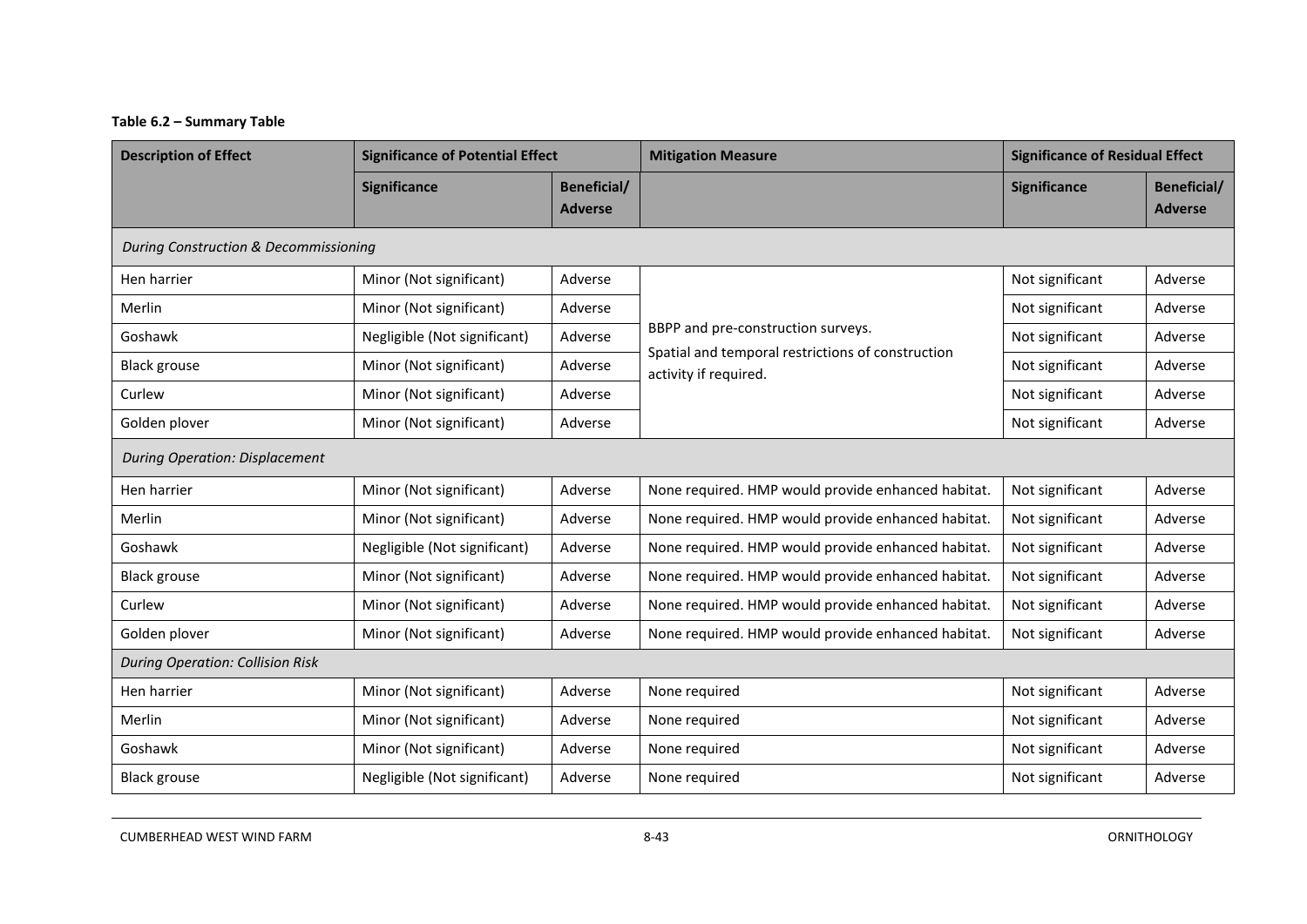**Table 6.2 – Summary Table**

| Description of Effect | Significance of Potential Effect | | Mitigation Measure | Significance of Residual Effect | |
|---|---|---|---|---|---|
| | **Significance** | **Beneficial/ Adverse** | | **Significance** | **Beneficial/ Adverse** |
| *During Construction & Decommissioning* | | | | | |
| Hen harrier | Minor (Not significant) | Adverse | BBPP and pre-construction surveys. Spatial and temporal restrictions of construction activity if required. | Not significant | Adverse |
| Merlin | Minor (Not significant) | Adverse | | Not significant | Adverse |
| Goshawk | Negligible (Not significant) | Adverse | | Not significant | Adverse |
| Black grouse | Minor (Not significant) | Adverse | | Not significant | Adverse |
| Curlew | Minor (Not significant) | Adverse | | Not significant | Adverse |
| Golden plover | Minor (Not significant) | Adverse | | Not significant | Adverse |
| *During Operation: Displacement* | | | | | |
| Hen harrier | Minor (Not significant) | Adverse | None required. HMP would provide enhanced habitat. | Not significant | Adverse |
| Merlin | Minor (Not significant) | Adverse | None required. HMP would provide enhanced habitat. | Not significant | Adverse |
| Goshawk | Negligible (Not significant) | Adverse | None required. HMP would provide enhanced habitat. | Not significant | Adverse |
| Black grouse | Minor (Not significant) | Adverse | None required. HMP would provide enhanced habitat. | Not significant | Adverse |
| Curlew | Minor (Not significant) | Adverse | None required. HMP would provide enhanced habitat. | Not significant | Adverse |
| Golden plover | Minor (Not significant) | Adverse | None required. HMP would provide enhanced habitat. | Not significant | Adverse |
| *During Operation: Collision Risk* | | | | | |
| Hen harrier | Minor (Not significant) | Adverse | None required | Not significant | Adverse |
| Merlin | Minor (Not significant) | Adverse | None required | Not significant | Adverse |
| Goshawk | Minor (Not significant) | Adverse | None required | Not significant | Adverse |
| Black grouse | Negligible (Not significant) | Adverse | None required | Not significant | Adverse |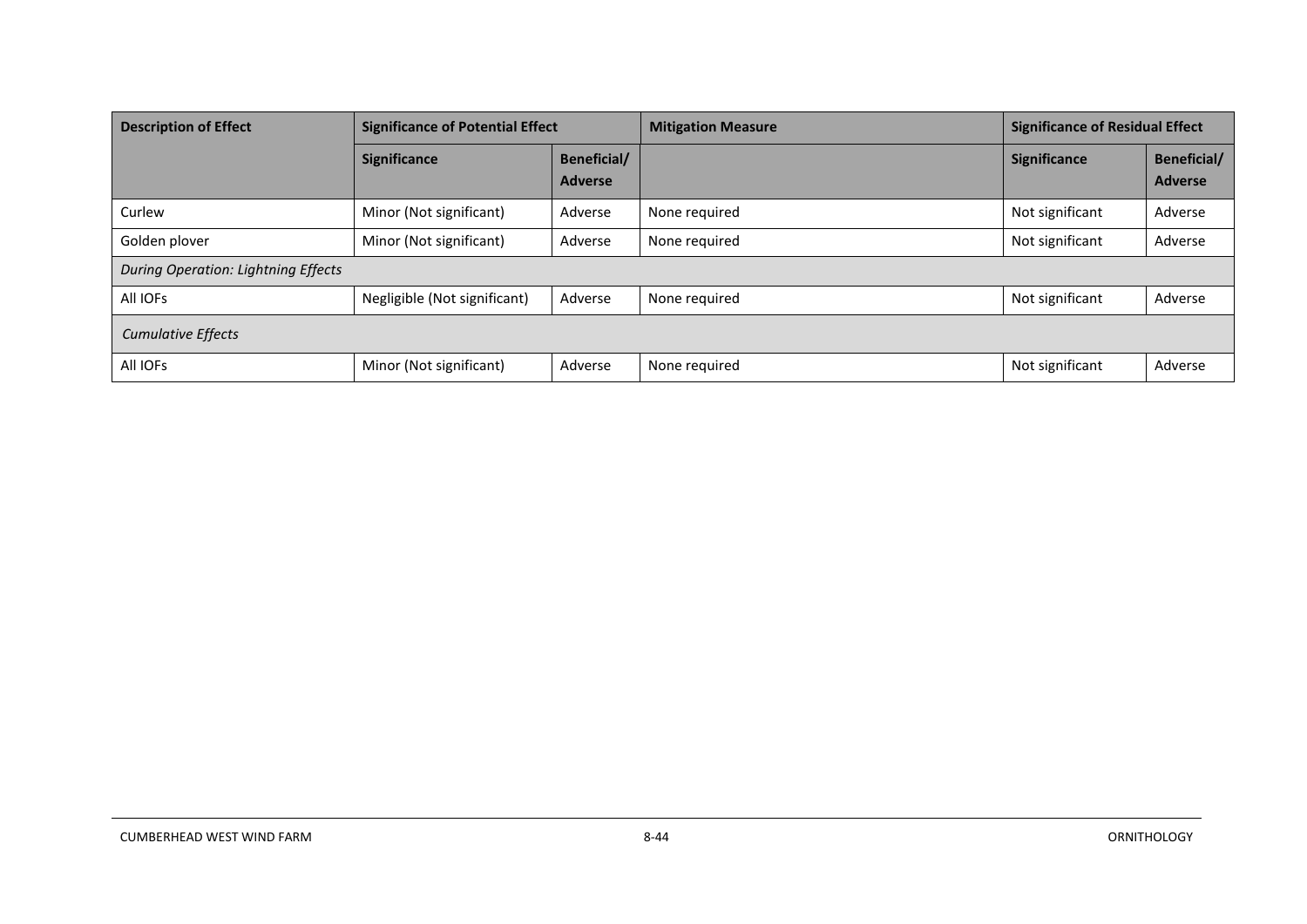| Description of Effect | Significance of Potential Effect | | Mitigation Measure | Significance of Residual Effect | |
|---|---|---|---|---|---|
| | Significance | Beneficial/ Adverse | | Significance | Beneficial/ Adverse |
| Curlew | Minor (Not significant) | Adverse | None required | Not significant | Adverse |
| Golden plover | Minor (Not significant) | Adverse | None required | Not significant | Adverse |
| *During Operation: Lightning Effects* | | | | | |
| All IOFs | Negligible (Not significant) | Adverse | None required | Not significant | Adverse |
| *Cumulative Effects* | | | | | |
| All IOFs | Minor (Not significant) | Adverse | None required | Not significant | Adverse |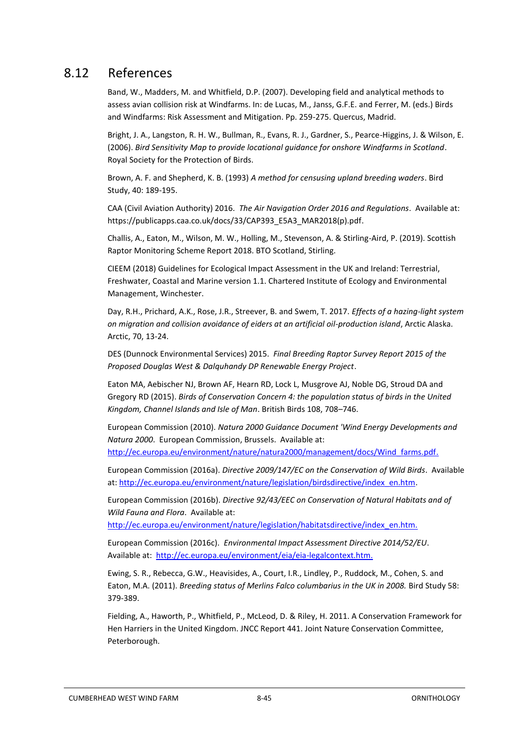## 8.12 References

Band, W., Madders, M. and Whitfield, D.P. (2007). Developing field and analytical methods to assess avian collision risk at Windfarms. In: de Lucas, M., Janss, G.F.E. and Ferrer, M. (eds.) Birds and Windfarms: Risk Assessment and Mitigation. Pp. 259-275. Quercus, Madrid.

Bright, J. A., Langston, R. H. W., Bullman, R., Evans, R. J., Gardner, S., Pearce-Higgins, J. & Wilson, E. (2006). *Bird Sensitivity Map to provide locational guidance for onshore Windfarms in Scotland*. Royal Society for the Protection of Birds.

Brown, A. F. and Shepherd, K. B. (1993) *A method for censusing upland breeding waders*. Bird Study, 40: 189-195.

CAA (Civil Aviation Authority) 2016. *The Air Navigation Order 2016 and Regulations*. Available at: https://publicapps.caa.co.uk/docs/33/CAP393_E5A3_MAR2018(p).pdf.

Challis, A., Eaton, M., Wilson, M. W., Holling, M., Stevenson, A. & Stirling-Aird, P. (2019). Scottish Raptor Monitoring Scheme Report 2018. BTO Scotland, Stirling.

CIEEM (2018) Guidelines for Ecological Impact Assessment in the UK and Ireland: Terrestrial, Freshwater, Coastal and Marine version 1.1. Chartered Institute of Ecology and Environmental Management, Winchester.

Day, R.H., Prichard, A.K., Rose, J.R., Streever, B. and Swem, T. 2017. *Effects of a hazing-light system on migration and collision avoidance of eiders at an artificial oil-production island*, Arctic Alaska. Arctic, 70, 13-24.

DES (Dunnock Environmental Services) 2015. *Final Breeding Raptor Survey Report 2015 of the Proposed Douglas West & Dalquhandy DP Renewable Energy Project*.

Eaton MA, Aebischer NJ, Brown AF, Hearn RD, Lock L, Musgrove AJ, Noble DG, Stroud DA and Gregory RD (2015). *Birds of Conservation Concern 4: the population status of birds in the United Kingdom, Channel Islands and Isle of Man*. British Birds 108, 708–746.

European Commission (2010). *Natura 2000 Guidance Document 'Wind Energy Developments and Natura 2000*. European Commission, Brussels. Available at: http://ec.europa.eu/environment/nature/natura2000/management/docs/Wind_farms.pdf.

European Commission (2016a). *Directive 2009/147/EC on the Conservation of Wild Birds*. Available at: http://ec.europa.eu/environment/nature/legislation/birdsdirective/index_en.htm.

European Commission (2016b). *Directive 92/43/EEC on Conservation of Natural Habitats and of Wild Fauna and Flora*. Available at: http://ec.europa.eu/environment/nature/legislation/habitatsdirective/index_en.htm.

European Commission (2016c). *Environmental Impact Assessment Directive 2014/52/EU*. Available at: http://ec.europa.eu/environment/eia/eia-legalcontext.htm.

Ewing, S. R., Rebecca, G.W., Heavisides, A., Court, I.R., Lindley, P., Ruddock, M., Cohen, S. and Eaton, M.A. (2011). *Breeding status of Merlins Falco columbarius in the UK in 2008.* Bird Study 58: 379-389.

Fielding, A., Haworth, P., Whitfield, P., McLeod, D. & Riley, H. 2011. A Conservation Framework for Hen Harriers in the United Kingdom. JNCC Report 441. Joint Nature Conservation Committee, Peterborough.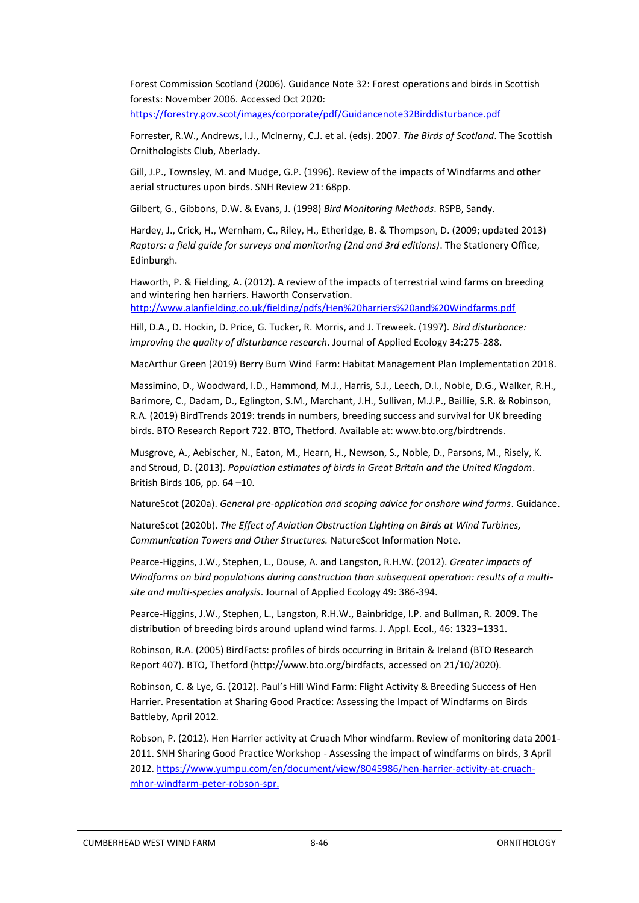Forest Commission Scotland (2006). Guidance Note 32: Forest operations and birds in Scottish forests: November 2006. Accessed Oct 2020: https://forestry.gov.scot/images/corporate/pdf/Guidancenote32Birddisturbance.pdf

Forrester, R.W., Andrews, I.J., McInerny, C.J. et al. (eds). 2007. *The Birds of Scotland*. The Scottish Ornithologists Club, Aberlady.

Gill, J.P., Townsley, M. and Mudge, G.P. (1996). Review of the impacts of Windfarms and other aerial structures upon birds. SNH Review 21: 68pp.

Gilbert, G., Gibbons, D.W. & Evans, J. (1998) *Bird Monitoring Methods*. RSPB, Sandy.

Hardey, J., Crick, H., Wernham, C., Riley, H., Etheridge, B. & Thompson, D. (2009; updated 2013) *Raptors: a field guide for surveys and monitoring (2nd and 3rd editions)*. The Stationery Office, Edinburgh.

Haworth, P. & Fielding, A. (2012). A review of the impacts of terrestrial wind farms on breeding and wintering hen harriers. Haworth Conservation. http://www.alanfielding.co.uk/fielding/pdfs/Hen%20harriers%20and%20Windfarms.pdf

Hill, D.A., D. Hockin, D. Price, G. Tucker, R. Morris, and J. Treweek. (1997). *Bird disturbance: improving the quality of disturbance research*. Journal of Applied Ecology 34:275-288.

MacArthur Green (2019) Berry Burn Wind Farm: Habitat Management Plan Implementation 2018.

Massimino, D., Woodward, I.D., Hammond, M.J., Harris, S.J., Leech, D.I., Noble, D.G., Walker, R.H., Barimore, C., Dadam, D., Eglington, S.M., Marchant, J.H., Sullivan, M.J.P., Baillie, S.R. & Robinson, R.A. (2019) BirdTrends 2019: trends in numbers, breeding success and survival for UK breeding birds. BTO Research Report 722. BTO, Thetford. Available at: www.bto.org/birdtrends.

Musgrove, A., Aebischer, N., Eaton, M., Hearn, H., Newson, S., Noble, D., Parsons, M., Risely, K. and Stroud, D. (2013). *Population estimates of birds in Great Britain and the United Kingdom*. British Birds 106, pp. 64 –10.

NatureScot (2020a). *General pre-application and scoping advice for onshore wind farms*. Guidance.

NatureScot (2020b). *The Effect of Aviation Obstruction Lighting on Birds at Wind Turbines, Communication Towers and Other Structures.* NatureScot Information Note.

Pearce-Higgins, J.W., Stephen, L., Douse, A. and Langston, R.H.W. (2012). *Greater impacts of Windfarms on bird populations during construction than subsequent operation: results of a multi-site and multi-species analysis*. Journal of Applied Ecology 49: 386-394.

Pearce-Higgins, J.W., Stephen, L., Langston, R.H.W., Bainbridge, I.P. and Bullman, R. 2009. The distribution of breeding birds around upland wind farms. J. Appl. Ecol., 46: 1323–1331.

Robinson, R.A. (2005) BirdFacts: profiles of birds occurring in Britain & Ireland (BTO Research Report 407). BTO, Thetford (http://www.bto.org/birdfacts, accessed on 21/10/2020).

Robinson, C. & Lye, G. (2012). Paul's Hill Wind Farm: Flight Activity & Breeding Success of Hen Harrier. Presentation at Sharing Good Practice: Assessing the Impact of Windfarms on Birds Battleby, April 2012.

Robson, P. (2012). Hen Harrier activity at Cruach Mhor windfarm. Review of monitoring data 2001-2011. SNH Sharing Good Practice Workshop - Assessing the impact of windfarms on birds, 3 April 2012. https://www.yumpu.com/en/document/view/8045986/hen-harrier-activity-at-cruach-mhor-windfarm-peter-robson-spr.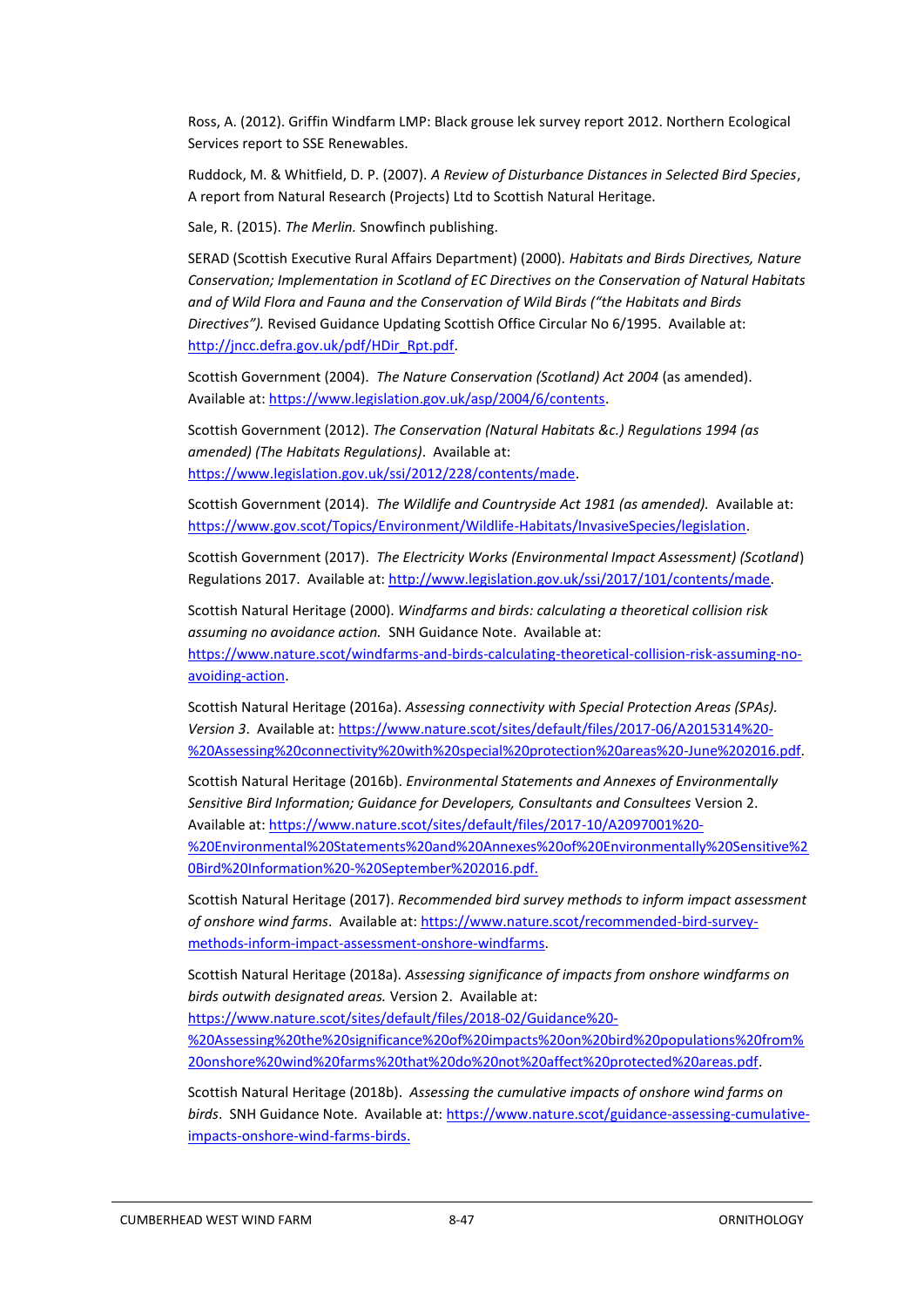Ross, A. (2012). Griffin Windfarm LMP: Black grouse lek survey report 2012. Northern Ecological Services report to SSE Renewables.

Ruddock, M. & Whitfield, D. P. (2007). *A Review of Disturbance Distances in Selected Bird Species*, A report from Natural Research (Projects) Ltd to Scottish Natural Heritage.

Sale, R. (2015). *The Merlin.* Snowfinch publishing.

SERAD (Scottish Executive Rural Affairs Department) (2000). *Habitats and Birds Directives, Nature Conservation; Implementation in Scotland of EC Directives on the Conservation of Natural Habitats and of Wild Flora and Fauna and the Conservation of Wild Birds ("the Habitats and Birds Directives").* Revised Guidance Updating Scottish Office Circular No 6/1995. Available at: http://jncc.defra.gov.uk/pdf/HDir_Rpt.pdf.

Scottish Government (2004). *The Nature Conservation (Scotland) Act 2004* (as amended). Available at: https://www.legislation.gov.uk/asp/2004/6/contents.

Scottish Government (2012). *The Conservation (Natural Habitats &c.) Regulations 1994 (as amended) (The Habitats Regulations)*. Available at: https://www.legislation.gov.uk/ssi/2012/228/contents/made.

Scottish Government (2014). *The Wildlife and Countryside Act 1981 (as amended).* Available at: https://www.gov.scot/Topics/Environment/Wildlife-Habitats/InvasiveSpecies/legislation.

Scottish Government (2017). *The Electricity Works (Environmental Impact Assessment) (Scotland*) Regulations 2017. Available at: http://www.legislation.gov.uk/ssi/2017/101/contents/made.

Scottish Natural Heritage (2000). *Windfarms and birds: calculating a theoretical collision risk assuming no avoidance action.* SNH Guidance Note. Available at: https://www.nature.scot/windfarms-and-birds-calculating-theoretical-collision-risk-assuming-no-avoiding-action.

Scottish Natural Heritage (2016a). *Assessing connectivity with Special Protection Areas (SPAs). Version 3*. Available at: https://www.nature.scot/sites/default/files/2017-06/A2015314%20-%20Assessing%20connectivity%20with%20special%20protection%20areas%20-June%202016.pdf.

Scottish Natural Heritage (2016b). *Environmental Statements and Annexes of Environmentally Sensitive Bird Information; Guidance for Developers, Consultants and Consultees* Version 2. Available at: https://www.nature.scot/sites/default/files/2017-10/A2097001%20-%20Environmental%20Statements%20and%20Annexes%20of%20Environmentally%20Sensitive%20Bird%20Information%20-%20September%202016.pdf.

Scottish Natural Heritage (2017). *Recommended bird survey methods to inform impact assessment of onshore wind farms*. Available at: https://www.nature.scot/recommended-bird-survey-methods-inform-impact-assessment-onshore-windfarms.

Scottish Natural Heritage (2018a). *Assessing significance of impacts from onshore windfarms on birds outwith designated areas.* Version 2. Available at: https://www.nature.scot/sites/default/files/2018-02/Guidance%20-%20Assessing%20the%20significance%20of%20impacts%20on%20bird%20populations%20from%20onshore%20wind%20farms%20that%20do%20not%20affect%20protected%20areas.pdf.

Scottish Natural Heritage (2018b). *Assessing the cumulative impacts of onshore wind farms on birds*. SNH Guidance Note. Available at: https://www.nature.scot/guidance-assessing-cumulative-impacts-onshore-wind-farms-birds.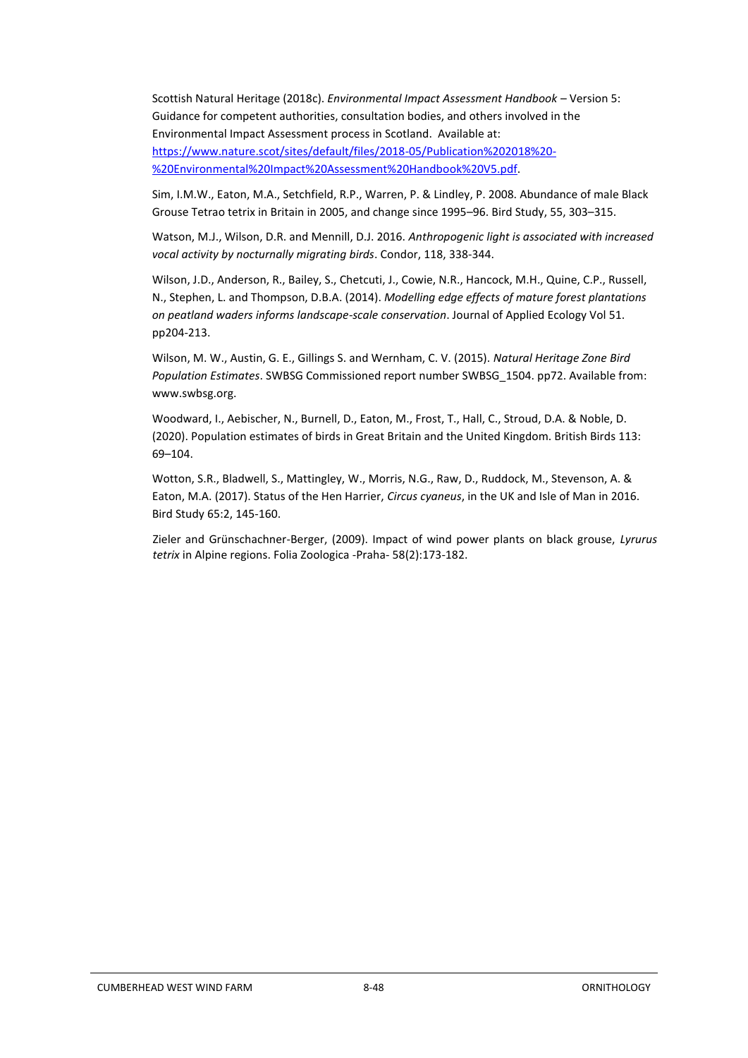Scottish Natural Heritage (2018c). *Environmental Impact Assessment Handbook* – Version 5: Guidance for competent authorities, consultation bodies, and others involved in the Environmental Impact Assessment process in Scotland. Available at: [https://www.nature.scot/sites/default/files/2018-05/Publication%202018%20-%20Environmental%20Impact%20Assessment%20Handbook%20V5.pdf](https://www.nature.scot/sites/default/files/2018-05/Publication%202018%20-%20Environmental%20Impact%20Assessment%20Handbook%20V5.pdf).

Sim, I.M.W., Eaton, M.A., Setchfield, R.P., Warren, P. & Lindley, P. 2008. Abundance of male Black Grouse Tetrao tetrix in Britain in 2005, and change since 1995–96. Bird Study, 55, 303–315.

Watson, M.J., Wilson, D.R. and Mennill, D.J. 2016. *Anthropogenic light is associated with increased vocal activity by nocturnally migrating birds*. Condor, 118, 338-344.

Wilson, J.D., Anderson, R., Bailey, S., Chetcuti, J., Cowie, N.R., Hancock, M.H., Quine, C.P., Russell, N., Stephen, L. and Thompson, D.B.A. (2014). *Modelling edge effects of mature forest plantations on peatland waders informs landscape-scale conservation*. Journal of Applied Ecology Vol 51. pp204-213.

Wilson, M. W., Austin, G. E., Gillings S. and Wernham, C. V. (2015). *Natural Heritage Zone Bird Population Estimates*. SWBSG Commissioned report number SWBSG_1504. pp72. Available from: www.swbsg.org.

Woodward, I., Aebischer, N., Burnell, D., Eaton, M., Frost, T., Hall, C., Stroud, D.A. & Noble, D. (2020). Population estimates of birds in Great Britain and the United Kingdom. British Birds 113: 69–104.

Wotton, S.R., Bladwell, S., Mattingley, W., Morris, N.G., Raw, D., Ruddock, M., Stevenson, A. & Eaton, M.A. (2017). Status of the Hen Harrier, *Circus cyaneus*, in the UK and Isle of Man in 2016. Bird Study 65:2, 145-160.

Zieler and Grünschachner-Berger, (2009). Impact of wind power plants on black grouse, *Lyrurus tetrix* in Alpine regions. Folia Zoologica -Praha- 58(2):173-182.